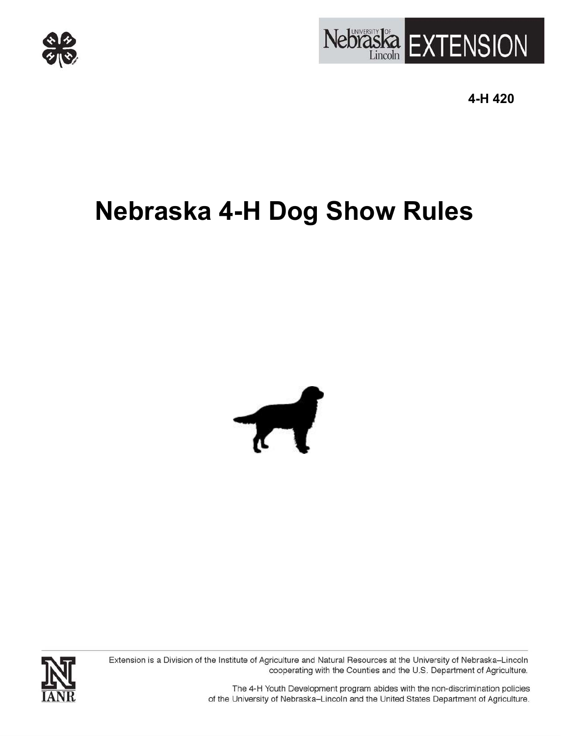Nebraska Lincoln EXTENSION

4-H 420

# Nebraska 4-H Dog Show Rules

Extension is a Division of the Institute of Agriculture and Natural Resources at the University of Nebraska–Lincoln cooperating with the Counties and the U.S. Department of Agriculture.

The 4-H Youth Development program abides with the non-discrimination policies of the University of Nebraska–Lincoln and the United States Department of Agriculture.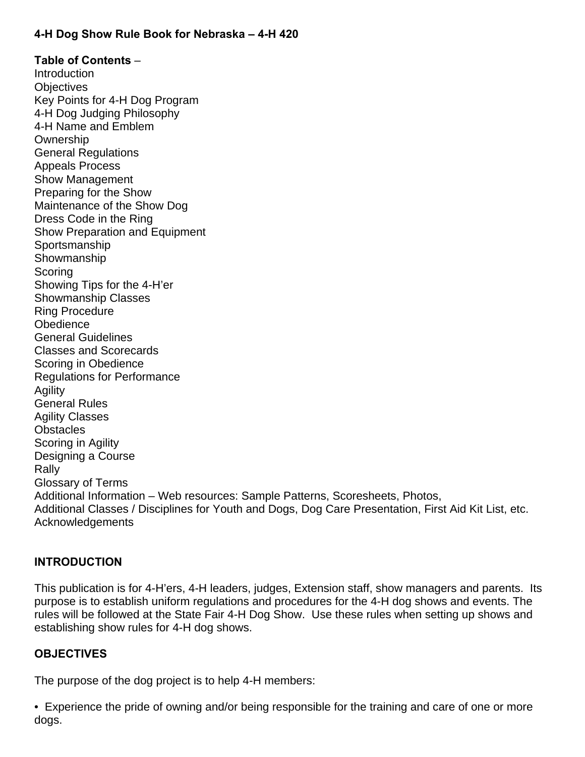**4-H Dog Show Rule Book for Nebraska – 4-H 420**

**Table of Contents** –
Introduction
Objectives
Key Points for 4-H Dog Program
4-H Dog Judging Philosophy
4-H Name and Emblem
Ownership
General Regulations
Appeals Process
Show Management
Preparing for the Show
Maintenance of the Show Dog
Dress Code in the Ring
Show Preparation and Equipment
Sportsmanship
Showmanship
Scoring
Showing Tips for the 4-H'er
Showmanship Classes
Ring Procedure
Obedience
General Guidelines
Classes and Scorecards
Scoring in Obedience
Regulations for Performance
Agility
General Rules
Agility Classes
Obstacles
Scoring in Agility
Designing a Course
Rally
Glossary of Terms
Additional Information – Web resources: Sample Patterns, Scoresheets, Photos,
Additional Classes / Disciplines for Youth and Dogs, Dog Care Presentation, First Aid Kit List, etc.
Acknowledgements

**INTRODUCTION**

This publication is for 4-H'ers, 4-H leaders, judges, Extension staff, show managers and parents. Its purpose is to establish uniform regulations and procedures for the 4-H dog shows and events. The rules will be followed at the State Fair 4-H Dog Show. Use these rules when setting up shows and establishing show rules for 4-H dog shows.

**OBJECTIVES**

The purpose of the dog project is to help 4-H members:

- Experience the pride of owning and/or being responsible for the training and care of one or more dogs.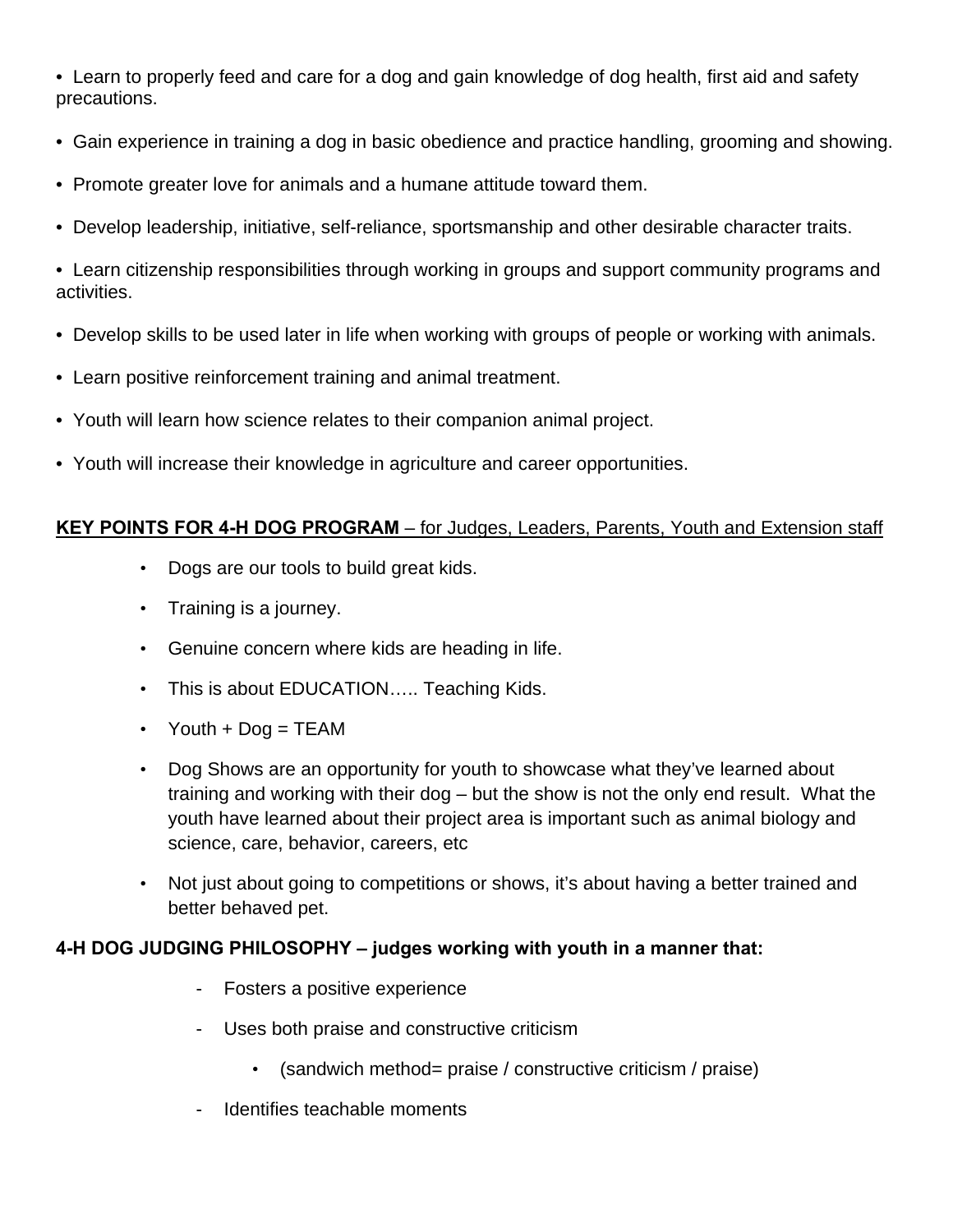- Learn to properly feed and care for a dog and gain knowledge of dog health, first aid and safety precautions.
- Gain experience in training a dog in basic obedience and practice handling, grooming and showing.
- Promote greater love for animals and a humane attitude toward them.
- Develop leadership, initiative, self-reliance, sportsmanship and other desirable character traits.
- Learn citizenship responsibilities through working in groups and support community programs and activities.
- Develop skills to be used later in life when working with groups of people or working with animals.
- Learn positive reinforcement training and animal treatment.
- Youth will learn how science relates to their companion animal project.
- Youth will increase their knowledge in agriculture and career opportunities.

**KEY POINTS FOR 4-H DOG PROGRAM** – for Judges, Leaders, Parents, Youth and Extension staff

- Dogs are our tools to build great kids.
- Training is a journey.
- Genuine concern where kids are heading in life.
- This is about EDUCATION….. Teaching Kids.
- Youth + Dog = TEAM
- Dog Shows are an opportunity for youth to showcase what they've learned about training and working with their dog – but the show is not the only end result. What the youth have learned about their project area is important such as animal biology and science, care, behavior, careers, etc
- Not just about going to competitions or shows, it's about having a better trained and better behaved pet.

**4-H DOG JUDGING PHILOSOPHY – judges working with youth in a manner that:**

- Fosters a positive experience
- Uses both praise and constructive criticism
  - (sandwich method= praise / constructive criticism / praise)
- Identifies teachable moments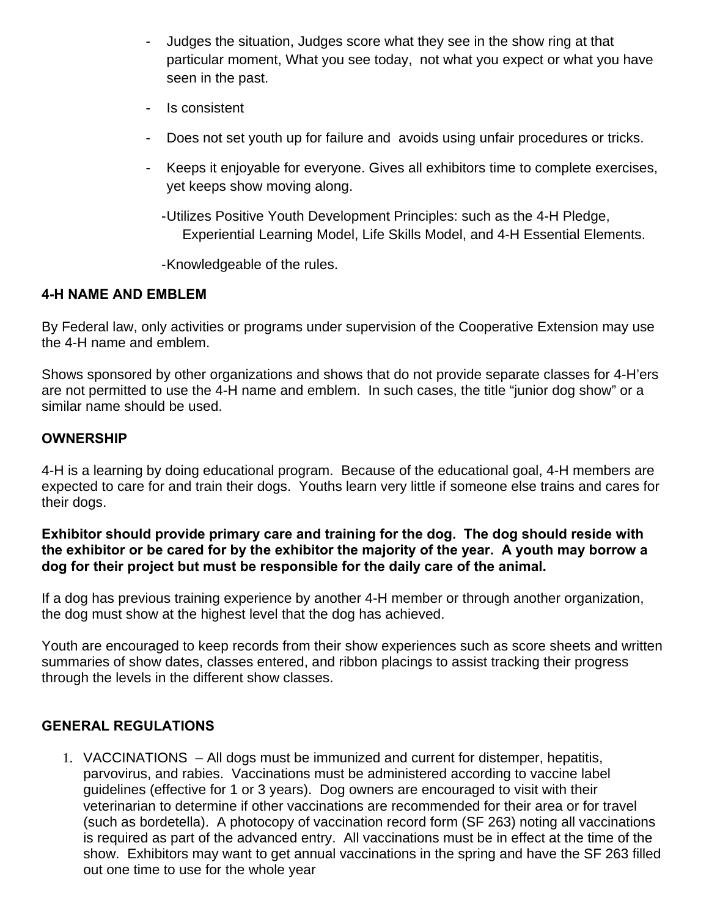- Judges the situation, Judges score what they see in the show ring at that particular moment, What you see today, not what you expect or what you have seen in the past.
- Is consistent
- Does not set youth up for failure and avoids using unfair procedures or tricks.
- Keeps it enjoyable for everyone. Gives all exhibitors time to complete exercises, yet keeps show moving along.
- Utilizes Positive Youth Development Principles: such as the 4-H Pledge, Experiential Learning Model, Life Skills Model, and 4-H Essential Elements.
- Knowledgeable of the rules.

**4-H NAME AND EMBLEM**

By Federal law, only activities or programs under supervision of the Cooperative Extension may use the 4-H name and emblem.

Shows sponsored by other organizations and shows that do not provide separate classes for 4-H'ers are not permitted to use the 4-H name and emblem. In such cases, the title "junior dog show" or a similar name should be used.

**OWNERSHIP**

4-H is a learning by doing educational program. Because of the educational goal, 4-H members are expected to care for and train their dogs. Youths learn very little if someone else trains and cares for their dogs.

**Exhibitor should provide primary care and training for the dog. The dog should reside with the exhibitor or be cared for by the exhibitor the majority of the year. A youth may borrow a dog for their project but must be responsible for the daily care of the animal.**

If a dog has previous training experience by another 4-H member or through another organization, the dog must show at the highest level that the dog has achieved.

Youth are encouraged to keep records from their show experiences such as score sheets and written summaries of show dates, classes entered, and ribbon placings to assist tracking their progress through the levels in the different show classes.

**GENERAL REGULATIONS**

1. VACCINATIONS – All dogs must be immunized and current for distemper, hepatitis, parvovirus, and rabies. Vaccinations must be administered according to vaccine label guidelines (effective for 1 or 3 years). Dog owners are encouraged to visit with their veterinarian to determine if other vaccinations are recommended for their area or for travel (such as bordetella). A photocopy of vaccination record form (SF 263) noting all vaccinations is required as part of the advanced entry. All vaccinations must be in effect at the time of the show. Exhibitors may want to get annual vaccinations in the spring and have the SF 263 filled out one time to use for the whole year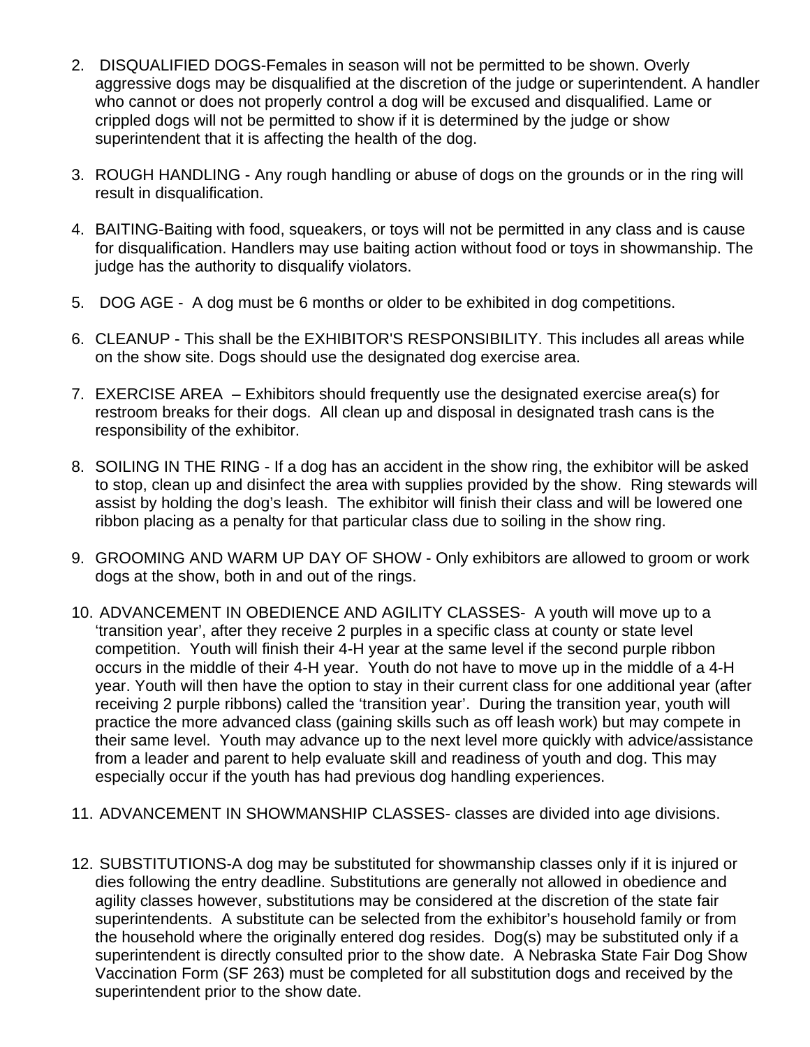2. DISQUALIFIED DOGS-Females in season will not be permitted to be shown. Overly aggressive dogs may be disqualified at the discretion of the judge or superintendent. A handler who cannot or does not properly control a dog will be excused and disqualified. Lame or crippled dogs will not be permitted to show if it is determined by the judge or show superintendent that it is affecting the health of the dog.

3. ROUGH HANDLING - Any rough handling or abuse of dogs on the grounds or in the ring will result in disqualification.

4. BAITING-Baiting with food, squeakers, or toys will not be permitted in any class and is cause for disqualification. Handlers may use baiting action without food or toys in showmanship. The judge has the authority to disqualify violators.

5. DOG AGE - A dog must be 6 months or older to be exhibited in dog competitions.

6. CLEANUP - This shall be the EXHIBITOR'S RESPONSIBILITY. This includes all areas while on the show site. Dogs should use the designated dog exercise area.

7. EXERCISE AREA – Exhibitors should frequently use the designated exercise area(s) for restroom breaks for their dogs. All clean up and disposal in designated trash cans is the responsibility of the exhibitor.

8. SOILING IN THE RING - If a dog has an accident in the show ring, the exhibitor will be asked to stop, clean up and disinfect the area with supplies provided by the show. Ring stewards will assist by holding the dog's leash. The exhibitor will finish their class and will be lowered one ribbon placing as a penalty for that particular class due to soiling in the show ring.

9. GROOMING AND WARM UP DAY OF SHOW - Only exhibitors are allowed to groom or work dogs at the show, both in and out of the rings.

10. ADVANCEMENT IN OBEDIENCE AND AGILITY CLASSES- A youth will move up to a 'transition year', after they receive 2 purples in a specific class at county or state level competition. Youth will finish their 4-H year at the same level if the second purple ribbon occurs in the middle of their 4-H year. Youth do not have to move up in the middle of a 4-H year. Youth will then have the option to stay in their current class for one additional year (after receiving 2 purple ribbons) called the 'transition year'. During the transition year, youth will practice the more advanced class (gaining skills such as off leash work) but may compete in their same level. Youth may advance up to the next level more quickly with advice/assistance from a leader and parent to help evaluate skill and readiness of youth and dog. This may especially occur if the youth has had previous dog handling experiences.

11. ADVANCEMENT IN SHOWMANSHIP CLASSES- classes are divided into age divisions.

12. SUBSTITUTIONS-A dog may be substituted for showmanship classes only if it is injured or dies following the entry deadline. Substitutions are generally not allowed in obedience and agility classes however, substitutions may be considered at the discretion of the state fair superintendents. A substitute can be selected from the exhibitor's household family or from the household where the originally entered dog resides. Dog(s) may be substituted only if a superintendent is directly consulted prior to the show date. A Nebraska State Fair Dog Show Vaccination Form (SF 263) must be completed for all substitution dogs and received by the superintendent prior to the show date.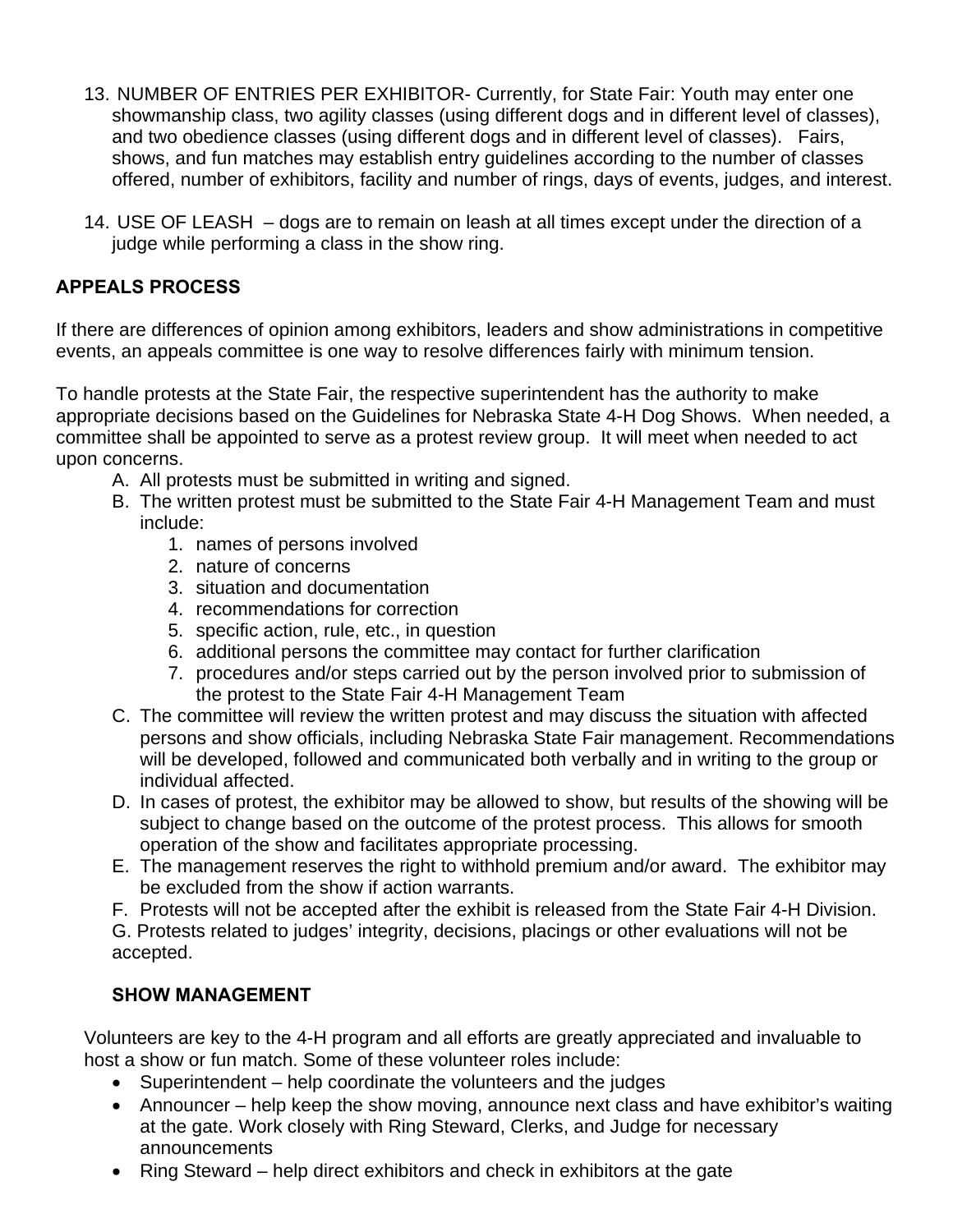13. NUMBER OF ENTRIES PER EXHIBITOR- Currently, for State Fair: Youth may enter one showmanship class, two agility classes (using different dogs and in different level of classes), and two obedience classes (using different dogs and in different level of classes). Fairs, shows, and fun matches may establish entry guidelines according to the number of classes offered, number of exhibitors, facility and number of rings, days of events, judges, and interest.

14. USE OF LEASH – dogs are to remain on leash at all times except under the direction of a judge while performing a class in the show ring.

**APPEALS PROCESS**

If there are differences of opinion among exhibitors, leaders and show administrations in competitive events, an appeals committee is one way to resolve differences fairly with minimum tension.

To handle protests at the State Fair, the respective superintendent has the authority to make appropriate decisions based on the Guidelines for Nebraska State 4-H Dog Shows. When needed, a committee shall be appointed to serve as a protest review group. It will meet when needed to act upon concerns.

A. All protests must be submitted in writing and signed.
B. The written protest must be submitted to the State Fair 4-H Management Team and must include:
    1. names of persons involved
    2. nature of concerns
    3. situation and documentation
    4. recommendations for correction
    5. specific action, rule, etc., in question
    6. additional persons the committee may contact for further clarification
    7. procedures and/or steps carried out by the person involved prior to submission of the protest to the State Fair 4-H Management Team
C. The committee will review the written protest and may discuss the situation with affected persons and show officials, including Nebraska State Fair management. Recommendations will be developed, followed and communicated both verbally and in writing to the group or individual affected.
D. In cases of protest, the exhibitor may be allowed to show, but results of the showing will be subject to change based on the outcome of the protest process. This allows for smooth operation of the show and facilitates appropriate processing.
E. The management reserves the right to withhold premium and/or award. The exhibitor may be excluded from the show if action warrants.
F. Protests will not be accepted after the exhibit is released from the State Fair 4-H Division.
G. Protests related to judges' integrity, decisions, placings or other evaluations will not be accepted.

**SHOW MANAGEMENT**

Volunteers are key to the 4-H program and all efforts are greatly appreciated and invaluable to host a show or fun match. Some of these volunteer roles include:

- Superintendent – help coordinate the volunteers and the judges
- Announcer – help keep the show moving, announce next class and have exhibitor's waiting at the gate. Work closely with Ring Steward, Clerks, and Judge for necessary announcements
- Ring Steward – help direct exhibitors and check in exhibitors at the gate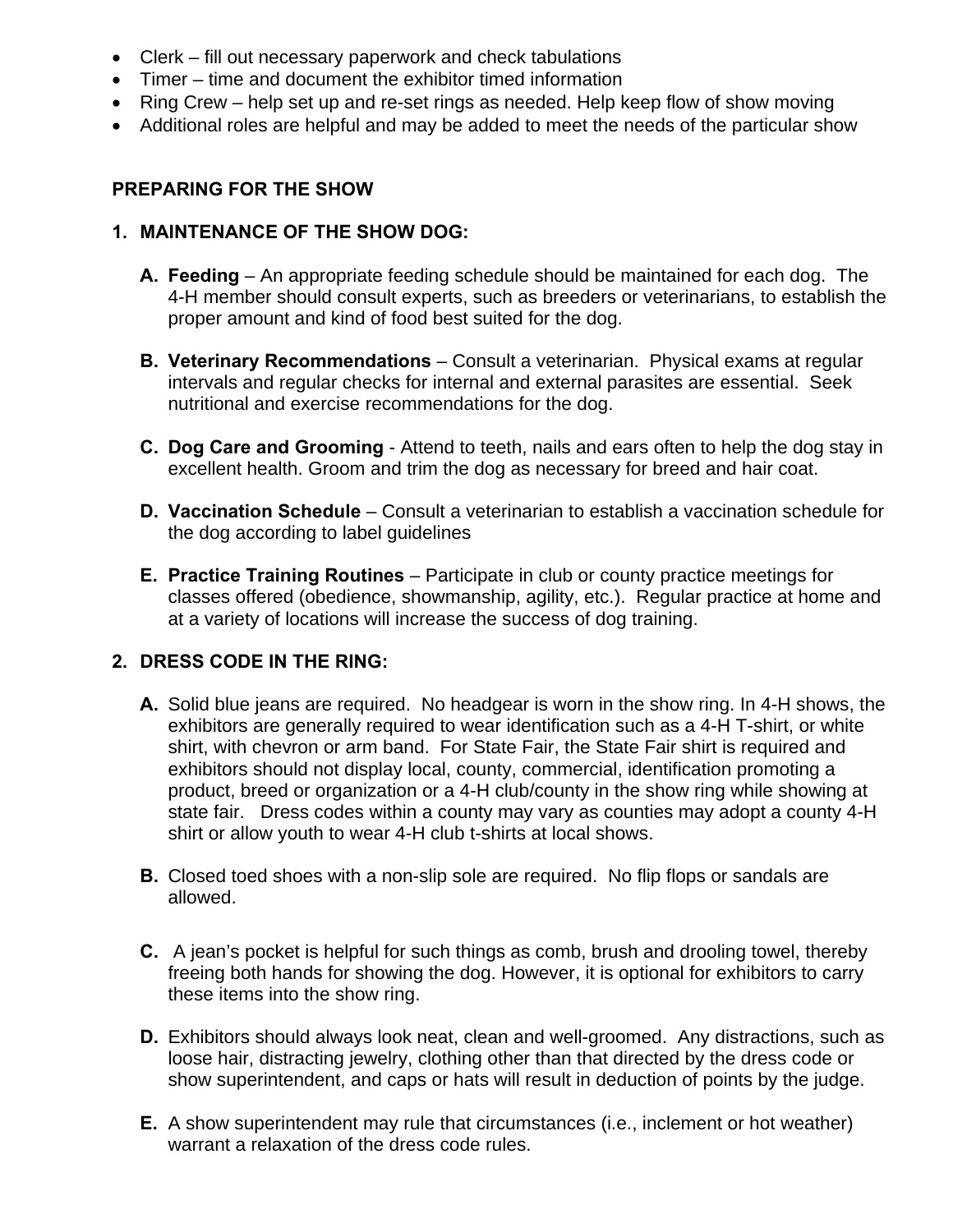- Clerk – fill out necessary paperwork and check tabulations
- Timer – time and document the exhibitor timed information
- Ring Crew – help set up and re-set rings as needed. Help keep flow of show moving
- Additional roles are helpful and may be added to meet the needs of the particular show

## PREPARING FOR THE SHOW

### 1. MAINTENANCE OF THE SHOW DOG:

**A. Feeding** – An appropriate feeding schedule should be maintained for each dog. The 4-H member should consult experts, such as breeders or veterinarians, to establish the proper amount and kind of food best suited for the dog.

**B. Veterinary Recommendations** – Consult a veterinarian. Physical exams at regular intervals and regular checks for internal and external parasites are essential. Seek nutritional and exercise recommendations for the dog.

**C. Dog Care and Grooming** - Attend to teeth, nails and ears often to help the dog stay in excellent health. Groom and trim the dog as necessary for breed and hair coat.

**D. Vaccination Schedule** – Consult a veterinarian to establish a vaccination schedule for the dog according to label guidelines

**E. Practice Training Routines** – Participate in club or county practice meetings for classes offered (obedience, showmanship, agility, etc.). Regular practice at home and at a variety of locations will increase the success of dog training.

### 2. DRESS CODE IN THE RING:

**A.** Solid blue jeans are required. No headgear is worn in the show ring. In 4-H shows, the exhibitors are generally required to wear identification such as a 4-H T-shirt, or white shirt, with chevron or arm band. For State Fair, the State Fair shirt is required and exhibitors should not display local, county, commercial, identification promoting a product, breed or organization or a 4-H club/county in the show ring while showing at state fair. Dress codes within a county may vary as counties may adopt a county 4-H shirt or allow youth to wear 4-H club t-shirts at local shows.

**B.** Closed toed shoes with a non-slip sole are required. No flip flops or sandals are allowed.

**C.** A jean's pocket is helpful for such things as comb, brush and drooling towel, thereby freeing both hands for showing the dog. However, it is optional for exhibitors to carry these items into the show ring.

**D.** Exhibitors should always look neat, clean and well-groomed. Any distractions, such as loose hair, distracting jewelry, clothing other than that directed by the dress code or show superintendent, and caps or hats will result in deduction of points by the judge.

**E.** A show superintendent may rule that circumstances (i.e., inclement or hot weather) warrant a relaxation of the dress code rules.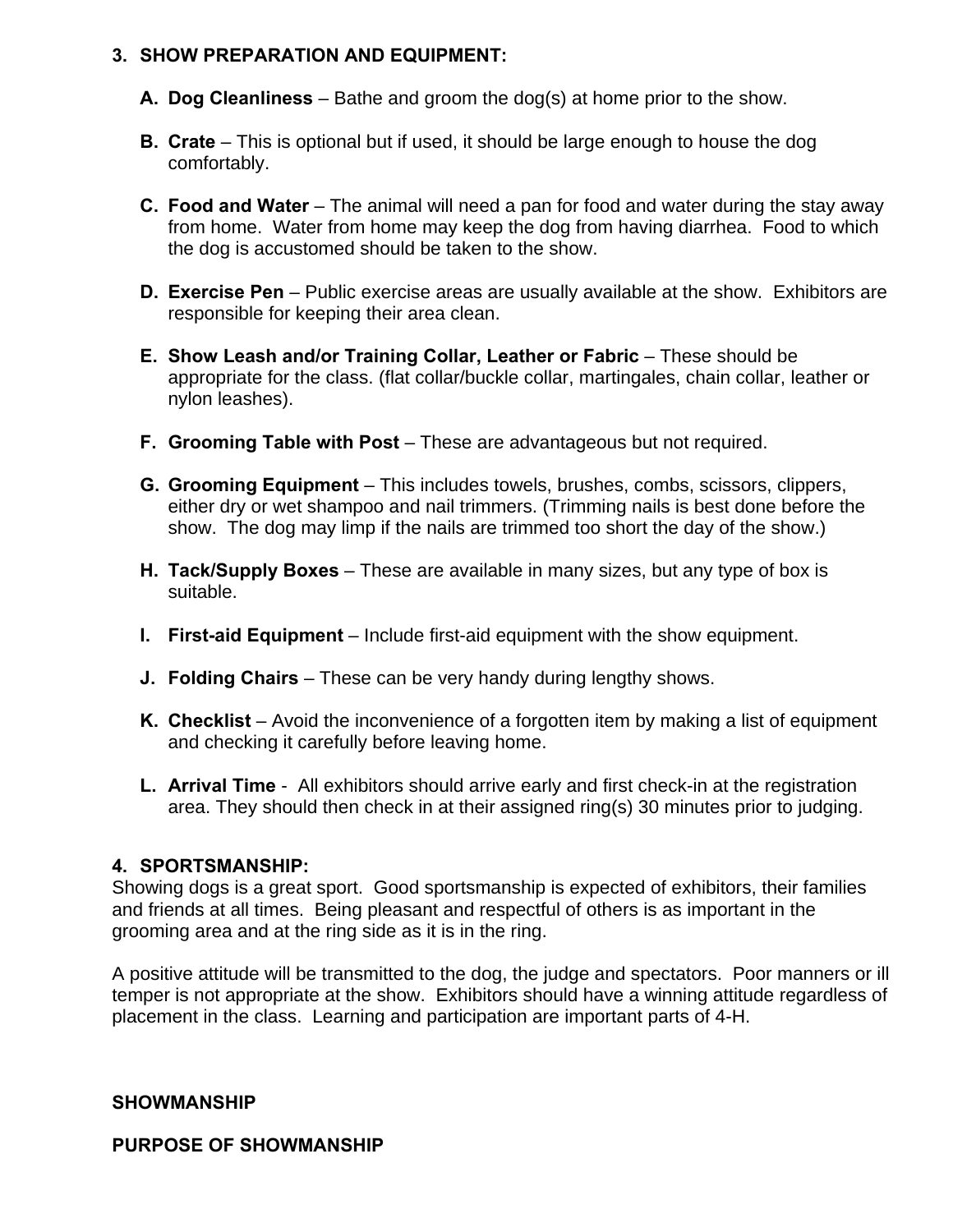## 3. SHOW PREPARATION AND EQUIPMENT:

A. **Dog Cleanliness** – Bathe and groom the dog(s) at home prior to the show.

B. **Crate** – This is optional but if used, it should be large enough to house the dog comfortably.

C. **Food and Water** – The animal will need a pan for food and water during the stay away from home. Water from home may keep the dog from having diarrhea. Food to which the dog is accustomed should be taken to the show.

D. **Exercise Pen** – Public exercise areas are usually available at the show. Exhibitors are responsible for keeping their area clean.

E. **Show Leash and/or Training Collar, Leather or Fabric** – These should be appropriate for the class. (flat collar/buckle collar, martingales, chain collar, leather or nylon leashes).

F. **Grooming Table with Post** – These are advantageous but not required.

G. **Grooming Equipment** – This includes towels, brushes, combs, scissors, clippers, either dry or wet shampoo and nail trimmers. (Trimming nails is best done before the show. The dog may limp if the nails are trimmed too short the day of the show.)

H. **Tack/Supply Boxes** – These are available in many sizes, but any type of box is suitable.

I. **First-aid Equipment** – Include first-aid equipment with the show equipment.

J. **Folding Chairs** – These can be very handy during lengthy shows.

K. **Checklist** – Avoid the inconvenience of a forgotten item by making a list of equipment and checking it carefully before leaving home.

L. **Arrival Time** - All exhibitors should arrive early and first check-in at the registration area. They should then check in at their assigned ring(s) 30 minutes prior to judging.

## 4. SPORTSMANSHIP:

Showing dogs is a great sport. Good sportsmanship is expected of exhibitors, their families and friends at all times. Being pleasant and respectful of others is as important in the grooming area and at the ring side as it is in the ring.

A positive attitude will be transmitted to the dog, the judge and spectators. Poor manners or ill temper is not appropriate at the show. Exhibitors should have a winning attitude regardless of placement in the class. Learning and participation are important parts of 4-H.

## SHOWMANSHIP

### PURPOSE OF SHOWMANSHIP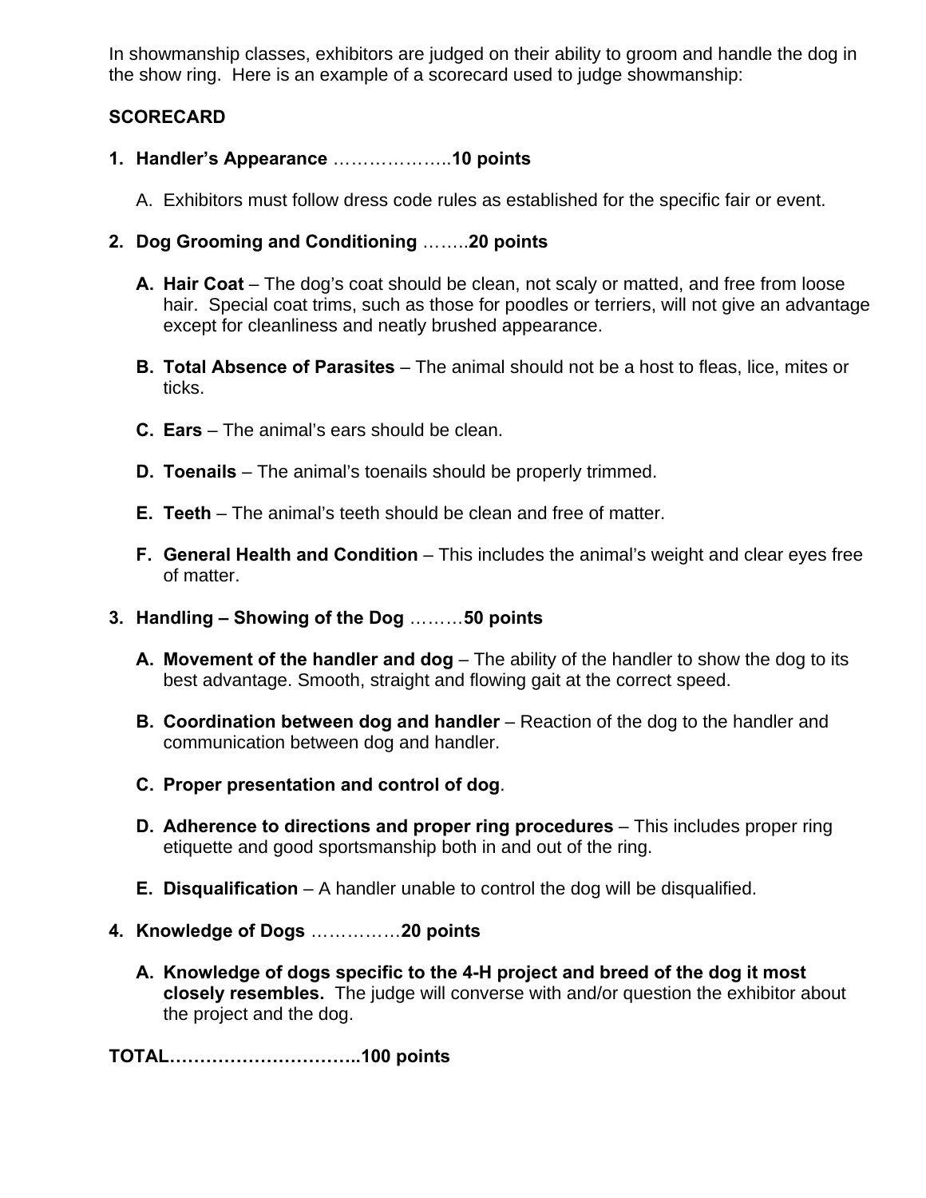In showmanship classes, exhibitors are judged on their ability to groom and handle the dog in the show ring. Here is an example of a scorecard used to judge showmanship:

**SCORECARD**

1. **Handler's Appearance** ………………..**10 points**

   A. Exhibitors must follow dress code rules as established for the specific fair or event.

2. **Dog Grooming and Conditioning** ……..**20 points**

   **A. Hair Coat** – The dog's coat should be clean, not scaly or matted, and free from loose hair. Special coat trims, such as those for poodles or terriers, will not give an advantage except for cleanliness and neatly brushed appearance.

   **B. Total Absence of Parasites** – The animal should not be a host to fleas, lice, mites or ticks.

   **C. Ears** – The animal's ears should be clean.

   **D. Toenails** – The animal's toenails should be properly trimmed.

   **E. Teeth** – The animal's teeth should be clean and free of matter.

   **F. General Health and Condition** – This includes the animal's weight and clear eyes free of matter.

3. **Handling – Showing of the Dog** ………**50 points**

   **A. Movement of the handler and dog** – The ability of the handler to show the dog to its best advantage. Smooth, straight and flowing gait at the correct speed.

   **B. Coordination between dog and handler** – Reaction of the dog to the handler and communication between dog and handler.

   **C. Proper presentation and control of dog**.

   **D. Adherence to directions and proper ring procedures** – This includes proper ring etiquette and good sportsmanship both in and out of the ring.

   **E. Disqualification** – A handler unable to control the dog will be disqualified.

4. **Knowledge of Dogs** ……………**20 points**

   **A. Knowledge of dogs specific to the 4-H project and breed of the dog it most closely resembles.** The judge will converse with and/or question the exhibitor about the project and the dog.

**TOTAL…………………………..100 points**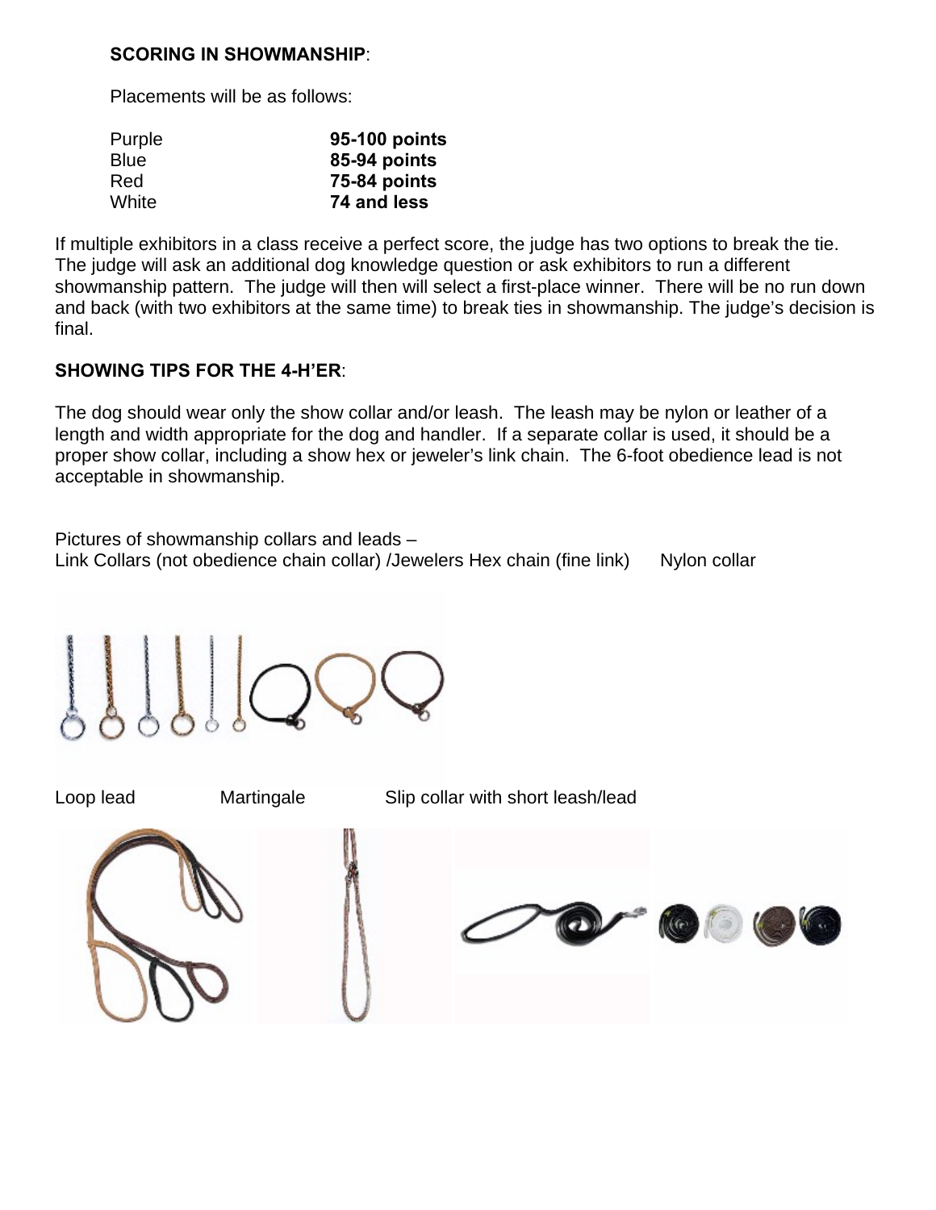**SCORING IN SHOWMANSHIP**:

Placements will be as follows:

| | |
|---|---|
| Purple | **95-100 points** |
| Blue | **85-94 points** |
| Red | **75-84 points** |
| White | **74 and less** |

If multiple exhibitors in a class receive a perfect score, the judge has two options to break the tie. The judge will ask an additional dog knowledge question or ask exhibitors to run a different showmanship pattern. The judge will then will select a first-place winner. There will be no run down and back (with two exhibitors at the same time) to break ties in showmanship. The judge's decision is final.

**SHOWING TIPS FOR THE 4-H'ER**:

The dog should wear only the show collar and/or leash. The leash may be nylon or leather of a length and width appropriate for the dog and handler. If a separate collar is used, it should be a proper show collar, including a show hex or jeweler's link chain. The 6-foot obedience lead is not acceptable in showmanship.

Pictures of showmanship collars and leads –
Link Collars (not obedience chain collar) /Jewelers Hex chain (fine link) Nylon collar

Loop lead Martingale Slip collar with short leash/lead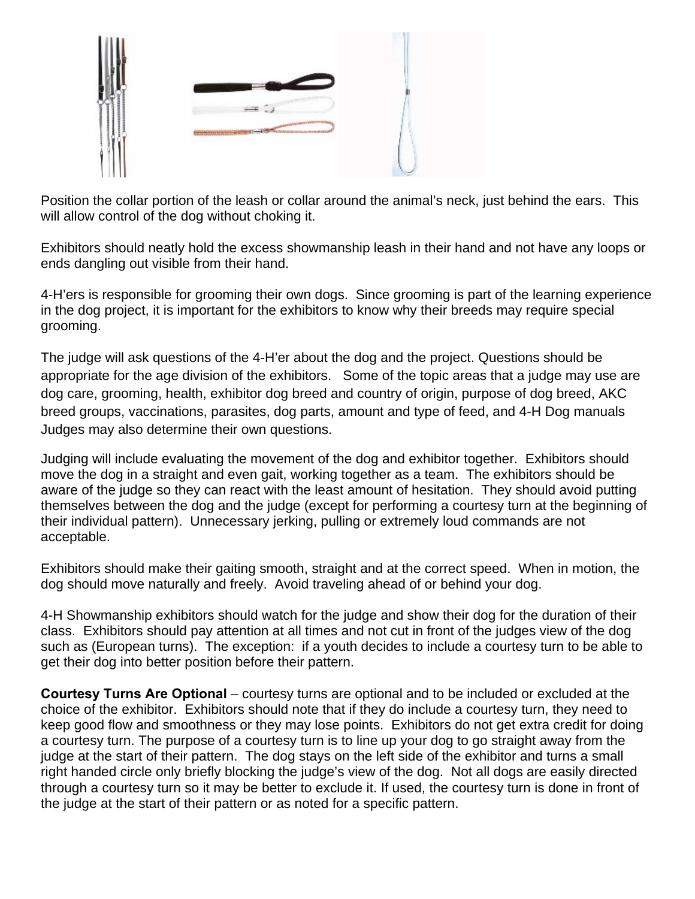Position the collar portion of the leash or collar around the animal's neck, just behind the ears. This will allow control of the dog without choking it.

Exhibitors should neatly hold the excess showmanship leash in their hand and not have any loops or ends dangling out visible from their hand.

4-H'ers is responsible for grooming their own dogs. Since grooming is part of the learning experience in the dog project, it is important for the exhibitors to know why their breeds may require special grooming.

The judge will ask questions of the 4-H'er about the dog and the project. Questions should be appropriate for the age division of the exhibitors. Some of the topic areas that a judge may use are dog care, grooming, health, exhibitor dog breed and country of origin, purpose of dog breed, AKC breed groups, vaccinations, parasites, dog parts, amount and type of feed, and 4-H Dog manuals Judges may also determine their own questions.

Judging will include evaluating the movement of the dog and exhibitor together. Exhibitors should move the dog in a straight and even gait, working together as a team. The exhibitors should be aware of the judge so they can react with the least amount of hesitation. They should avoid putting themselves between the dog and the judge (except for performing a courtesy turn at the beginning of their individual pattern). Unnecessary jerking, pulling or extremely loud commands are not acceptable.

Exhibitors should make their gaiting smooth, straight and at the correct speed. When in motion, the dog should move naturally and freely. Avoid traveling ahead of or behind your dog.

4-H Showmanship exhibitors should watch for the judge and show their dog for the duration of their class. Exhibitors should pay attention at all times and not cut in front of the judges view of the dog such as (European turns). The exception: if a youth decides to include a courtesy turn to be able to get their dog into better position before their pattern.

**Courtesy Turns Are Optional** – courtesy turns are optional and to be included or excluded at the choice of the exhibitor. Exhibitors should note that if they do include a courtesy turn, they need to keep good flow and smoothness or they may lose points. Exhibitors do not get extra credit for doing a courtesy turn. The purpose of a courtesy turn is to line up your dog to go straight away from the judge at the start of their pattern. The dog stays on the left side of the exhibitor and turns a small right handed circle only briefly blocking the judge's view of the dog. Not all dogs are easily directed through a courtesy turn so it may be better to exclude it. If used, the courtesy turn is done in front of the judge at the start of their pattern or as noted for a specific pattern.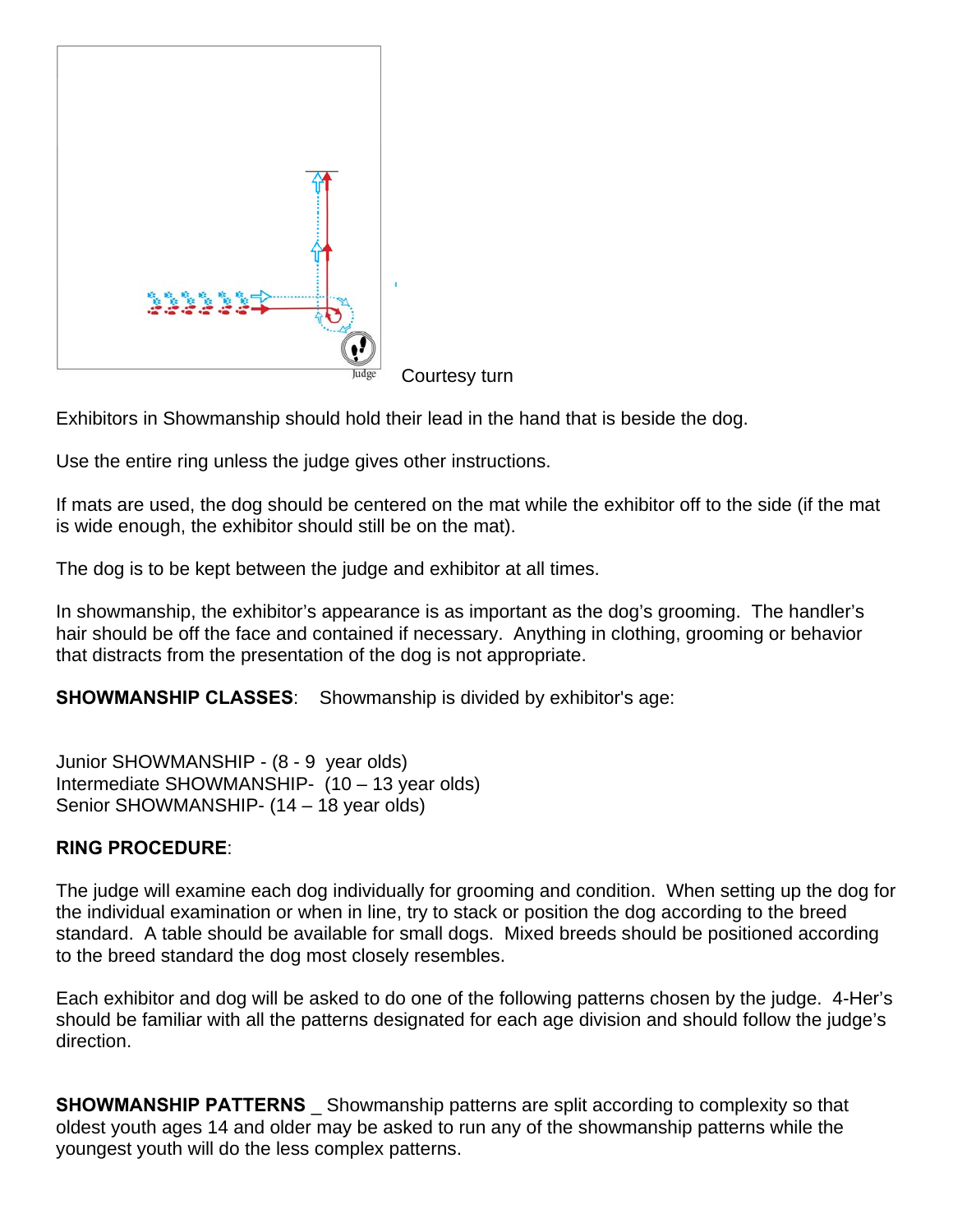Judge

Courtesy turn

Exhibitors in Showmanship should hold their lead in the hand that is beside the dog.

Use the entire ring unless the judge gives other instructions.

If mats are used, the dog should be centered on the mat while the exhibitor off to the side (if the mat is wide enough, the exhibitor should still be on the mat).

The dog is to be kept between the judge and exhibitor at all times.

In showmanship, the exhibitor's appearance is as important as the dog's grooming. The handler's hair should be off the face and contained if necessary. Anything in clothing, grooming or behavior that distracts from the presentation of the dog is not appropriate.

**SHOWMANSHIP CLASSES**: Showmanship is divided by exhibitor's age:

Junior SHOWMANSHIP - (8 - 9 year olds)
Intermediate SHOWMANSHIP- (10 – 13 year olds)
Senior SHOWMANSHIP- (14 – 18 year olds)

**RING PROCEDURE**:

The judge will examine each dog individually for grooming and condition. When setting up the dog for the individual examination or when in line, try to stack or position the dog according to the breed standard. A table should be available for small dogs. Mixed breeds should be positioned according to the breed standard the dog most closely resembles.

Each exhibitor and dog will be asked to do one of the following patterns chosen by the judge. 4-Her's should be familiar with all the patterns designated for each age division and should follow the judge's direction.

**SHOWMANSHIP PATTERNS** _ Showmanship patterns are split according to complexity so that oldest youth ages 14 and older may be asked to run any of the showmanship patterns while the youngest youth will do the less complex patterns.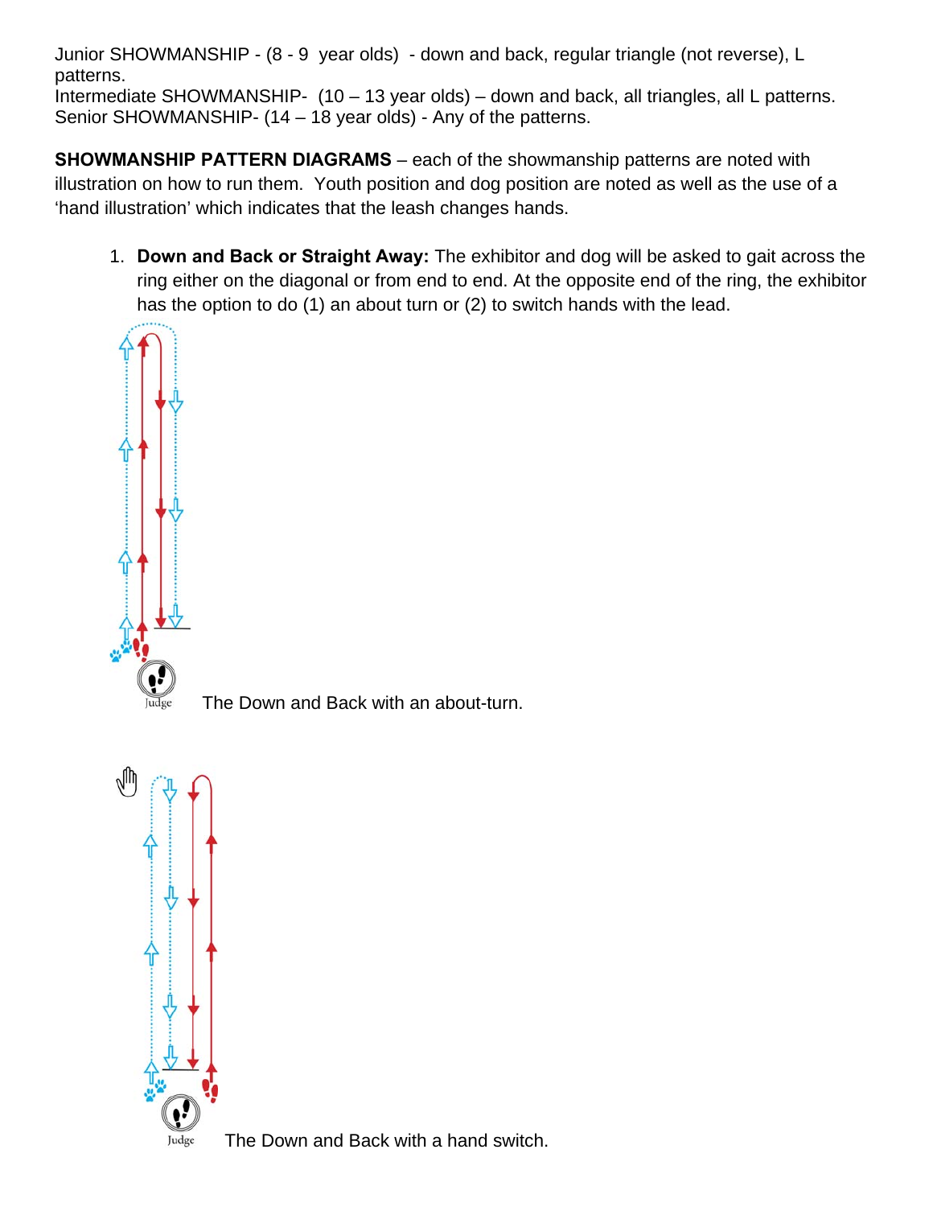Junior SHOWMANSHIP - (8 - 9  year olds)  - down and back, regular triangle (not reverse), L patterns.
Intermediate SHOWMANSHIP-  (10 – 13 year olds) – down and back, all triangles, all L patterns.
Senior SHOWMANSHIP- (14 – 18 year olds) - Any of the patterns.

**SHOWMANSHIP PATTERN DIAGRAMS** – each of the showmanship patterns are noted with illustration on how to run them.  Youth position and dog position are noted as well as the use of a 'hand illustration' which indicates that the leash changes hands.

1. **Down and Back or Straight Away:** The exhibitor and dog will be asked to gait across the ring either on the diagonal or from end to end. At the opposite end of the ring, the exhibitor has the option to do (1) an about turn or (2) to switch hands with the lead.

Judge

The Down and Back with an about-turn.

Judge

The Down and Back with a hand switch.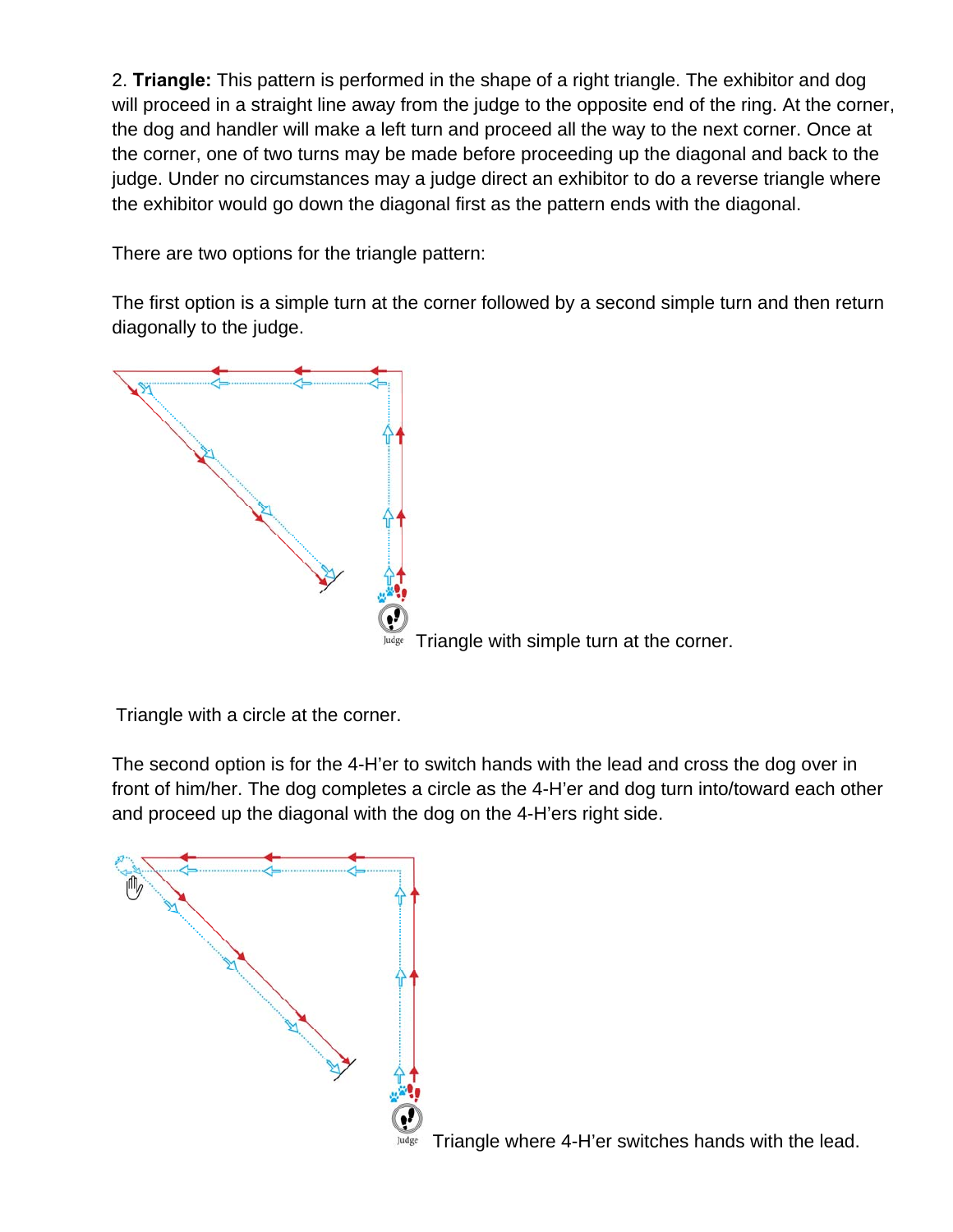2. **Triangle:** This pattern is performed in the shape of a right triangle. The exhibitor and dog will proceed in a straight line away from the judge to the opposite end of the ring. At the corner, the dog and handler will make a left turn and proceed all the way to the next corner. Once at the corner, one of two turns may be made before proceeding up the diagonal and back to the judge. Under no circumstances may a judge direct an exhibitor to do a reverse triangle where the exhibitor would go down the diagonal first as the pattern ends with the diagonal.

There are two options for the triangle pattern:

The first option is a simple turn at the corner followed by a second simple turn and then return diagonally to the judge.

Triangle with simple turn at the corner.

Triangle with a circle at the corner.

The second option is for the 4-H'er to switch hands with the lead and cross the dog over in front of him/her. The dog completes a circle as the 4-H'er and dog turn into/toward each other and proceed up the diagonal with the dog on the 4-H'ers right side.

Triangle where 4-H'er switches hands with the lead.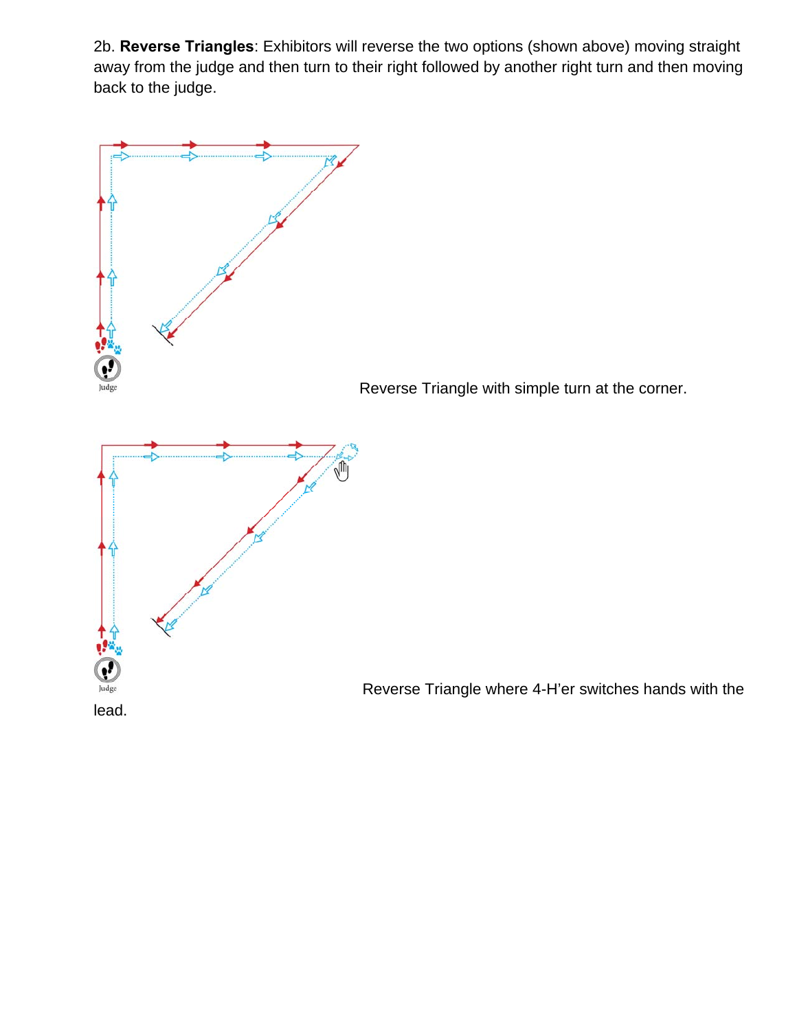2b. **Reverse Triangles**: Exhibitors will reverse the two options (shown above) moving straight away from the judge and then turn to their right followed by another right turn and then moving back to the judge.

Reverse Triangle with simple turn at the corner.

Reverse Triangle where 4-H'er switches hands with the lead.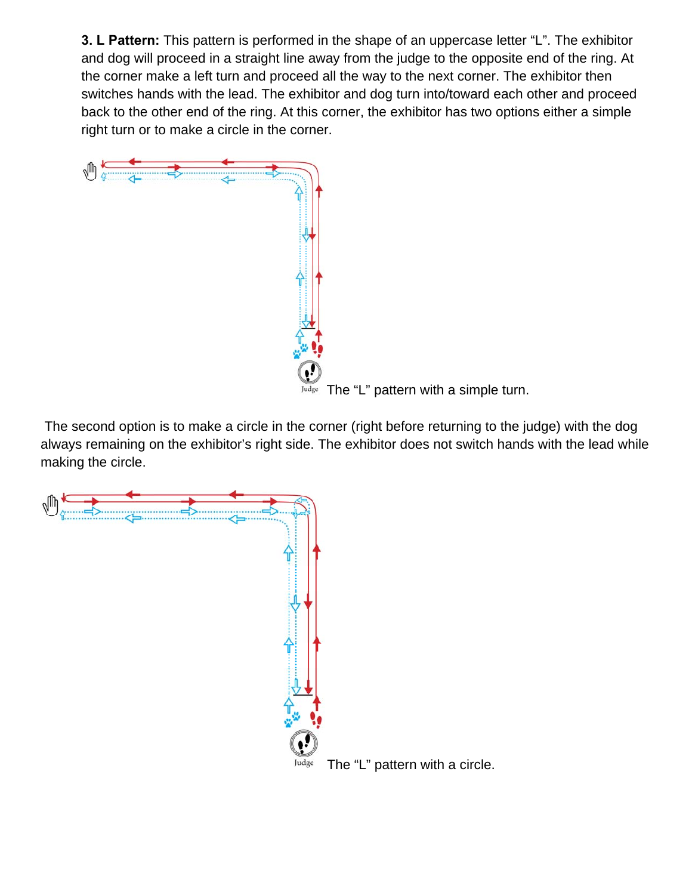**3. L Pattern:** This pattern is performed in the shape of an uppercase letter "L". The exhibitor and dog will proceed in a straight line away from the judge to the opposite end of the ring. At the corner make a left turn and proceed all the way to the next corner. The exhibitor then switches hands with the lead. The exhibitor and dog turn into/toward each other and proceed back to the other end of the ring. At this corner, the exhibitor has two options either a simple right turn or to make a circle in the corner.

Judge The "L" pattern with a simple turn.

The second option is to make a circle in the corner (right before returning to the judge) with the dog always remaining on the exhibitor's right side. The exhibitor does not switch hands with the lead while making the circle.

Judge The "L" pattern with a circle.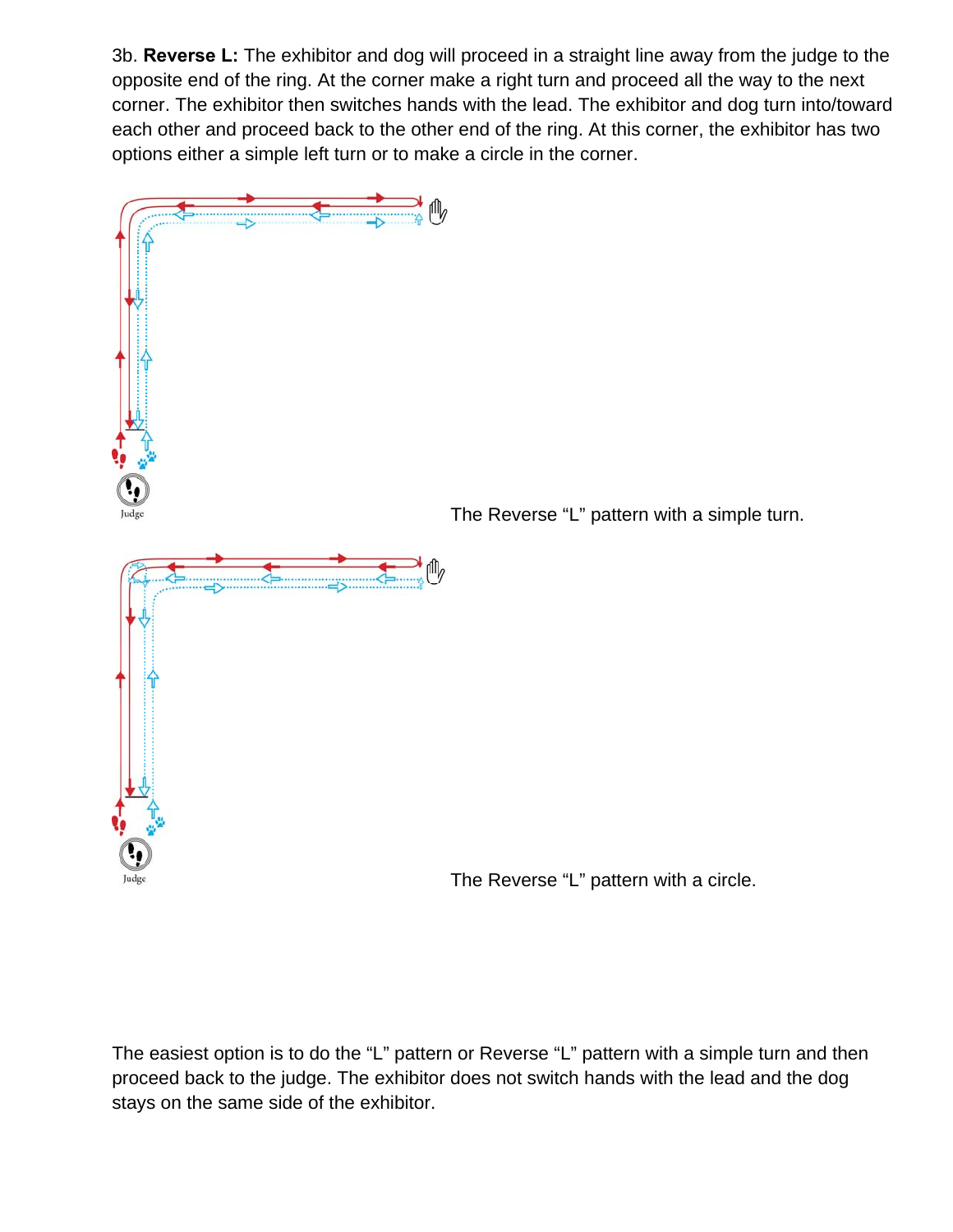3b. **Reverse L:** The exhibitor and dog will proceed in a straight line away from the judge to the opposite end of the ring. At the corner make a right turn and proceed all the way to the next corner. The exhibitor then switches hands with the lead. The exhibitor and dog turn into/toward each other and proceed back to the other end of the ring. At this corner, the exhibitor has two options either a simple left turn or to make a circle in the corner.

The Reverse "L" pattern with a simple turn.

The Reverse "L" pattern with a circle.

The easiest option is to do the "L" pattern or Reverse "L" pattern with a simple turn and then proceed back to the judge. The exhibitor does not switch hands with the lead and the dog stays on the same side of the exhibitor.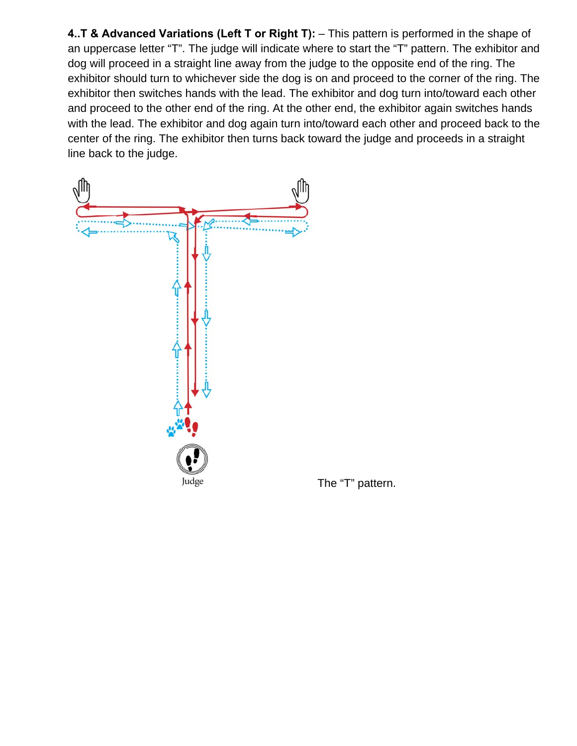**4..T & Advanced Variations (Left T or Right T):** – This pattern is performed in the shape of an uppercase letter "T". The judge will indicate where to start the "T" pattern. The exhibitor and dog will proceed in a straight line away from the judge to the opposite end of the ring. The exhibitor should turn to whichever side the dog is on and proceed to the corner of the ring. The exhibitor then switches hands with the lead. The exhibitor and dog turn into/toward each other and proceed to the other end of the ring. At the other end, the exhibitor again switches hands with the lead. The exhibitor and dog again turn into/toward each other and proceed back to the center of the ring. The exhibitor then turns back toward the judge and proceeds in a straight line back to the judge.

Judge

The "T" pattern.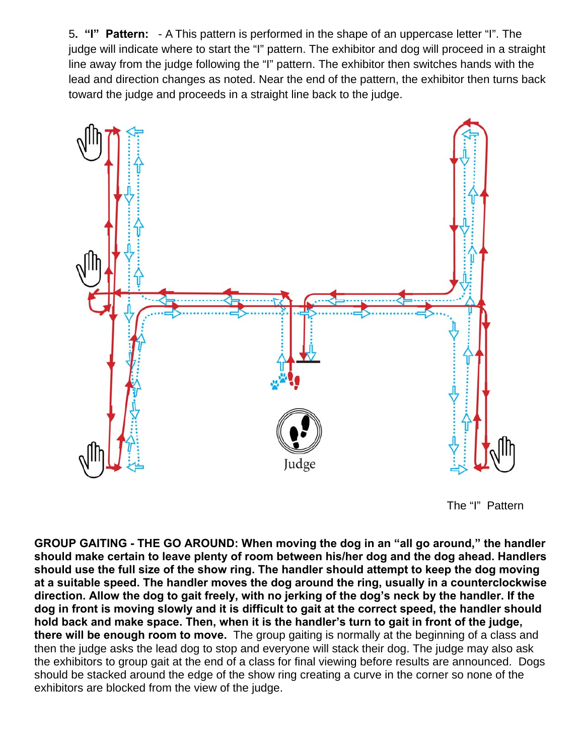5. **"I" Pattern:** - A This pattern is performed in the shape of an uppercase letter "I". The judge will indicate where to start the "I" pattern. The exhibitor and dog will proceed in a straight line away from the judge following the "I" pattern. The exhibitor then switches hands with the lead and direction changes as noted. Near the end of the pattern, the exhibitor then turns back toward the judge and proceeds in a straight line back to the judge.

Judge

The "I" Pattern

**GROUP GAITING - THE GO AROUND: When moving the dog in an "all go around," the handler should make certain to leave plenty of room between his/her dog and the dog ahead. Handlers should use the full size of the show ring. The handler should attempt to keep the dog moving at a suitable speed. The handler moves the dog around the ring, usually in a counterclockwise direction. Allow the dog to gait freely, with no jerking of the dog's neck by the handler. If the dog in front is moving slowly and it is difficult to gait at the correct speed, the handler should hold back and make space. Then, when it is the handler's turn to gait in front of the judge, there will be enough room to move.** The group gaiting is normally at the beginning of a class and then the judge asks the lead dog to stop and everyone will stack their dog. The judge may also ask the exhibitors to group gait at the end of a class for final viewing before results are announced. Dogs should be stacked around the edge of the show ring creating a curve in the corner so none of the exhibitors are blocked from the view of the judge.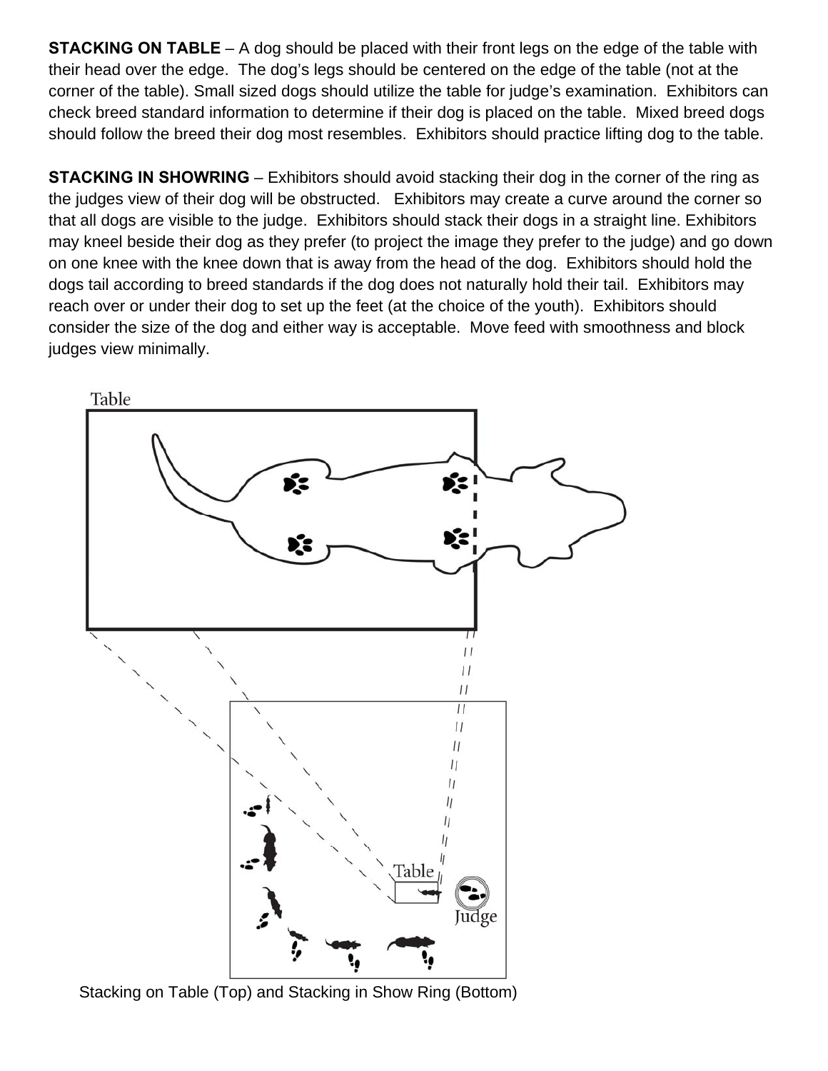**STACKING ON TABLE** – A dog should be placed with their front legs on the edge of the table with their head over the edge. The dog's legs should be centered on the edge of the table (not at the corner of the table). Small sized dogs should utilize the table for judge's examination. Exhibitors can check breed standard information to determine if their dog is placed on the table. Mixed breed dogs should follow the breed their dog most resembles. Exhibitors should practice lifting dog to the table.

**STACKING IN SHOWRING** – Exhibitors should avoid stacking their dog in the corner of the ring as the judges view of their dog will be obstructed. Exhibitors may create a curve around the corner so that all dogs are visible to the judge. Exhibitors should stack their dogs in a straight line. Exhibitors may kneel beside their dog as they prefer (to project the image they prefer to the judge) and go down on one knee with the knee down that is away from the head of the dog. Exhibitors should hold the dogs tail according to breed standards if the dog does not naturally hold their tail. Exhibitors may reach over or under their dog to set up the feet (at the choice of the youth). Exhibitors should consider the size of the dog and either way is acceptable. Move feed with smoothness and block judges view minimally.

Table

Table

Judge

Stacking on Table (Top) and Stacking in Show Ring (Bottom)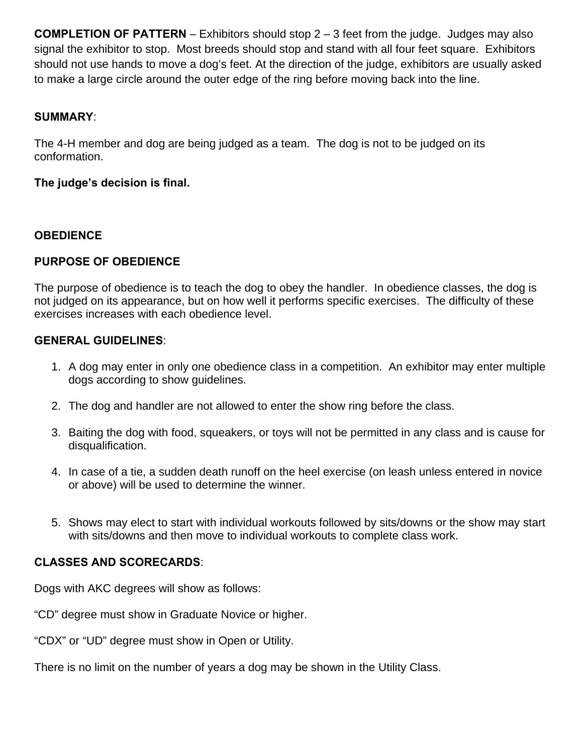**COMPLETION OF PATTERN** – Exhibitors should stop 2 – 3 feet from the judge. Judges may also signal the exhibitor to stop. Most breeds should stop and stand with all four feet square. Exhibitors should not use hands to move a dog's feet. At the direction of the judge, exhibitors are usually asked to make a large circle around the outer edge of the ring before moving back into the line.

**SUMMARY**:

The 4-H member and dog are being judged as a team. The dog is not to be judged on its conformation.

**The judge's decision is final.**

## OBEDIENCE

### PURPOSE OF OBEDIENCE

The purpose of obedience is to teach the dog to obey the handler. In obedience classes, the dog is not judged on its appearance, but on how well it performs specific exercises. The difficulty of these exercises increases with each obedience level.

**GENERAL GUIDELINES**:

1. A dog may enter in only one obedience class in a competition. An exhibitor may enter multiple dogs according to show guidelines.
2. The dog and handler are not allowed to enter the show ring before the class.
3. Baiting the dog with food, squeakers, or toys will not be permitted in any class and is cause for disqualification.
4. In case of a tie, a sudden death runoff on the heel exercise (on leash unless entered in novice or above) will be used to determine the winner.
5. Shows may elect to start with individual workouts followed by sits/downs or the show may start with sits/downs and then move to individual workouts to complete class work.

**CLASSES AND SCORECARDS**:

Dogs with AKC degrees will show as follows:

"CD" degree must show in Graduate Novice or higher.

"CDX" or "UD" degree must show in Open or Utility.

There is no limit on the number of years a dog may be shown in the Utility Class.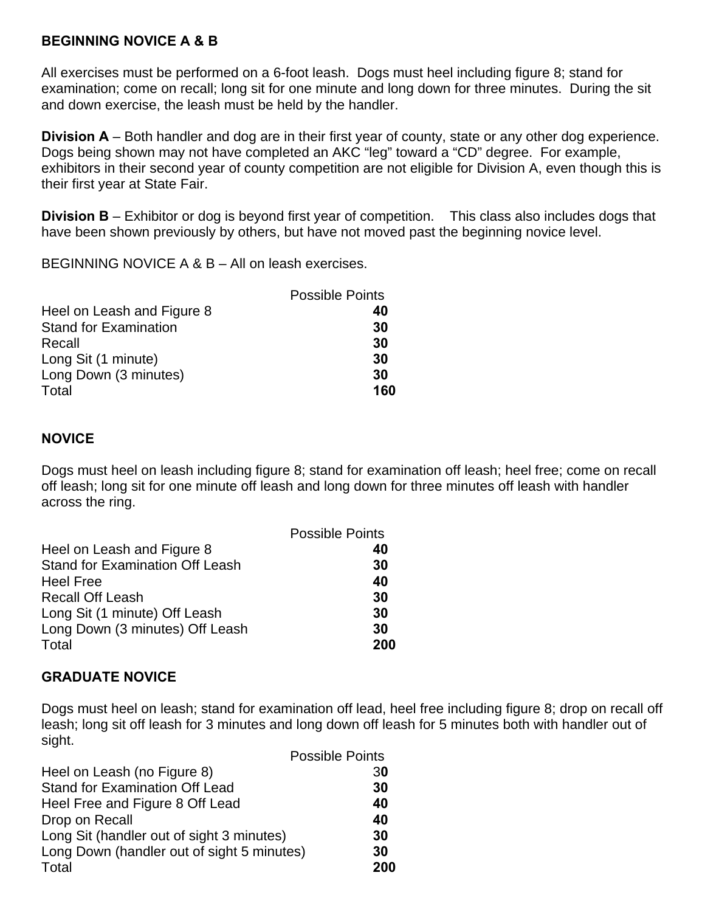**BEGINNING NOVICE A & B**

All exercises must be performed on a 6-foot leash. Dogs must heel including figure 8; stand for examination; come on recall; long sit for one minute and long down for three minutes. During the sit and down exercise, the leash must be held by the handler.

**Division A** – Both handler and dog are in their first year of county, state or any other dog experience. Dogs being shown may not have completed an AKC "leg" toward a "CD" degree. For example, exhibitors in their second year of county competition are not eligible for Division A, even though this is their first year at State Fair.

**Division B** – Exhibitor or dog is beyond first year of competition. This class also includes dogs that have been shown previously by others, but have not moved past the beginning novice level.

BEGINNING NOVICE A & B – All on leash exercises.

| | Possible Points |
|---|---|
| Heel on Leash and Figure 8 | **40** |
| Stand for Examination | **30** |
| Recall | **30** |
| Long Sit (1 minute) | **30** |
| Long Down (3 minutes) | **30** |
| Total | **160** |

**NOVICE**

Dogs must heel on leash including figure 8; stand for examination off leash; heel free; come on recall off leash; long sit for one minute off leash and long down for three minutes off leash with handler across the ring.

| | Possible Points |
|---|---|
| Heel on Leash and Figure 8 | **40** |
| Stand for Examination Off Leash | **30** |
| Heel Free | **40** |
| Recall Off Leash | **30** |
| Long Sit (1 minute) Off Leash | **30** |
| Long Down (3 minutes) Off Leash | **30** |
| Total | **200** |

**GRADUATE NOVICE**

Dogs must heel on leash; stand for examination off lead, heel free including figure 8; drop on recall off leash; long sit off leash for 3 minutes and long down off leash for 5 minutes both with handler out of sight.

| | Possible Points |
|---|---|
| Heel on Leash (no Figure 8) | 3**0** |
| Stand for Examination Off Lead | **30** |
| Heel Free and Figure 8 Off Lead | **40** |
| Drop on Recall | **40** |
| Long Sit (handler out of sight 3 minutes) | **30** |
| Long Down (handler out of sight 5 minutes) | **30** |
| Total | **200** |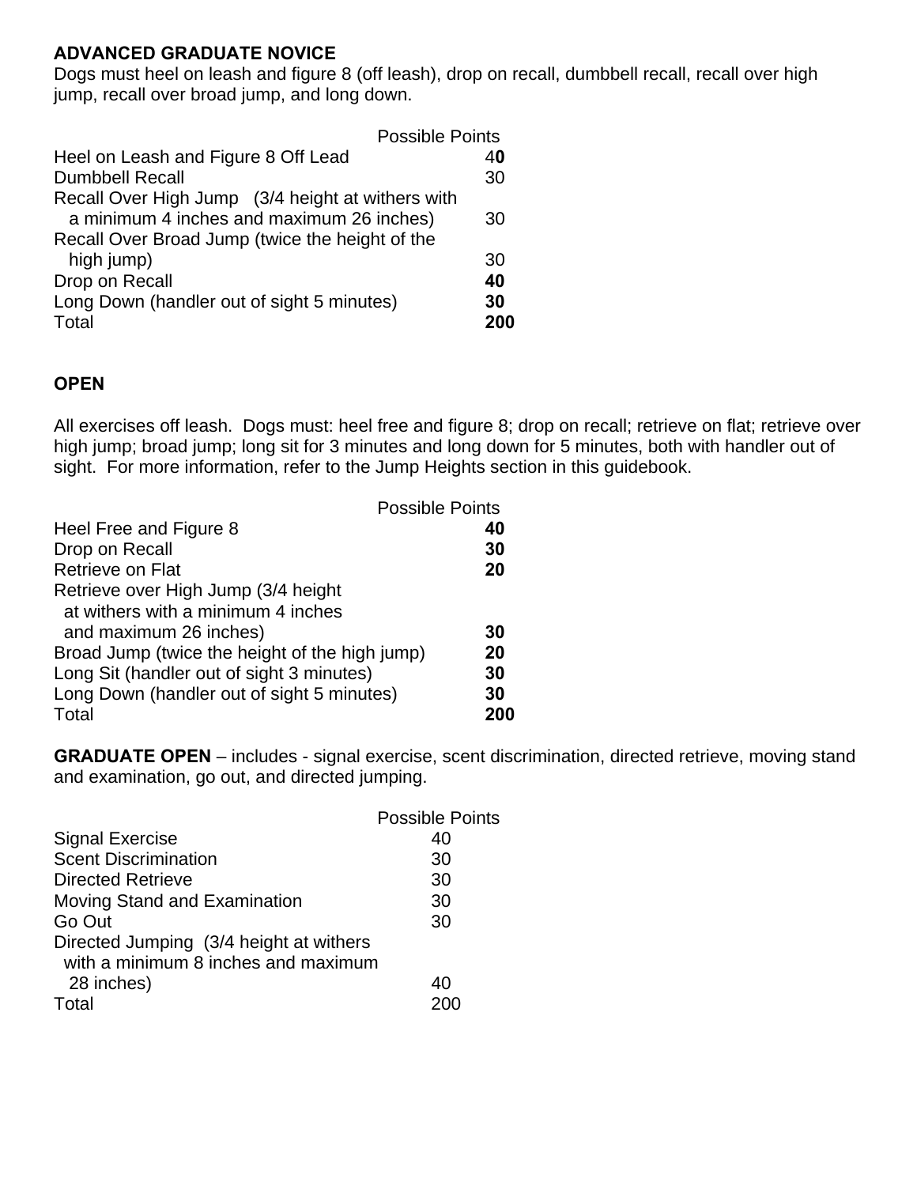**ADVANCED GRADUATE NOVICE**

Dogs must heel on leash and figure 8 (off leash), drop on recall, dumbbell recall, recall over high jump, recall over broad jump, and long down.

| | Possible Points |
|---|---|
| Heel on Leash and Figure 8 Off Lead | 40 |
| Dumbbell Recall | 30 |
| Recall Over High Jump (3/4 height at withers with a minimum 4 inches and maximum 26 inches) | 30 |
| Recall Over Broad Jump (twice the height of the high jump) | 30 |
| Drop on Recall | **40** |
| Long Down (handler out of sight 5 minutes) | **30** |
| Total | **200** |

**OPEN**

All exercises off leash. Dogs must: heel free and figure 8; drop on recall; retrieve on flat; retrieve over high jump; broad jump; long sit for 3 minutes and long down for 5 minutes, both with handler out of sight. For more information, refer to the Jump Heights section in this guidebook.

| | Possible Points |
|---|---|
| Heel Free and Figure 8 | **40** |
| Drop on Recall | **30** |
| Retrieve on Flat | **20** |
| Retrieve over High Jump (3/4 height at withers with a minimum 4 inches and maximum 26 inches) | **30** |
| Broad Jump (twice the height of the high jump) | **20** |
| Long Sit (handler out of sight 3 minutes) | **30** |
| Long Down (handler out of sight 5 minutes) | **30** |
| Total | **200** |

**GRADUATE OPEN** – includes - signal exercise, scent discrimination, directed retrieve, moving stand and examination, go out, and directed jumping.

| | Possible Points |
|---|---|
| Signal Exercise | 40 |
| Scent Discrimination | 30 |
| Directed Retrieve | 30 |
| Moving Stand and Examination | 30 |
| Go Out | 30 |
| Directed Jumping (3/4 height at withers with a minimum 8 inches and maximum 28 inches) | 40 |
| Total | 200 |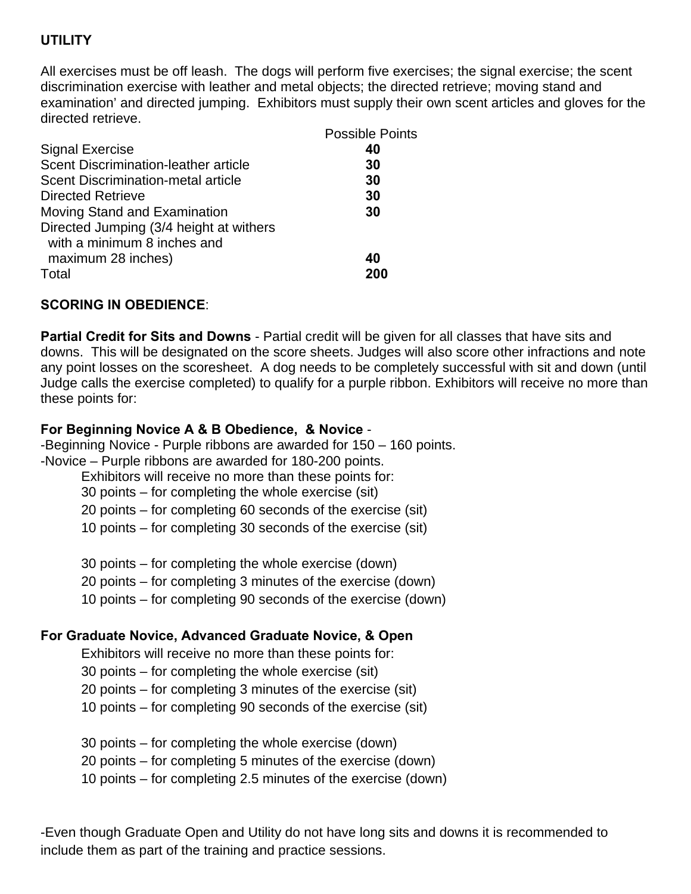**UTILITY**

All exercises must be off leash. The dogs will perform five exercises; the signal exercise; the scent discrimination exercise with leather and metal objects; the directed retrieve; moving stand and examination' and directed jumping. Exhibitors must supply their own scent articles and gloves for the directed retrieve.

| | Possible Points |
|---|---|
| Signal Exercise | **40** |
| Scent Discrimination-leather article | **30** |
| Scent Discrimination-metal article | **30** |
| Directed Retrieve | **30** |
| Moving Stand and Examination | **30** |
| Directed Jumping (3/4 height at withers with a minimum 8 inches and maximum 28 inches) | **40** |
| Total | **200** |

**SCORING IN OBEDIENCE**:

**Partial Credit for Sits and Downs** - Partial credit will be given for all classes that have sits and downs. This will be designated on the score sheets. Judges will also score other infractions and note any point losses on the scoresheet. A dog needs to be completely successful with sit and down (until Judge calls the exercise completed) to qualify for a purple ribbon. Exhibitors will receive no more than these points for:

**For Beginning Novice A & B Obedience, & Novice** -

-Beginning Novice - Purple ribbons are awarded for 150 – 160 points.
-Novice – Purple ribbons are awarded for 180-200 points.

Exhibitors will receive no more than these points for:
30 points – for completing the whole exercise (sit)
20 points – for completing 60 seconds of the exercise (sit)
10 points – for completing 30 seconds of the exercise (sit)

30 points – for completing the whole exercise (down)
20 points – for completing 3 minutes of the exercise (down)
10 points – for completing 90 seconds of the exercise (down)

**For Graduate Novice, Advanced Graduate Novice, & Open**

Exhibitors will receive no more than these points for:
30 points – for completing the whole exercise (sit)
20 points – for completing 3 minutes of the exercise (sit)
10 points – for completing 90 seconds of the exercise (sit)

30 points – for completing the whole exercise (down)
20 points – for completing 5 minutes of the exercise (down)
10 points – for completing 2.5 minutes of the exercise (down)

-Even though Graduate Open and Utility do not have long sits and downs it is recommended to include them as part of the training and practice sessions.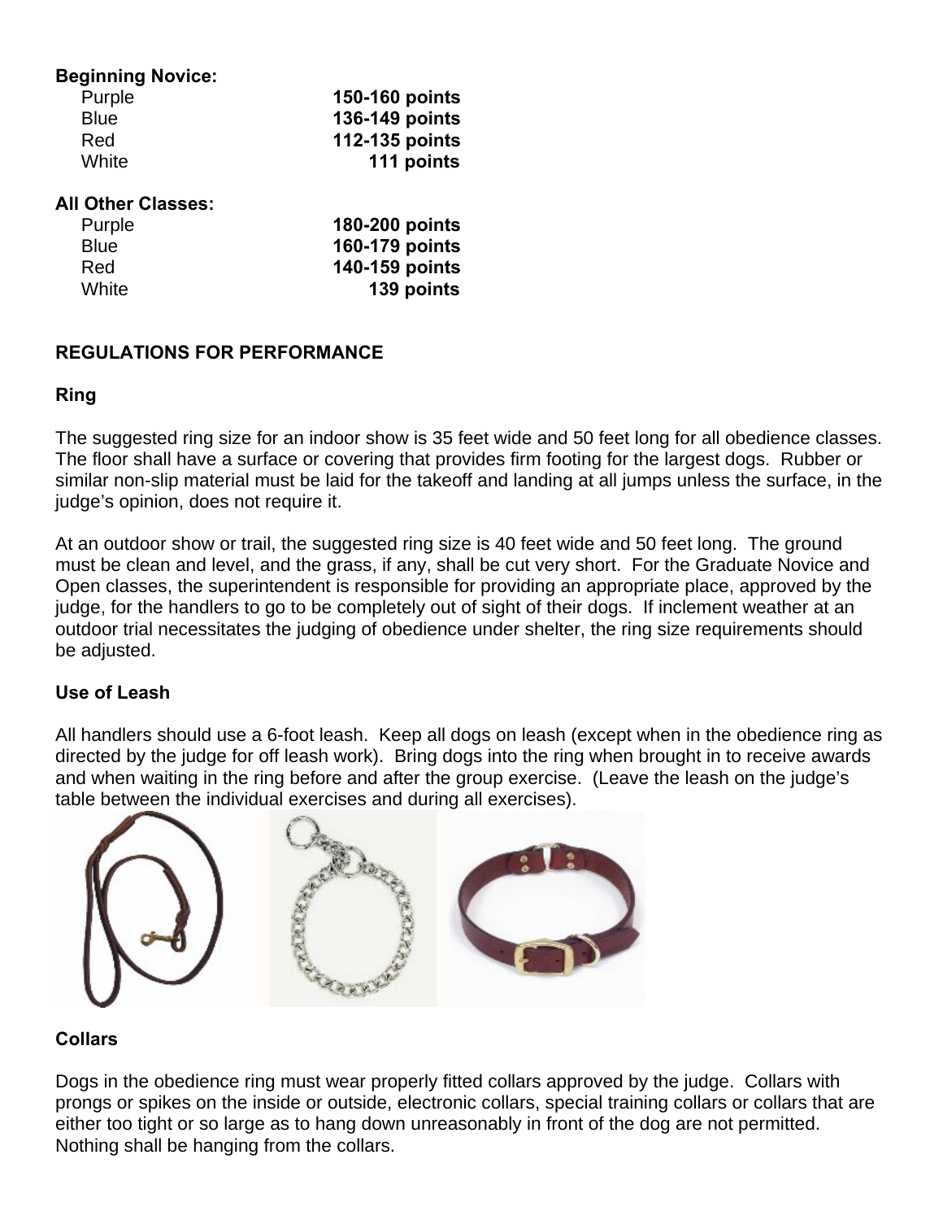**Beginning Novice:**

| | |
|---|---|
| Purple | **150-160 points** |
| Blue | **136-149 points** |
| Red | **112-135 points** |
| White | **111 points** |

**All Other Classes:**

| | |
|---|---|
| Purple | **180-200 points** |
| Blue | **160-179 points** |
| Red | **140-159 points** |
| White | **139 points** |

## REGULATIONS FOR PERFORMANCE

### Ring

The suggested ring size for an indoor show is 35 feet wide and 50 feet long for all obedience classes. The floor shall have a surface or covering that provides firm footing for the largest dogs. Rubber or similar non-slip material must be laid for the takeoff and landing at all jumps unless the surface, in the judge's opinion, does not require it.

At an outdoor show or trail, the suggested ring size is 40 feet wide and 50 feet long. The ground must be clean and level, and the grass, if any, shall be cut very short. For the Graduate Novice and Open classes, the superintendent is responsible for providing an appropriate place, approved by the judge, for the handlers to go to be completely out of sight of their dogs. If inclement weather at an outdoor trial necessitates the judging of obedience under shelter, the ring size requirements should be adjusted.

### Use of Leash

All handlers should use a 6-foot leash. Keep all dogs on leash (except when in the obedience ring as directed by the judge for off leash work). Bring dogs into the ring when brought in to receive awards and when waiting in the ring before and after the group exercise. (Leave the leash on the judge's table between the individual exercises and during all exercises).

### Collars

Dogs in the obedience ring must wear properly fitted collars approved by the judge. Collars with prongs or spikes on the inside or outside, electronic collars, special training collars or collars that are either too tight or so large as to hang down unreasonably in front of the dog are not permitted. Nothing shall be hanging from the collars.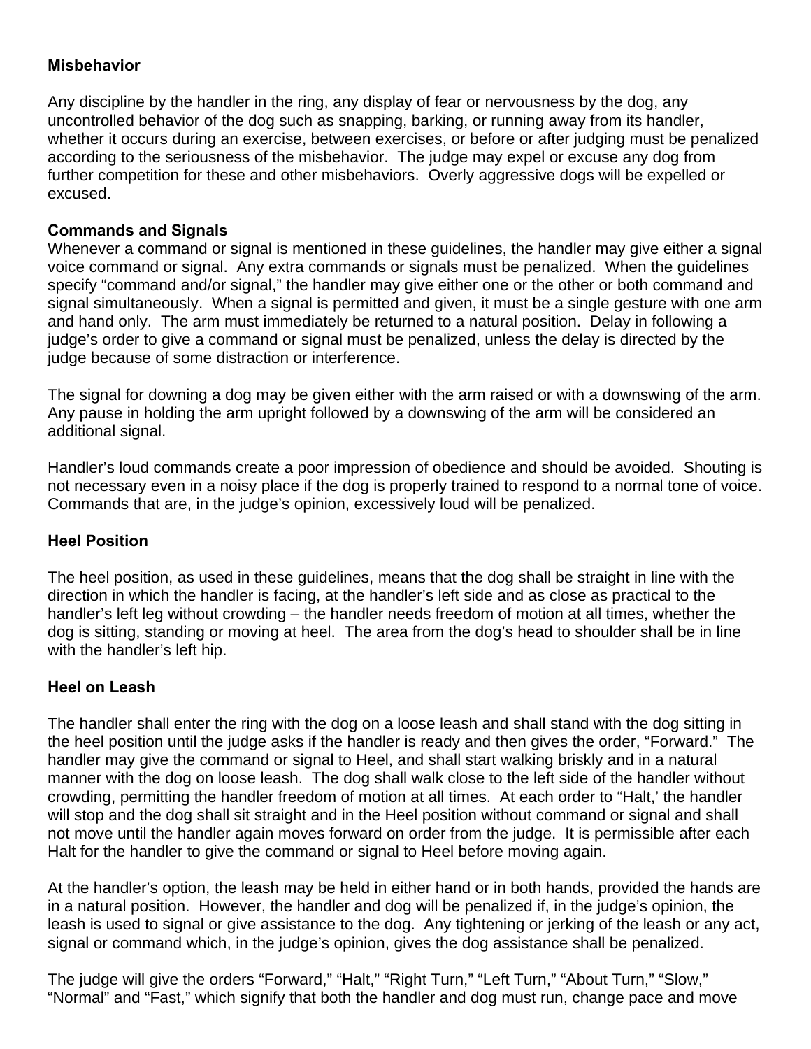**Misbehavior**

Any discipline by the handler in the ring, any display of fear or nervousness by the dog, any uncontrolled behavior of the dog such as snapping, barking, or running away from its handler, whether it occurs during an exercise, between exercises, or before or after judging must be penalized according to the seriousness of the misbehavior. The judge may expel or excuse any dog from further competition for these and other misbehaviors. Overly aggressive dogs will be expelled or excused.

**Commands and Signals**

Whenever a command or signal is mentioned in these guidelines, the handler may give either a signal voice command or signal. Any extra commands or signals must be penalized. When the guidelines specify "command and/or signal," the handler may give either one or the other or both command and signal simultaneously. When a signal is permitted and given, it must be a single gesture with one arm and hand only. The arm must immediately be returned to a natural position. Delay in following a judge's order to give a command or signal must be penalized, unless the delay is directed by the judge because of some distraction or interference.

The signal for downing a dog may be given either with the arm raised or with a downswing of the arm. Any pause in holding the arm upright followed by a downswing of the arm will be considered an additional signal.

Handler's loud commands create a poor impression of obedience and should be avoided. Shouting is not necessary even in a noisy place if the dog is properly trained to respond to a normal tone of voice. Commands that are, in the judge's opinion, excessively loud will be penalized.

**Heel Position**

The heel position, as used in these guidelines, means that the dog shall be straight in line with the direction in which the handler is facing, at the handler's left side and as close as practical to the handler's left leg without crowding – the handler needs freedom of motion at all times, whether the dog is sitting, standing or moving at heel. The area from the dog's head to shoulder shall be in line with the handler's left hip.

**Heel on Leash**

The handler shall enter the ring with the dog on a loose leash and shall stand with the dog sitting in the heel position until the judge asks if the handler is ready and then gives the order, "Forward." The handler may give the command or signal to Heel, and shall start walking briskly and in a natural manner with the dog on loose leash. The dog shall walk close to the left side of the handler without crowding, permitting the handler freedom of motion at all times. At each order to "Halt,' the handler will stop and the dog shall sit straight and in the Heel position without command or signal and shall not move until the handler again moves forward on order from the judge. It is permissible after each Halt for the handler to give the command or signal to Heel before moving again.

At the handler's option, the leash may be held in either hand or in both hands, provided the hands are in a natural position. However, the handler and dog will be penalized if, in the judge's opinion, the leash is used to signal or give assistance to the dog. Any tightening or jerking of the leash or any act, signal or command which, in the judge's opinion, gives the dog assistance shall be penalized.

The judge will give the orders "Forward," "Halt," "Right Turn," "Left Turn," "About Turn," "Slow," "Normal" and "Fast," which signify that both the handler and dog must run, change pace and move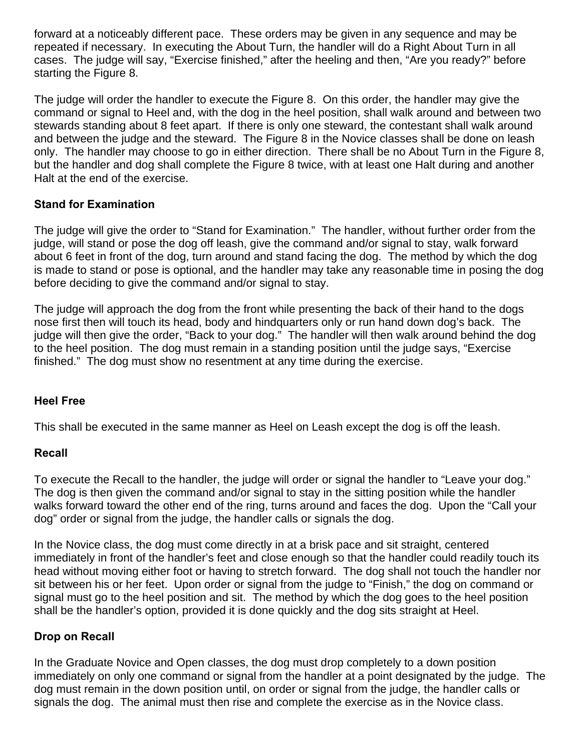forward at a noticeably different pace. These orders may be given in any sequence and may be repeated if necessary. In executing the About Turn, the handler will do a Right About Turn in all cases. The judge will say, “Exercise finished,” after the heeling and then, “Are you ready?” before starting the Figure 8.

The judge will order the handler to execute the Figure 8. On this order, the handler may give the command or signal to Heel and, with the dog in the heel position, shall walk around and between two stewards standing about 8 feet apart. If there is only one steward, the contestant shall walk around and between the judge and the steward. The Figure 8 in the Novice classes shall be done on leash only. The handler may choose to go in either direction. There shall be no About Turn in the Figure 8, but the handler and dog shall complete the Figure 8 twice, with at least one Halt during and another Halt at the end of the exercise.

### Stand for Examination

The judge will give the order to “Stand for Examination.” The handler, without further order from the judge, will stand or pose the dog off leash, give the command and/or signal to stay, walk forward about 6 feet in front of the dog, turn around and stand facing the dog. The method by which the dog is made to stand or pose is optional, and the handler may take any reasonable time in posing the dog before deciding to give the command and/or signal to stay.

The judge will approach the dog from the front while presenting the back of their hand to the dogs nose first then will touch its head, body and hindquarters only or run hand down dog’s back. The judge will then give the order, “Back to your dog.” The handler will then walk around behind the dog to the heel position. The dog must remain in a standing position until the judge says, “Exercise finished.” The dog must show no resentment at any time during the exercise.

### Heel Free

This shall be executed in the same manner as Heel on Leash except the dog is off the leash.

### Recall

To execute the Recall to the handler, the judge will order or signal the handler to “Leave your dog.” The dog is then given the command and/or signal to stay in the sitting position while the handler walks forward toward the other end of the ring, turns around and faces the dog. Upon the “Call your dog” order or signal from the judge, the handler calls or signals the dog.

In the Novice class, the dog must come directly in at a brisk pace and sit straight, centered immediately in front of the handler’s feet and close enough so that the handler could readily touch its head without moving either foot or having to stretch forward. The dog shall not touch the handler nor sit between his or her feet. Upon order or signal from the judge to “Finish,” the dog on command or signal must go to the heel position and sit. The method by which the dog goes to the heel position shall be the handler’s option, provided it is done quickly and the dog sits straight at Heel.

### Drop on Recall

In the Graduate Novice and Open classes, the dog must drop completely to a down position immediately on only one command or signal from the handler at a point designated by the judge. The dog must remain in the down position until, on order or signal from the judge, the handler calls or signals the dog. The animal must then rise and complete the exercise as in the Novice class.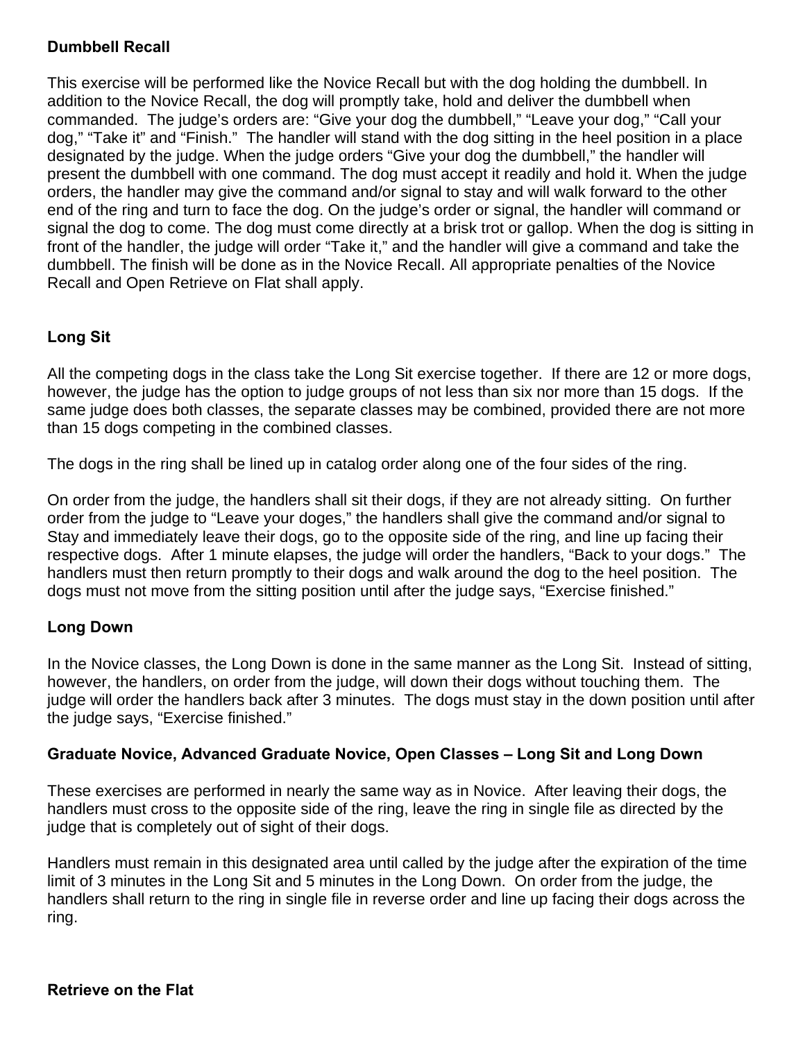## Dumbbell Recall

This exercise will be performed like the Novice Recall but with the dog holding the dumbbell. In addition to the Novice Recall, the dog will promptly take, hold and deliver the dumbbell when commanded. The judge's orders are: "Give your dog the dumbbell," "Leave your dog," "Call your dog," "Take it" and "Finish." The handler will stand with the dog sitting in the heel position in a place designated by the judge. When the judge orders "Give your dog the dumbbell," the handler will present the dumbbell with one command. The dog must accept it readily and hold it. When the judge orders, the handler may give the command and/or signal to stay and will walk forward to the other end of the ring and turn to face the dog. On the judge's order or signal, the handler will command or signal the dog to come. The dog must come directly at a brisk trot or gallop. When the dog is sitting in front of the handler, the judge will order "Take it," and the handler will give a command and take the dumbbell. The finish will be done as in the Novice Recall. All appropriate penalties of the Novice Recall and Open Retrieve on Flat shall apply.

## Long Sit

All the competing dogs in the class take the Long Sit exercise together. If there are 12 or more dogs, however, the judge has the option to judge groups of not less than six nor more than 15 dogs. If the same judge does both classes, the separate classes may be combined, provided there are not more than 15 dogs competing in the combined classes.

The dogs in the ring shall be lined up in catalog order along one of the four sides of the ring.

On order from the judge, the handlers shall sit their dogs, if they are not already sitting. On further order from the judge to "Leave your doges," the handlers shall give the command and/or signal to Stay and immediately leave their dogs, go to the opposite side of the ring, and line up facing their respective dogs. After 1 minute elapses, the judge will order the handlers, "Back to your dogs." The handlers must then return promptly to their dogs and walk around the dog to the heel position. The dogs must not move from the sitting position until after the judge says, "Exercise finished."

## Long Down

In the Novice classes, the Long Down is done in the same manner as the Long Sit. Instead of sitting, however, the handlers, on order from the judge, will down their dogs without touching them. The judge will order the handlers back after 3 minutes. The dogs must stay in the down position until after the judge says, "Exercise finished."

## Graduate Novice, Advanced Graduate Novice, Open Classes – Long Sit and Long Down

These exercises are performed in nearly the same way as in Novice. After leaving their dogs, the handlers must cross to the opposite side of the ring, leave the ring in single file as directed by the judge that is completely out of sight of their dogs.

Handlers must remain in this designated area until called by the judge after the expiration of the time limit of 3 minutes in the Long Sit and 5 minutes in the Long Down. On order from the judge, the handlers shall return to the ring in single file in reverse order and line up facing their dogs across the ring.

## Retrieve on the Flat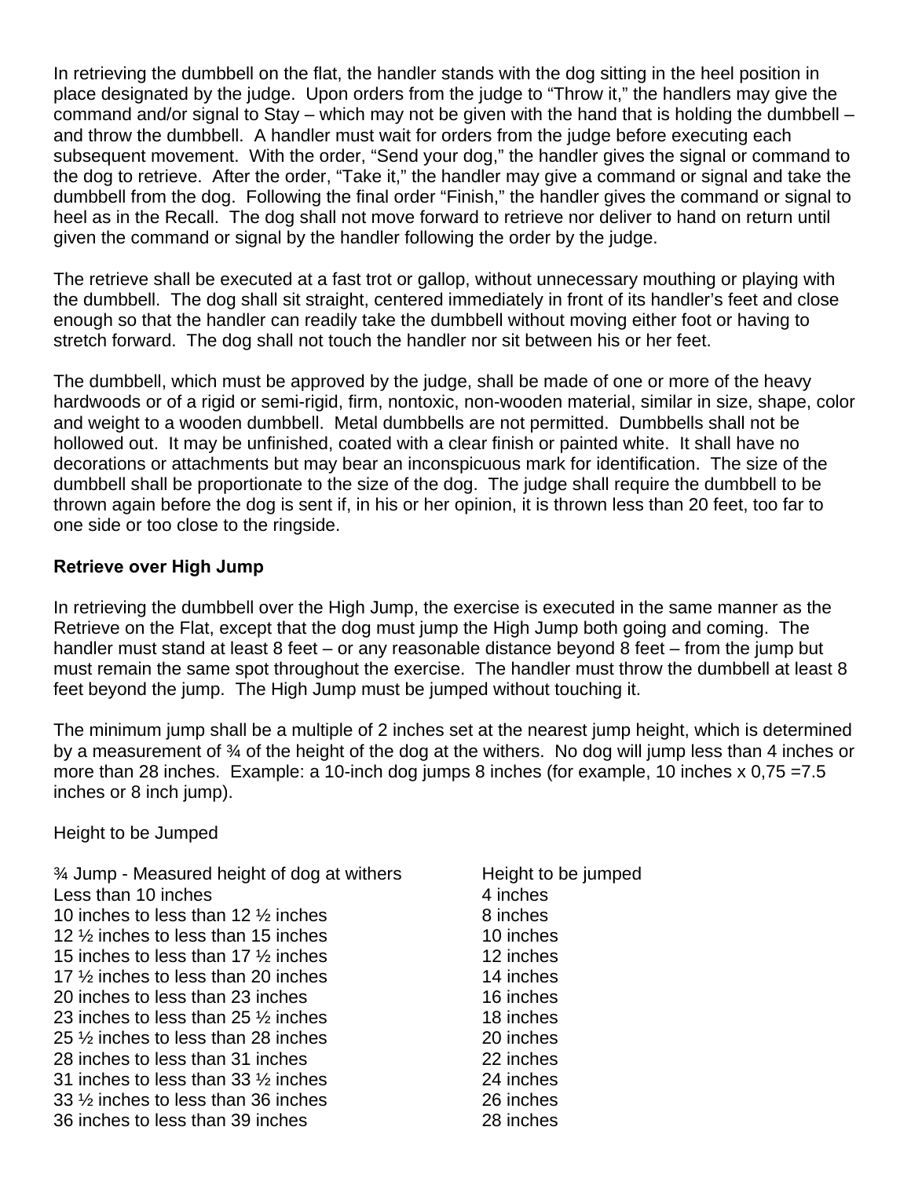In retrieving the dumbbell on the flat, the handler stands with the dog sitting in the heel position in place designated by the judge. Upon orders from the judge to "Throw it," the handlers may give the command and/or signal to Stay – which may not be given with the hand that is holding the dumbbell – and throw the dumbbell. A handler must wait for orders from the judge before executing each subsequent movement. With the order, "Send your dog," the handler gives the signal or command to the dog to retrieve. After the order, "Take it," the handler may give a command or signal and take the dumbbell from the dog. Following the final order "Finish," the handler gives the command or signal to heel as in the Recall. The dog shall not move forward to retrieve nor deliver to hand on return until given the command or signal by the handler following the order by the judge.

The retrieve shall be executed at a fast trot or gallop, without unnecessary mouthing or playing with the dumbbell. The dog shall sit straight, centered immediately in front of its handler's feet and close enough so that the handler can readily take the dumbbell without moving either foot or having to stretch forward. The dog shall not touch the handler nor sit between his or her feet.

The dumbbell, which must be approved by the judge, shall be made of one or more of the heavy hardwoods or of a rigid or semi-rigid, firm, nontoxic, non-wooden material, similar in size, shape, color and weight to a wooden dumbbell. Metal dumbbells are not permitted. Dumbbells shall not be hollowed out. It may be unfinished, coated with a clear finish or painted white. It shall have no decorations or attachments but may bear an inconspicuous mark for identification. The size of the dumbbell shall be proportionate to the size of the dog. The judge shall require the dumbbell to be thrown again before the dog is sent if, in his or her opinion, it is thrown less than 20 feet, too far to one side or too close to the ringside.

**Retrieve over High Jump**

In retrieving the dumbbell over the High Jump, the exercise is executed in the same manner as the Retrieve on the Flat, except that the dog must jump the High Jump both going and coming. The handler must stand at least 8 feet – or any reasonable distance beyond 8 feet – from the jump but must remain the same spot throughout the exercise. The handler must throw the dumbbell at least 8 feet beyond the jump. The High Jump must be jumped without touching it.

The minimum jump shall be a multiple of 2 inches set at the nearest jump height, which is determined by a measurement of ¾ of the height of the dog at the withers. No dog will jump less than 4 inches or more than 28 inches. Example: a 10-inch dog jumps 8 inches (for example, 10 inches x 0,75 =7.5 inches or 8 inch jump).

Height to be Jumped

| ¾ Jump - Measured height of dog at withers | Height to be jumped |
|---|---|
| Less than 10 inches | 4 inches |
| 10 inches to less than 12 ½ inches | 8 inches |
| 12 ½ inches to less than 15 inches | 10 inches |
| 15 inches to less than 17 ½ inches | 12 inches |
| 17 ½ inches to less than 20 inches | 14 inches |
| 20 inches to less than 23 inches | 16 inches |
| 23 inches to less than 25 ½ inches | 18 inches |
| 25 ½ inches to less than 28 inches | 20 inches |
| 28 inches to less than 31 inches | 22 inches |
| 31 inches to less than 33 ½ inches | 24 inches |
| 33 ½ inches to less than 36 inches | 26 inches |
| 36 inches to less than 39 inches | 28 inches |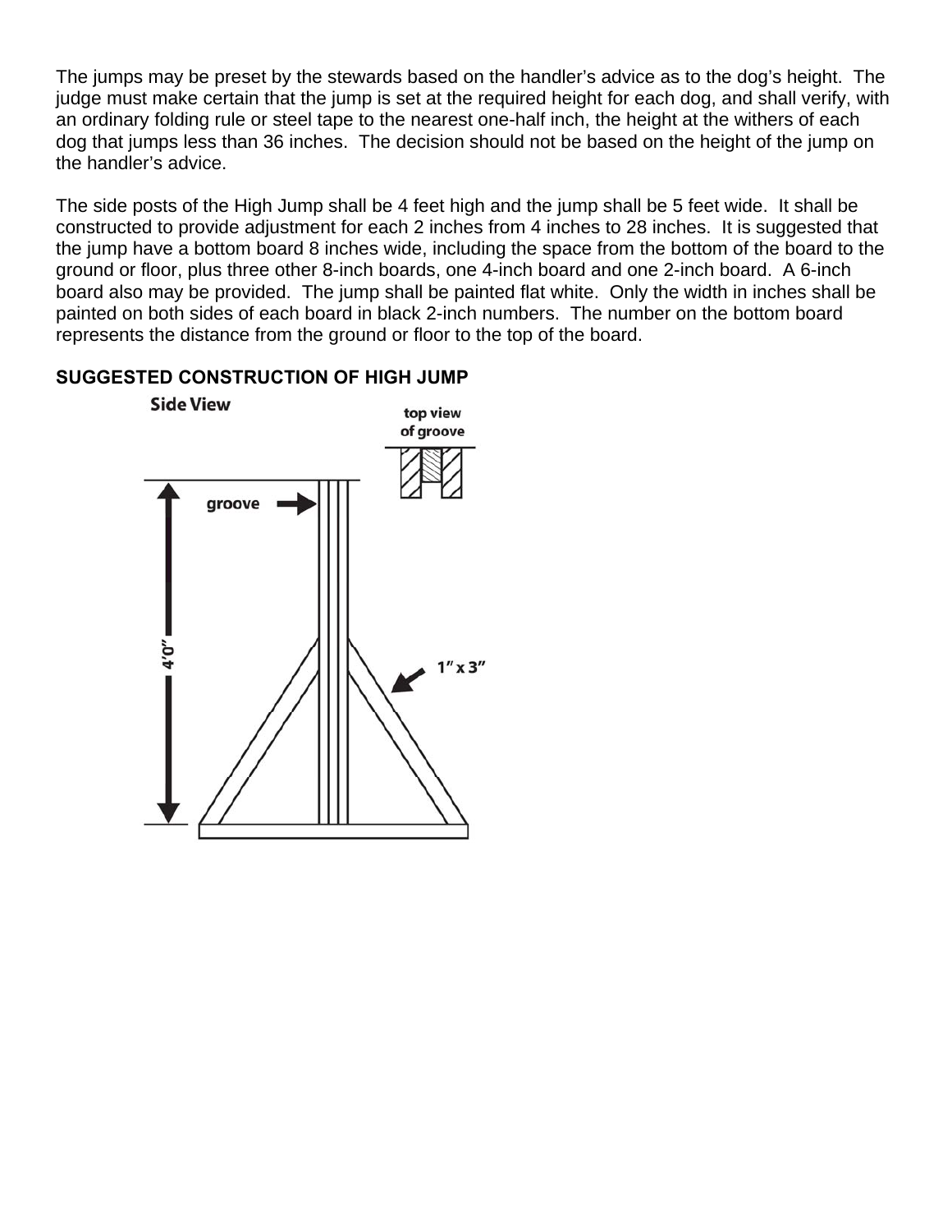The jumps may be preset by the stewards based on the handler's advice as to the dog's height. The judge must make certain that the jump is set at the required height for each dog, and shall verify, with an ordinary folding rule or steel tape to the nearest one-half inch, the height at the withers of each dog that jumps less than 36 inches. The decision should not be based on the height of the jump on the handler's advice.

The side posts of the High Jump shall be 4 feet high and the jump shall be 5 feet wide. It shall be constructed to provide adjustment for each 2 inches from 4 inches to 28 inches. It is suggested that the jump have a bottom board 8 inches wide, including the space from the bottom of the board to the ground or floor, plus three other 8-inch boards, one 4-inch board and one 2-inch board. A 6-inch board also may be provided. The jump shall be painted flat white. Only the width in inches shall be painted on both sides of each board in black 2-inch numbers. The number on the bottom board represents the distance from the ground or floor to the top of the board.

**SUGGESTED CONSTRUCTION OF HIGH JUMP**

**Side View**

top view of groove

groove

4'0"

1" x 3"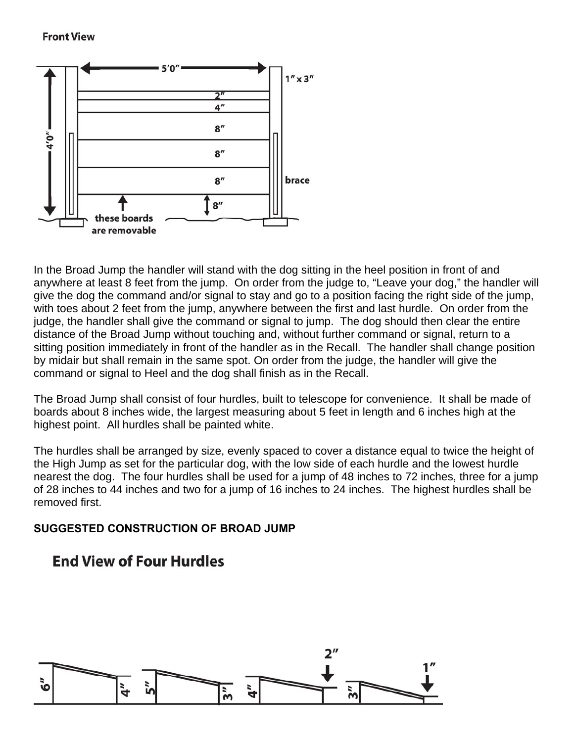**Front View**

In the Broad Jump the handler will stand with the dog sitting in the heel position in front of and anywhere at least 8 feet from the jump. On order from the judge to, “Leave your dog,” the handler will give the dog the command and/or signal to stay and go to a position facing the right side of the jump, with toes about 2 feet from the jump, anywhere between the first and last hurdle. On order from the judge, the handler shall give the command or signal to jump. The dog should then clear the entire distance of the Broad Jump without touching and, without further command or signal, return to a sitting position immediately in front of the handler as in the Recall. The handler shall change position by midair but shall remain in the same spot. On order from the judge, the handler will give the command or signal to Heel and the dog shall finish as in the Recall.

The Broad Jump shall consist of four hurdles, built to telescope for convenience. It shall be made of boards about 8 inches wide, the largest measuring about 5 feet in length and 6 inches high at the highest point. All hurdles shall be painted white.

The hurdles shall be arranged by size, evenly spaced to cover a distance equal to twice the height of the High Jump as set for the particular dog, with the low side of each hurdle and the lowest hurdle nearest the dog. The four hurdles shall be used for a jump of 48 inches to 72 inches, three for a jump of 28 inches to 44 inches and two for a jump of 16 inches to 24 inches. The highest hurdles shall be removed first.

**SUGGESTED CONSTRUCTION OF BROAD JUMP**

**End View of Four Hurdles**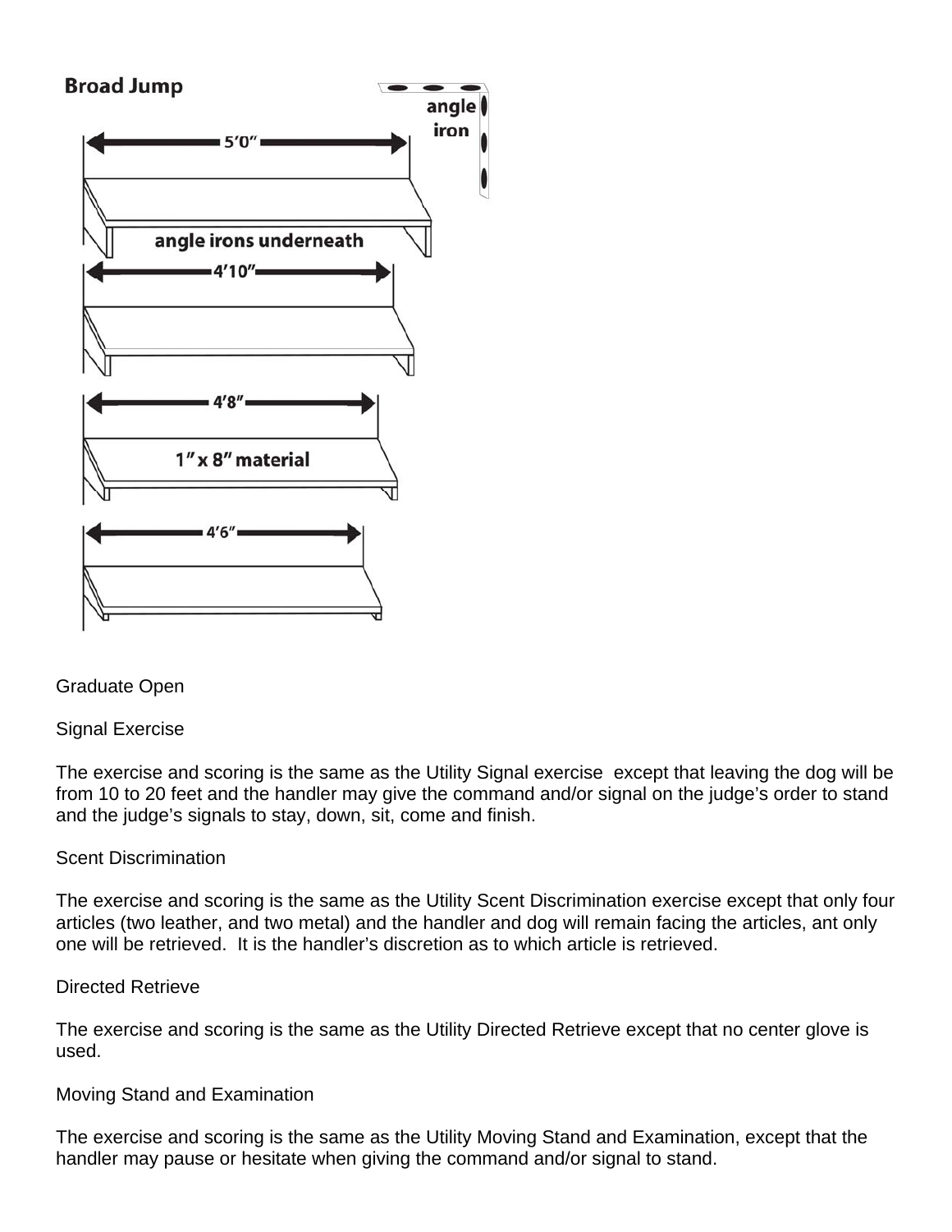Broad Jump

angle iron

5'0"

angle irons underneath

4'10"

4'8"

1" x 8" material

4'6"

Graduate Open

Signal Exercise

The exercise and scoring is the same as the Utility Signal exercise except that leaving the dog will be from 10 to 20 feet and the handler may give the command and/or signal on the judge's order to stand and the judge's signals to stay, down, sit, come and finish.

Scent Discrimination

The exercise and scoring is the same as the Utility Scent Discrimination exercise except that only four articles (two leather, and two metal) and the handler and dog will remain facing the articles, ant only one will be retrieved. It is the handler's discretion as to which article is retrieved.

Directed Retrieve

The exercise and scoring is the same as the Utility Directed Retrieve except that no center glove is used.

Moving Stand and Examination

The exercise and scoring is the same as the Utility Moving Stand and Examination, except that the handler may pause or hesitate when giving the command and/or signal to stand.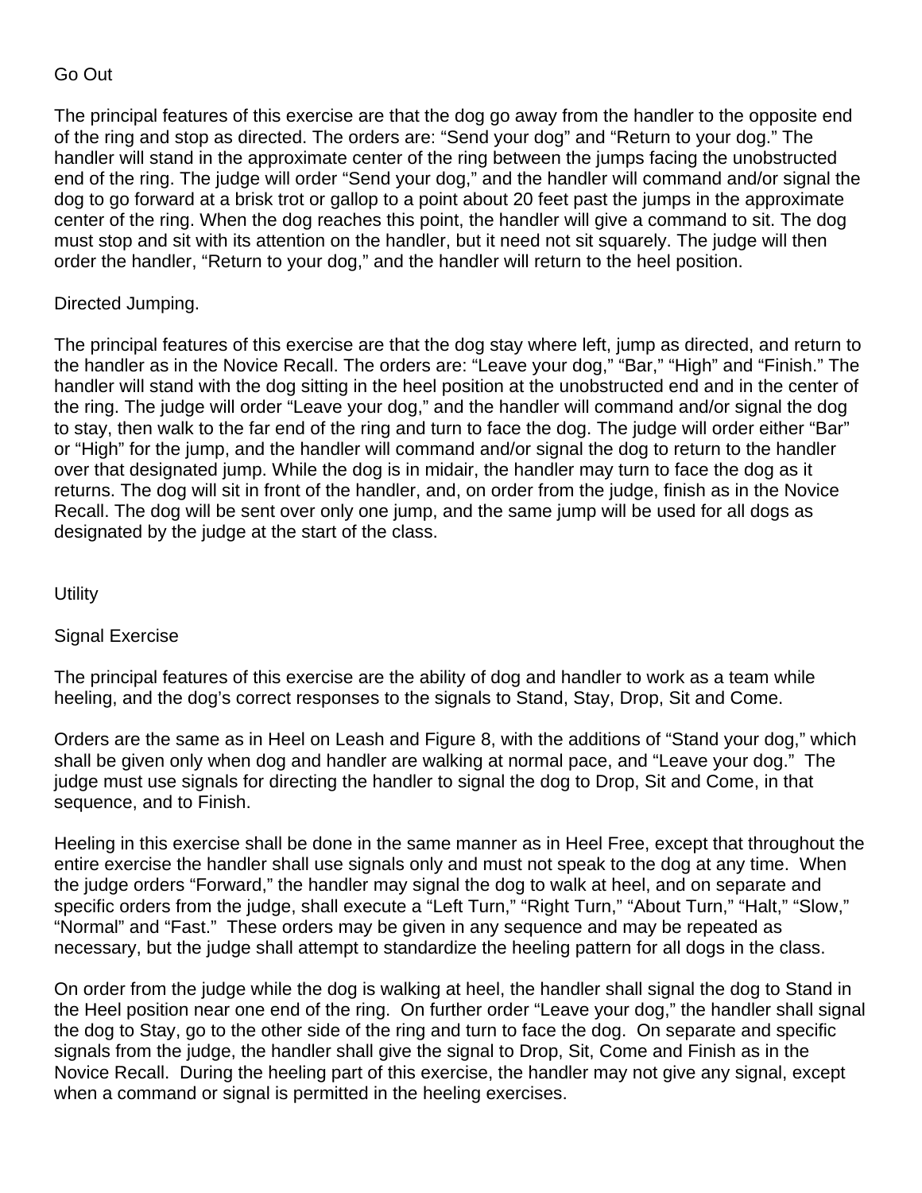### Go Out

The principal features of this exercise are that the dog go away from the handler to the opposite end of the ring and stop as directed. The orders are: "Send your dog" and "Return to your dog." The handler will stand in the approximate center of the ring between the jumps facing the unobstructed end of the ring. The judge will order "Send your dog," and the handler will command and/or signal the dog to go forward at a brisk trot or gallop to a point about 20 feet past the jumps in the approximate center of the ring. When the dog reaches this point, the handler will give a command to sit. The dog must stop and sit with its attention on the handler, but it need not sit squarely. The judge will then order the handler, "Return to your dog," and the handler will return to the heel position.

### Directed Jumping.

The principal features of this exercise are that the dog stay where left, jump as directed, and return to the handler as in the Novice Recall. The orders are: "Leave your dog," "Bar," "High" and "Finish." The handler will stand with the dog sitting in the heel position at the unobstructed end and in the center of the ring. The judge will order "Leave your dog," and the handler will command and/or signal the dog to stay, then walk to the far end of the ring and turn to face the dog. The judge will order either "Bar" or "High" for the jump, and the handler will command and/or signal the dog to return to the handler over that designated jump. While the dog is in midair, the handler may turn to face the dog as it returns. The dog will sit in front of the handler, and, on order from the judge, finish as in the Novice Recall. The dog will be sent over only one jump, and the same jump will be used for all dogs as designated by the judge at the start of the class.

## Utility

### Signal Exercise

The principal features of this exercise are the ability of dog and handler to work as a team while heeling, and the dog's correct responses to the signals to Stand, Stay, Drop, Sit and Come.

Orders are the same as in Heel on Leash and Figure 8, with the additions of "Stand your dog," which shall be given only when dog and handler are walking at normal pace, and "Leave your dog." The judge must use signals for directing the handler to signal the dog to Drop, Sit and Come, in that sequence, and to Finish.

Heeling in this exercise shall be done in the same manner as in Heel Free, except that throughout the entire exercise the handler shall use signals only and must not speak to the dog at any time. When the judge orders "Forward," the handler may signal the dog to walk at heel, and on separate and specific orders from the judge, shall execute a "Left Turn," "Right Turn," "About Turn," "Halt," "Slow," "Normal" and "Fast." These orders may be given in any sequence and may be repeated as necessary, but the judge shall attempt to standardize the heeling pattern for all dogs in the class.

On order from the judge while the dog is walking at heel, the handler shall signal the dog to Stand in the Heel position near one end of the ring. On further order "Leave your dog," the handler shall signal the dog to Stay, go to the other side of the ring and turn to face the dog. On separate and specific signals from the judge, the handler shall give the signal to Drop, Sit, Come and Finish as in the Novice Recall. During the heeling part of this exercise, the handler may not give any signal, except when a command or signal is permitted in the heeling exercises.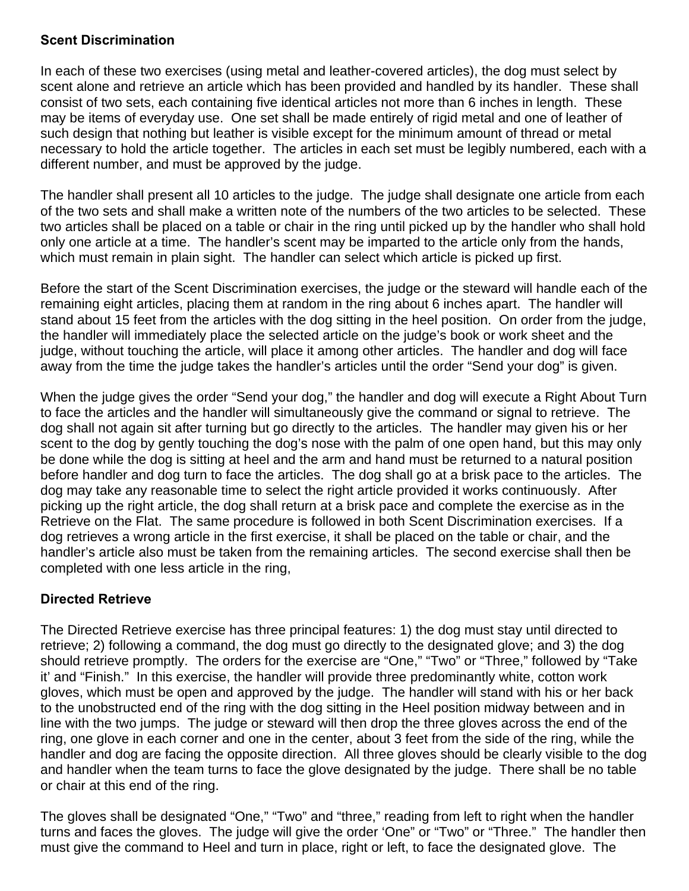**Scent Discrimination**

In each of these two exercises (using metal and leather-covered articles), the dog must select by scent alone and retrieve an article which has been provided and handled by its handler. These shall consist of two sets, each containing five identical articles not more than 6 inches in length. These may be items of everyday use. One set shall be made entirely of rigid metal and one of leather of such design that nothing but leather is visible except for the minimum amount of thread or metal necessary to hold the article together. The articles in each set must be legibly numbered, each with a different number, and must be approved by the judge.

The handler shall present all 10 articles to the judge. The judge shall designate one article from each of the two sets and shall make a written note of the numbers of the two articles to be selected. These two articles shall be placed on a table or chair in the ring until picked up by the handler who shall hold only one article at a time. The handler's scent may be imparted to the article only from the hands, which must remain in plain sight. The handler can select which article is picked up first.

Before the start of the Scent Discrimination exercises, the judge or the steward will handle each of the remaining eight articles, placing them at random in the ring about 6 inches apart. The handler will stand about 15 feet from the articles with the dog sitting in the heel position. On order from the judge, the handler will immediately place the selected article on the judge's book or work sheet and the judge, without touching the article, will place it among other articles. The handler and dog will face away from the time the judge takes the handler's articles until the order "Send your dog" is given.

When the judge gives the order "Send your dog," the handler and dog will execute a Right About Turn to face the articles and the handler will simultaneously give the command or signal to retrieve. The dog shall not again sit after turning but go directly to the articles. The handler may given his or her scent to the dog by gently touching the dog's nose with the palm of one open hand, but this may only be done while the dog is sitting at heel and the arm and hand must be returned to a natural position before handler and dog turn to face the articles. The dog shall go at a brisk pace to the articles. The dog may take any reasonable time to select the right article provided it works continuously. After picking up the right article, the dog shall return at a brisk pace and complete the exercise as in the Retrieve on the Flat. The same procedure is followed in both Scent Discrimination exercises. If a dog retrieves a wrong article in the first exercise, it shall be placed on the table or chair, and the handler's article also must be taken from the remaining articles. The second exercise shall then be completed with one less article in the ring,

**Directed Retrieve**

The Directed Retrieve exercise has three principal features: 1) the dog must stay until directed to retrieve; 2) following a command, the dog must go directly to the designated glove; and 3) the dog should retrieve promptly. The orders for the exercise are "One," "Two" or "Three," followed by "Take it' and "Finish." In this exercise, the handler will provide three predominantly white, cotton work gloves, which must be open and approved by the judge. The handler will stand with his or her back to the unobstructed end of the ring with the dog sitting in the Heel position midway between and in line with the two jumps. The judge or steward will then drop the three gloves across the end of the ring, one glove in each corner and one in the center, about 3 feet from the side of the ring, while the handler and dog are facing the opposite direction. All three gloves should be clearly visible to the dog and handler when the team turns to face the glove designated by the judge. There shall be no table or chair at this end of the ring.

The gloves shall be designated "One," "Two" and "three," reading from left to right when the handler turns and faces the gloves. The judge will give the order 'One" or "Two" or "Three." The handler then must give the command to Heel and turn in place, right or left, to face the designated glove. The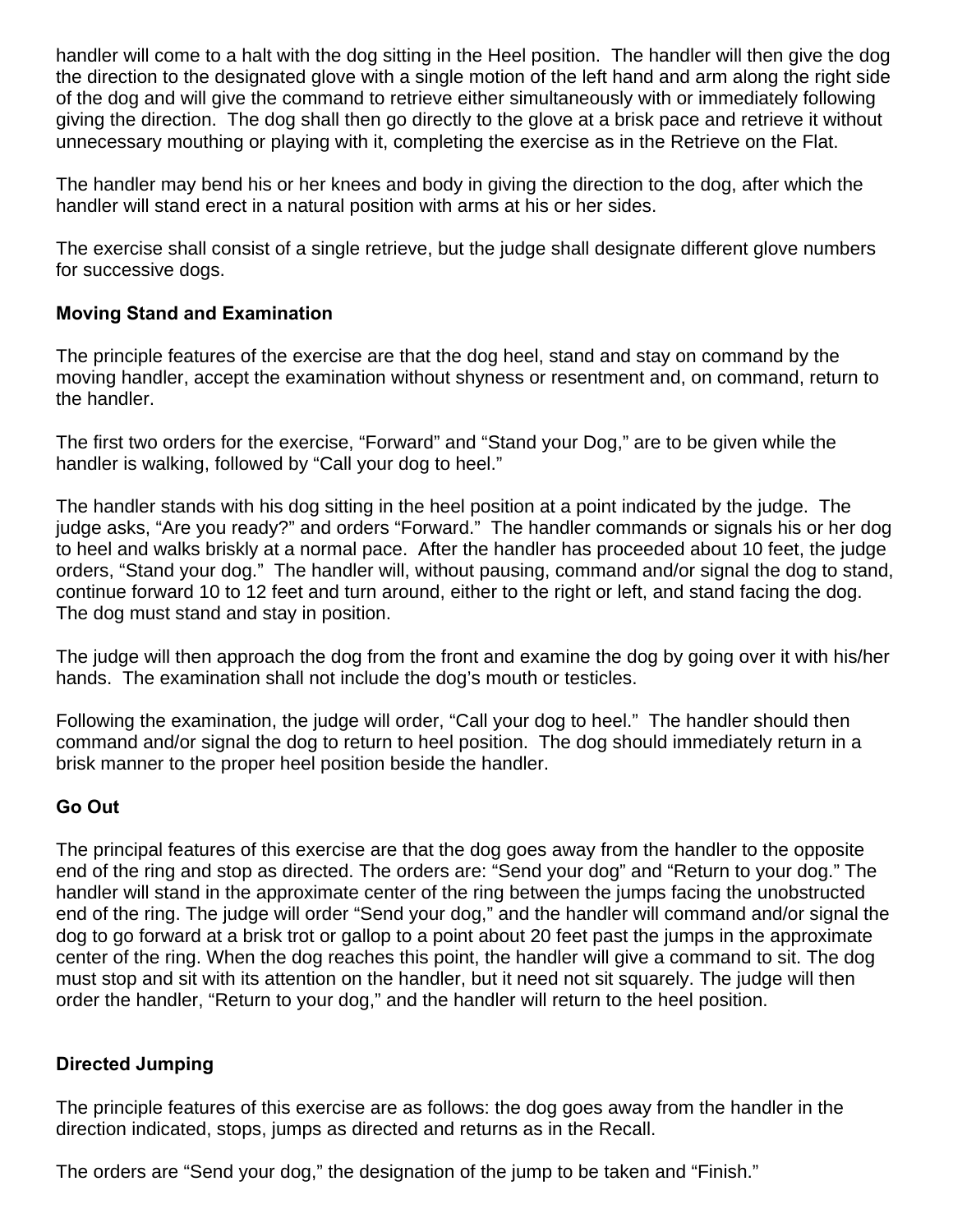handler will come to a halt with the dog sitting in the Heel position.  The handler will then give the dog the direction to the designated glove with a single motion of the left hand and arm along the right side of the dog and will give the command to retrieve either simultaneously with or immediately following giving the direction.  The dog shall then go directly to the glove at a brisk pace and retrieve it without unnecessary mouthing or playing with it, completing the exercise as in the Retrieve on the Flat.

The handler may bend his or her knees and body in giving the direction to the dog, after which the handler will stand erect in a natural position with arms at his or her sides.

The exercise shall consist of a single retrieve, but the judge shall designate different glove numbers for successive dogs.

**Moving Stand and Examination**

The principle features of the exercise are that the dog heel, stand and stay on command by the moving handler, accept the examination without shyness or resentment and, on command, return to the handler.

The first two orders for the exercise, “Forward” and “Stand your Dog,” are to be given while the handler is walking, followed by “Call your dog to heel.”

The handler stands with his dog sitting in the heel position at a point indicated by the judge.  The judge asks, “Are you ready?” and orders “Forward.”  The handler commands or signals his or her dog to heel and walks briskly at a normal pace.  After the handler has proceeded about 10 feet, the judge orders, “Stand your dog.”  The handler will, without pausing, command and/or signal the dog to stand, continue forward 10 to 12 feet and turn around, either to the right or left, and stand facing the dog.  The dog must stand and stay in position.

The judge will then approach the dog from the front and examine the dog by going over it with his/her hands.  The examination shall not include the dog’s mouth or testicles.

Following the examination, the judge will order, “Call your dog to heel.”  The handler should then command and/or signal the dog to return to heel position.  The dog should immediately return in a brisk manner to the proper heel position beside the handler.

**Go Out**

The principal features of this exercise are that the dog goes away from the handler to the opposite end of the ring and stop as directed. The orders are: “Send your dog” and “Return to your dog.” The handler will stand in the approximate center of the ring between the jumps facing the unobstructed end of the ring. The judge will order “Send your dog,” and the handler will command and/or signal the dog to go forward at a brisk trot or gallop to a point about 20 feet past the jumps in the approximate center of the ring. When the dog reaches this point, the handler will give a command to sit. The dog must stop and sit with its attention on the handler, but it need not sit squarely. The judge will then order the handler, “Return to your dog,” and the handler will return to the heel position.

**Directed Jumping**

The principle features of this exercise are as follows: the dog goes away from the handler in the direction indicated, stops, jumps as directed and returns as in the Recall.

The orders are “Send your dog,” the designation of the jump to be taken and “Finish.”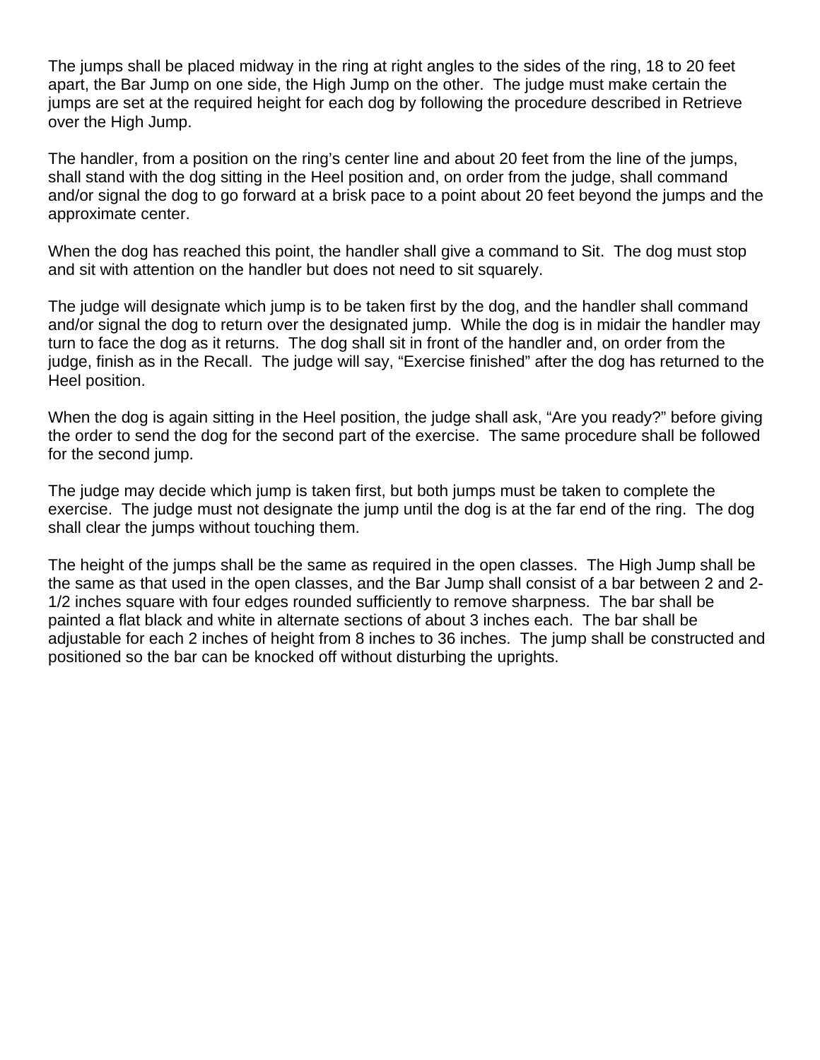The jumps shall be placed midway in the ring at right angles to the sides of the ring, 18 to 20 feet apart, the Bar Jump on one side, the High Jump on the other. The judge must make certain the jumps are set at the required height for each dog by following the procedure described in Retrieve over the High Jump.

The handler, from a position on the ring's center line and about 20 feet from the line of the jumps, shall stand with the dog sitting in the Heel position and, on order from the judge, shall command and/or signal the dog to go forward at a brisk pace to a point about 20 feet beyond the jumps and the approximate center.

When the dog has reached this point, the handler shall give a command to Sit. The dog must stop and sit with attention on the handler but does not need to sit squarely.

The judge will designate which jump is to be taken first by the dog, and the handler shall command and/or signal the dog to return over the designated jump. While the dog is in midair the handler may turn to face the dog as it returns. The dog shall sit in front of the handler and, on order from the judge, finish as in the Recall. The judge will say, "Exercise finished" after the dog has returned to the Heel position.

When the dog is again sitting in the Heel position, the judge shall ask, "Are you ready?" before giving the order to send the dog for the second part of the exercise. The same procedure shall be followed for the second jump.

The judge may decide which jump is taken first, but both jumps must be taken to complete the exercise. The judge must not designate the jump until the dog is at the far end of the ring. The dog shall clear the jumps without touching them.

The height of the jumps shall be the same as required in the open classes. The High Jump shall be the same as that used in the open classes, and the Bar Jump shall consist of a bar between 2 and 2-1/2 inches square with four edges rounded sufficiently to remove sharpness. The bar shall be painted a flat black and white in alternate sections of about 3 inches each. The bar shall be adjustable for each 2 inches of height from 8 inches to 36 inches. The jump shall be constructed and positioned so the bar can be knocked off without disturbing the uprights.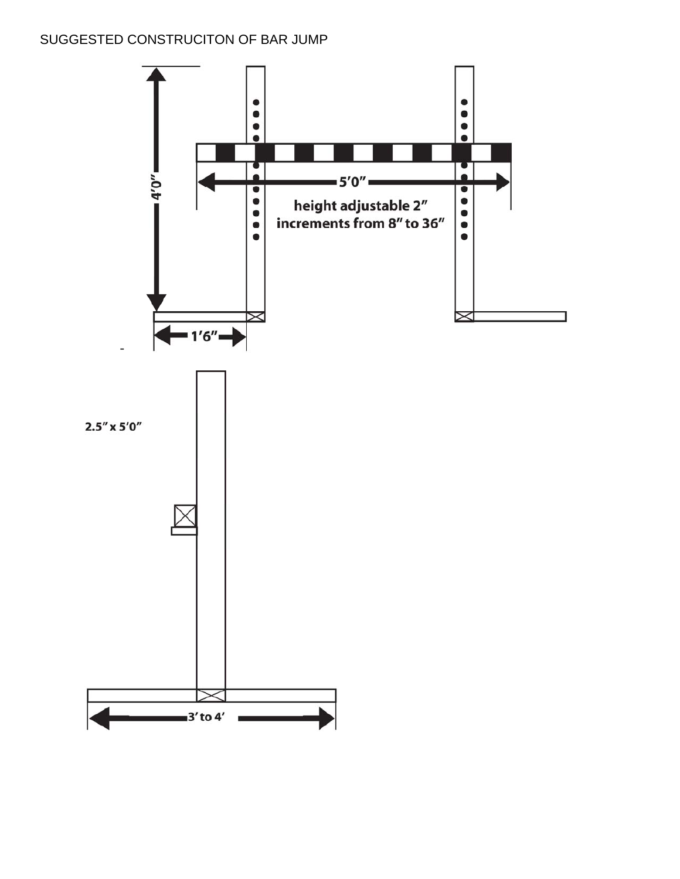SUGGESTED CONSTRUCITON OF BAR JUMP

4'0"

5'0"

height adjustable 2" increments from 8" to 36"

1'6"

2.5" x 5'0"

3' to 4'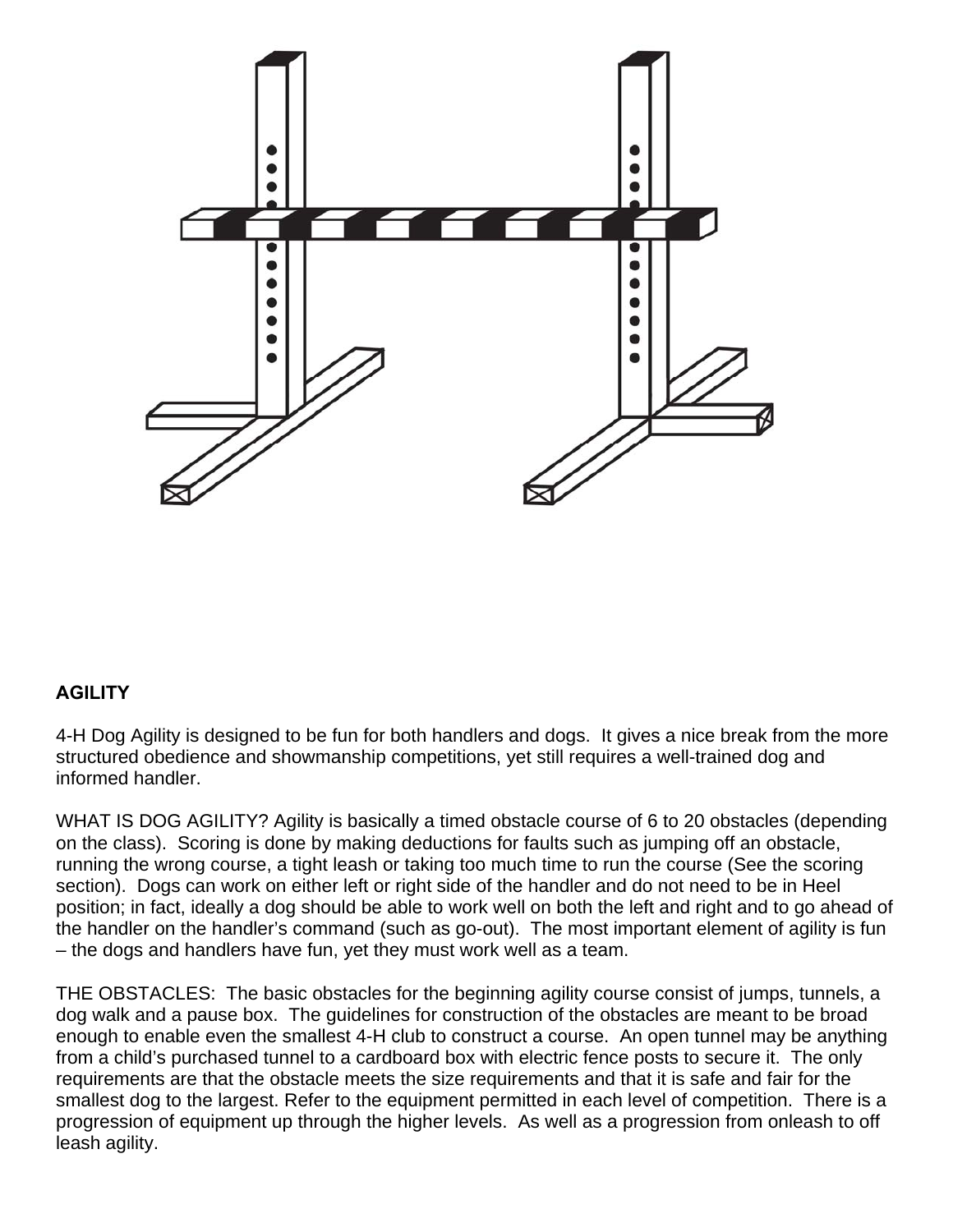**AGILITY**

4-H Dog Agility is designed to be fun for both handlers and dogs. It gives a nice break from the more structured obedience and showmanship competitions, yet still requires a well-trained dog and informed handler.

WHAT IS DOG AGILITY? Agility is basically a timed obstacle course of 6 to 20 obstacles (depending on the class). Scoring is done by making deductions for faults such as jumping off an obstacle, running the wrong course, a tight leash or taking too much time to run the course (See the scoring section). Dogs can work on either left or right side of the handler and do not need to be in Heel position; in fact, ideally a dog should be able to work well on both the left and right and to go ahead of the handler on the handler's command (such as go-out). The most important element of agility is fun – the dogs and handlers have fun, yet they must work well as a team.

THE OBSTACLES: The basic obstacles for the beginning agility course consist of jumps, tunnels, a dog walk and a pause box. The guidelines for construction of the obstacles are meant to be broad enough to enable even the smallest 4-H club to construct a course. An open tunnel may be anything from a child's purchased tunnel to a cardboard box with electric fence posts to secure it. The only requirements are that the obstacle meets the size requirements and that it is safe and fair for the smallest dog to the largest. Refer to the equipment permitted in each level of competition. There is a progression of equipment up through the higher levels. As well as a progression from onleash to off leash agility.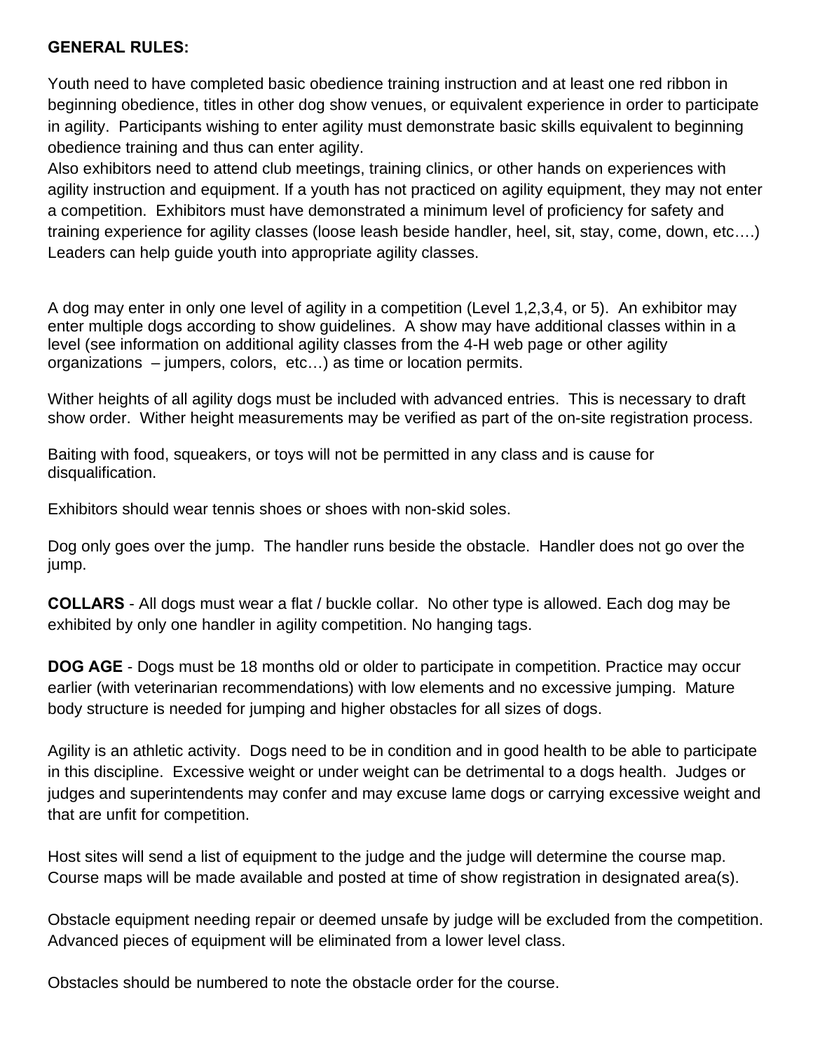**GENERAL RULES:**

Youth need to have completed basic obedience training instruction and at least one red ribbon in beginning obedience, titles in other dog show venues, or equivalent experience in order to participate in agility. Participants wishing to enter agility must demonstrate basic skills equivalent to beginning obedience training and thus can enter agility.
Also exhibitors need to attend club meetings, training clinics, or other hands on experiences with agility instruction and equipment. If a youth has not practiced on agility equipment, they may not enter a competition. Exhibitors must have demonstrated a minimum level of proficiency for safety and training experience for agility classes (loose leash beside handler, heel, sit, stay, come, down, etc….) Leaders can help guide youth into appropriate agility classes.

A dog may enter in only one level of agility in a competition (Level 1,2,3,4, or 5). An exhibitor may enter multiple dogs according to show guidelines. A show may have additional classes within in a level (see information on additional agility classes from the 4-H web page or other agility organizations – jumpers, colors, etc…) as time or location permits.

Wither heights of all agility dogs must be included with advanced entries. This is necessary to draft show order. Wither height measurements may be verified as part of the on-site registration process.

Baiting with food, squeakers, or toys will not be permitted in any class and is cause for disqualification.

Exhibitors should wear tennis shoes or shoes with non-skid soles.

Dog only goes over the jump. The handler runs beside the obstacle. Handler does not go over the jump.

**COLLARS** - All dogs must wear a flat / buckle collar. No other type is allowed. Each dog may be exhibited by only one handler in agility competition. No hanging tags.

**DOG AGE** - Dogs must be 18 months old or older to participate in competition. Practice may occur earlier (with veterinarian recommendations) with low elements and no excessive jumping. Mature body structure is needed for jumping and higher obstacles for all sizes of dogs.

Agility is an athletic activity. Dogs need to be in condition and in good health to be able to participate in this discipline. Excessive weight or under weight can be detrimental to a dogs health. Judges or judges and superintendents may confer and may excuse lame dogs or carrying excessive weight and that are unfit for competition.

Host sites will send a list of equipment to the judge and the judge will determine the course map. Course maps will be made available and posted at time of show registration in designated area(s).

Obstacle equipment needing repair or deemed unsafe by judge will be excluded from the competition. Advanced pieces of equipment will be eliminated from a lower level class.

Obstacles should be numbered to note the obstacle order for the course.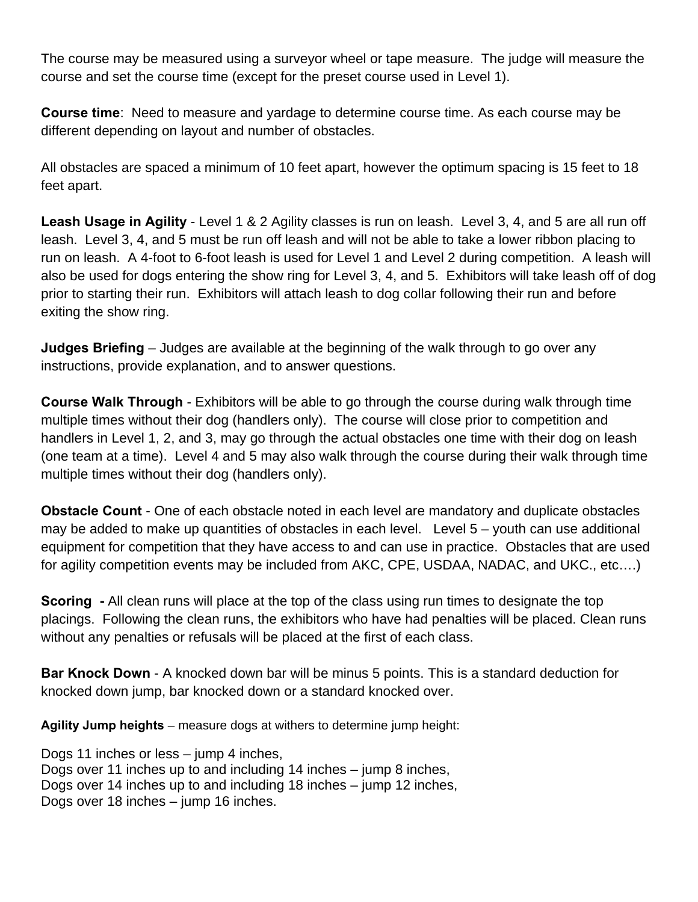The course may be measured using a surveyor wheel or tape measure. The judge will measure the course and set the course time (except for the preset course used in Level 1).

**Course time**: Need to measure and yardage to determine course time. As each course may be different depending on layout and number of obstacles.

All obstacles are spaced a minimum of 10 feet apart, however the optimum spacing is 15 feet to 18 feet apart.

**Leash Usage in Agility** - Level 1 & 2 Agility classes is run on leash. Level 3, 4, and 5 are all run off leash. Level 3, 4, and 5 must be run off leash and will not be able to take a lower ribbon placing to run on leash. A 4-foot to 6-foot leash is used for Level 1 and Level 2 during competition. A leash will also be used for dogs entering the show ring for Level 3, 4, and 5. Exhibitors will take leash off of dog prior to starting their run. Exhibitors will attach leash to dog collar following their run and before exiting the show ring.

**Judges Briefing** – Judges are available at the beginning of the walk through to go over any instructions, provide explanation, and to answer questions.

**Course Walk Through** - Exhibitors will be able to go through the course during walk through time multiple times without their dog (handlers only). The course will close prior to competition and handlers in Level 1, 2, and 3, may go through the actual obstacles one time with their dog on leash (one team at a time). Level 4 and 5 may also walk through the course during their walk through time multiple times without their dog (handlers only).

**Obstacle Count** - One of each obstacle noted in each level are mandatory and duplicate obstacles may be added to make up quantities of obstacles in each level. Level 5 – youth can use additional equipment for competition that they have access to and can use in practice. Obstacles that are used for agility competition events may be included from AKC, CPE, USDAA, NADAC, and UKC., etc….)

**Scoring -** All clean runs will place at the top of the class using run times to designate the top placings. Following the clean runs, the exhibitors who have had penalties will be placed. Clean runs without any penalties or refusals will be placed at the first of each class.

**Bar Knock Down** - A knocked down bar will be minus 5 points. This is a standard deduction for knocked down jump, bar knocked down or a standard knocked over.

**Agility Jump heights** – measure dogs at withers to determine jump height:

Dogs 11 inches or less – jump 4 inches,
Dogs over 11 inches up to and including 14 inches – jump 8 inches,
Dogs over 14 inches up to and including 18 inches – jump 12 inches,
Dogs over 18 inches – jump 16 inches.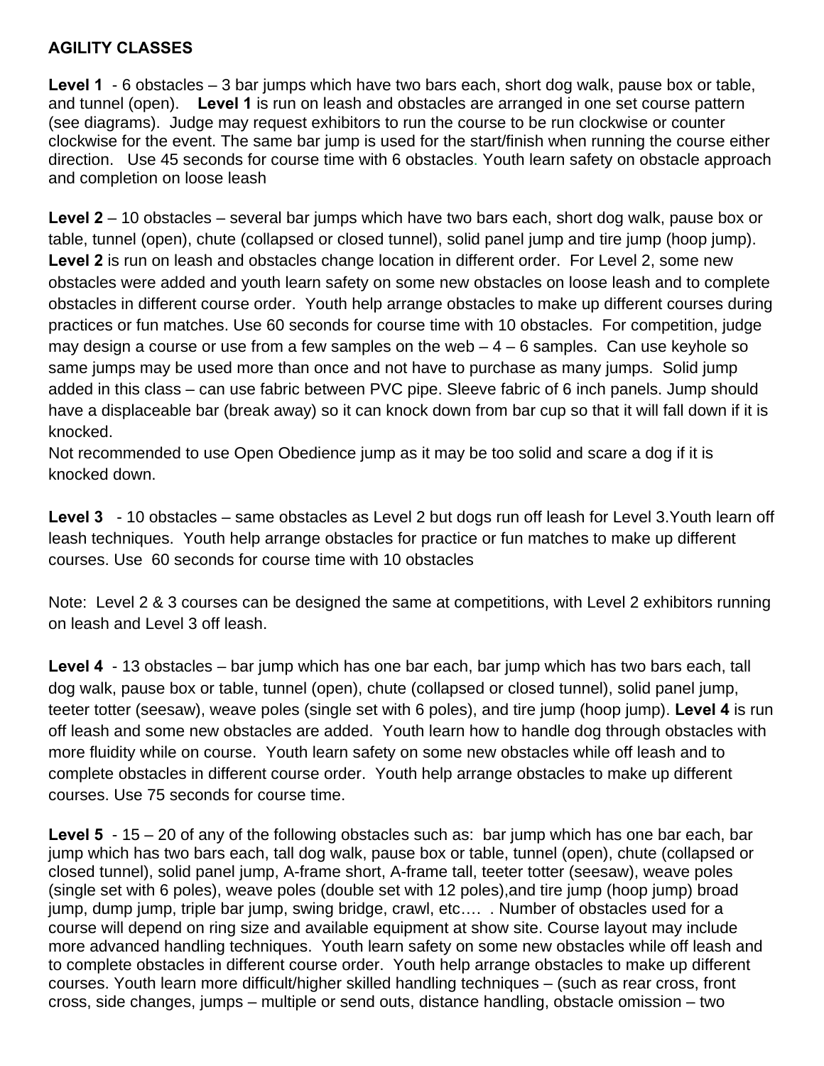**AGILITY CLASSES**

**Level 1** - 6 obstacles – 3 bar jumps which have two bars each, short dog walk, pause box or table, and tunnel (open). **Level 1** is run on leash and obstacles are arranged in one set course pattern (see diagrams). Judge may request exhibitors to run the course to be run clockwise or counter clockwise for the event. The same bar jump is used for the start/finish when running the course either direction. Use 45 seconds for course time with 6 obstacles. Youth learn safety on obstacle approach and completion on loose leash

**Level 2** – 10 obstacles – several bar jumps which have two bars each, short dog walk, pause box or table, tunnel (open), chute (collapsed or closed tunnel), solid panel jump and tire jump (hoop jump). **Level 2** is run on leash and obstacles change location in different order. For Level 2, some new obstacles were added and youth learn safety on some new obstacles on loose leash and to complete obstacles in different course order. Youth help arrange obstacles to make up different courses during practices or fun matches. Use 60 seconds for course time with 10 obstacles. For competition, judge may design a course or use from a few samples on the web – 4 – 6 samples. Can use keyhole so same jumps may be used more than once and not have to purchase as many jumps. Solid jump added in this class – can use fabric between PVC pipe. Sleeve fabric of 6 inch panels. Jump should have a displaceable bar (break away) so it can knock down from bar cup so that it will fall down if it is knocked.
Not recommended to use Open Obedience jump as it may be too solid and scare a dog if it is knocked down.

**Level 3** - 10 obstacles – same obstacles as Level 2 but dogs run off leash for Level 3.Youth learn off leash techniques. Youth help arrange obstacles for practice or fun matches to make up different courses. Use 60 seconds for course time with 10 obstacles

Note: Level 2 & 3 courses can be designed the same at competitions, with Level 2 exhibitors running on leash and Level 3 off leash.

**Level 4** - 13 obstacles – bar jump which has one bar each, bar jump which has two bars each, tall dog walk, pause box or table, tunnel (open), chute (collapsed or closed tunnel), solid panel jump, teeter totter (seesaw), weave poles (single set with 6 poles), and tire jump (hoop jump). **Level 4** is run off leash and some new obstacles are added. Youth learn how to handle dog through obstacles with more fluidity while on course. Youth learn safety on some new obstacles while off leash and to complete obstacles in different course order. Youth help arrange obstacles to make up different courses. Use 75 seconds for course time.

**Level 5** - 15 – 20 of any of the following obstacles such as: bar jump which has one bar each, bar jump which has two bars each, tall dog walk, pause box or table, tunnel (open), chute (collapsed or closed tunnel), solid panel jump, A-frame short, A-frame tall, teeter totter (seesaw), weave poles (single set with 6 poles), weave poles (double set with 12 poles),and tire jump (hoop jump) broad jump, dump jump, triple bar jump, swing bridge, crawl, etc…. . Number of obstacles used for a course will depend on ring size and available equipment at show site. Course layout may include more advanced handling techniques. Youth learn safety on some new obstacles while off leash and to complete obstacles in different course order. Youth help arrange obstacles to make up different courses. Youth learn more difficult/higher skilled handling techniques – (such as rear cross, front cross, side changes, jumps – multiple or send outs, distance handling, obstacle omission – two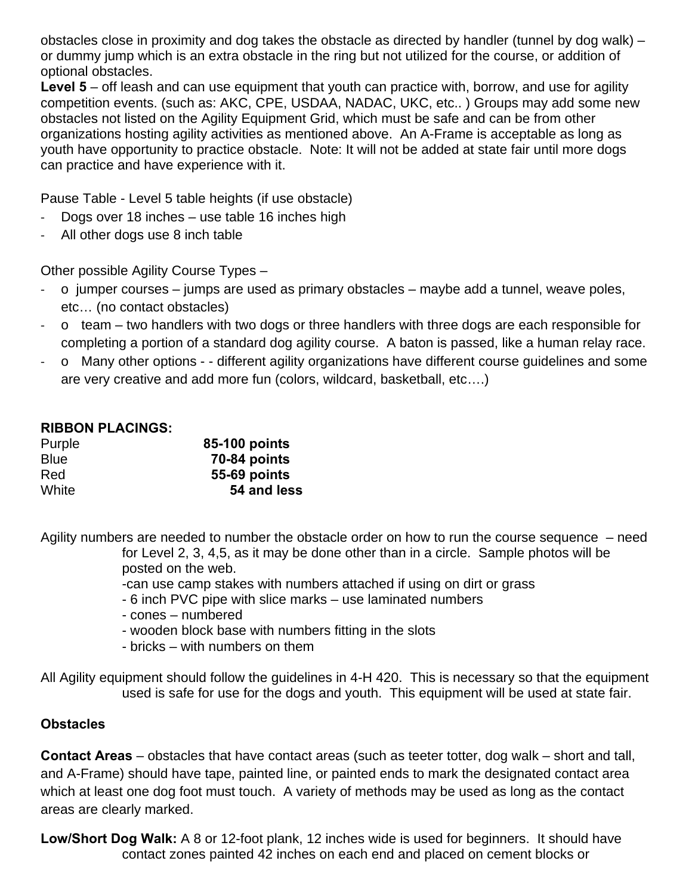obstacles close in proximity and dog takes the obstacle as directed by handler (tunnel by dog walk) – or dummy jump which is an extra obstacle in the ring but not utilized for the course, or addition of optional obstacles.

**Level 5** – off leash and can use equipment that youth can practice with, borrow, and use for agility competition events. (such as: AKC, CPE, USDAA, NADAC, UKC, etc.. ) Groups may add some new obstacles not listed on the Agility Equipment Grid, which must be safe and can be from other organizations hosting agility activities as mentioned above. An A-Frame is acceptable as long as youth have opportunity to practice obstacle. Note: It will not be added at state fair until more dogs can practice and have experience with it.

Pause Table - Level 5 table heights (if use obstacle)

- Dogs over 18 inches – use table 16 inches high
- All other dogs use 8 inch table

Other possible Agility Course Types –

- o jumper courses – jumps are used as primary obstacles – maybe add a tunnel, weave poles, etc… (no contact obstacles)
- o team – two handlers with two dogs or three handlers with three dogs are each responsible for completing a portion of a standard dog agility course. A baton is passed, like a human relay race.
- o Many other options - - different agility organizations have different course guidelines and some are very creative and add more fun (colors, wildcard, basketball, etc….)

**RIBBON PLACINGS:**

| | |
|---|---|
| Purple | **85-100 points** |
| Blue | **70-84 points** |
| Red | **55-69 points** |
| White | **54 and less** |

Agility numbers are needed to number the obstacle order on how to run the course sequence – need for Level 2, 3, 4,5, as it may be done other than in a circle. Sample photos will be posted on the web.
-can use camp stakes with numbers attached if using on dirt or grass
- 6 inch PVC pipe with slice marks – use laminated numbers
- cones – numbered
- wooden block base with numbers fitting in the slots
- bricks – with numbers on them

All Agility equipment should follow the guidelines in 4-H 420. This is necessary so that the equipment used is safe for use for the dogs and youth. This equipment will be used at state fair.

**Obstacles**

**Contact Areas** – obstacles that have contact areas (such as teeter totter, dog walk – short and tall, and A-Frame) should have tape, painted line, or painted ends to mark the designated contact area which at least one dog foot must touch. A variety of methods may be used as long as the contact areas are clearly marked.

**Low/Short Dog Walk:** A 8 or 12-foot plank, 12 inches wide is used for beginners. It should have contact zones painted 42 inches on each end and placed on cement blocks or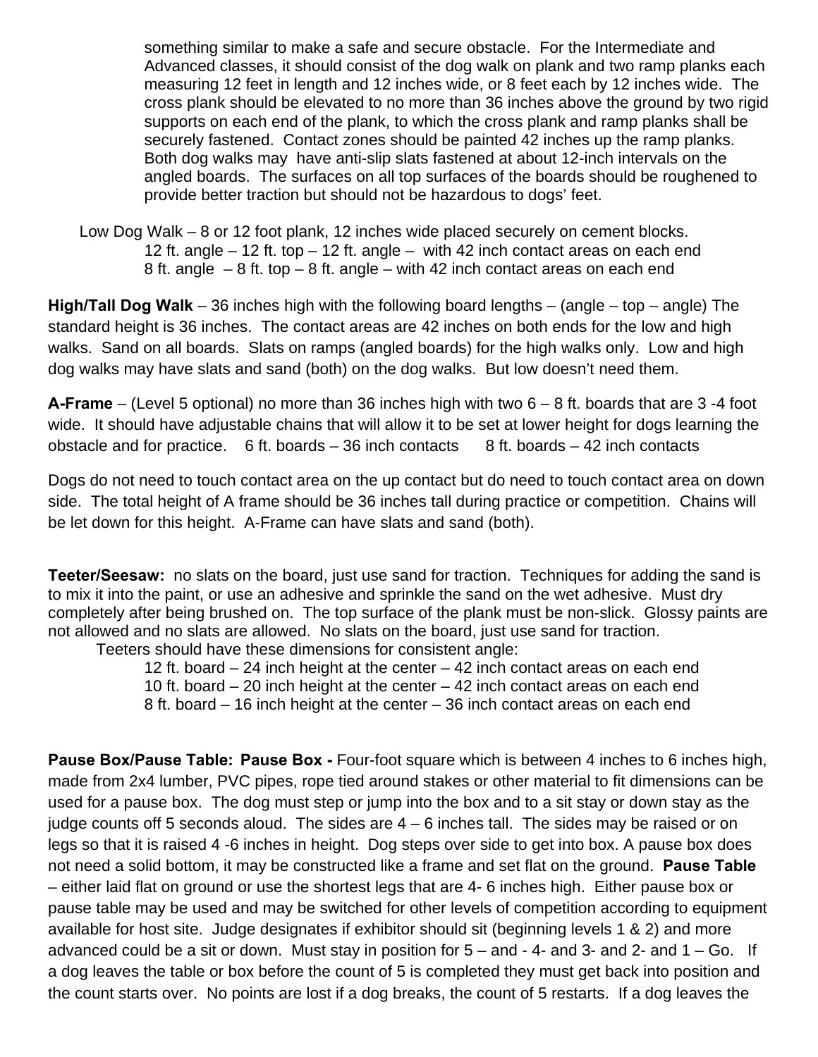something similar to make a safe and secure obstacle. For the Intermediate and Advanced classes, it should consist of the dog walk on plank and two ramp planks each measuring 12 feet in length and 12 inches wide, or 8 feet each by 12 inches wide. The cross plank should be elevated to no more than 36 inches above the ground by two rigid supports on each end of the plank, to which the cross plank and ramp planks shall be securely fastened. Contact zones should be painted 42 inches up the ramp planks. Both dog walks may have anti-slip slats fastened at about 12-inch intervals on the angled boards. The surfaces on all top surfaces of the boards should be roughened to provide better traction but should not be hazardous to dogs' feet.

Low Dog Walk – 8 or 12 foot plank, 12 inches wide placed securely on cement blocks.
12 ft. angle – 12 ft. top – 12 ft. angle – with 42 inch contact areas on each end
8 ft. angle – 8 ft. top – 8 ft. angle – with 42 inch contact areas on each end

**High/Tall Dog Walk** – 36 inches high with the following board lengths – (angle – top – angle) The standard height is 36 inches. The contact areas are 42 inches on both ends for the low and high walks. Sand on all boards. Slats on ramps (angled boards) for the high walks only. Low and high dog walks may have slats and sand (both) on the dog walks. But low doesn't need them.

**A-Frame** – (Level 5 optional) no more than 36 inches high with two 6 – 8 ft. boards that are 3 -4 foot wide. It should have adjustable chains that will allow it to be set at lower height for dogs learning the obstacle and for practice. 6 ft. boards – 36 inch contacts 8 ft. boards – 42 inch contacts

Dogs do not need to touch contact area on the up contact but do need to touch contact area on down side. The total height of A frame should be 36 inches tall during practice or competition. Chains will be let down for this height. A-Frame can have slats and sand (both).

**Teeter/Seesaw:** no slats on the board, just use sand for traction. Techniques for adding the sand is to mix it into the paint, or use an adhesive and sprinkle the sand on the wet adhesive. Must dry completely after being brushed on. The top surface of the plank must be non-slick. Glossy paints are not allowed and no slats are allowed. No slats on the board, just use sand for traction.

Teeters should have these dimensions for consistent angle:
12 ft. board – 24 inch height at the center – 42 inch contact areas on each end
10 ft. board – 20 inch height at the center – 42 inch contact areas on each end
8 ft. board – 16 inch height at the center – 36 inch contact areas on each end

**Pause Box/Pause Table: Pause Box -** Four-foot square which is between 4 inches to 6 inches high, made from 2x4 lumber, PVC pipes, rope tied around stakes or other material to fit dimensions can be used for a pause box. The dog must step or jump into the box and to a sit stay or down stay as the judge counts off 5 seconds aloud. The sides are 4 – 6 inches tall. The sides may be raised or on legs so that it is raised 4 -6 inches in height. Dog steps over side to get into box. A pause box does not need a solid bottom, it may be constructed like a frame and set flat on the ground. **Pause Table** – either laid flat on ground or use the shortest legs that are 4- 6 inches high. Either pause box or pause table may be used and may be switched for other levels of competition according to equipment available for host site. Judge designates if exhibitor should sit (beginning levels 1 & 2) and more advanced could be a sit or down. Must stay in position for 5 – and - 4- and 3- and 2- and 1 – Go. If a dog leaves the table or box before the count of 5 is completed they must get back into position and the count starts over. No points are lost if a dog breaks, the count of 5 restarts. If a dog leaves the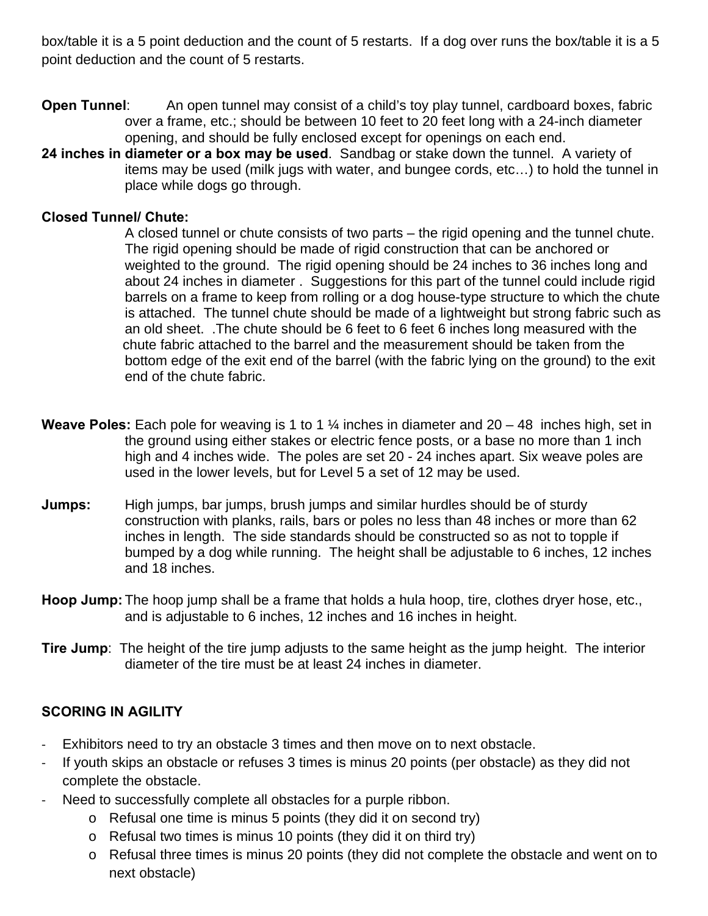box/table it is a 5 point deduction and the count of 5 restarts. If a dog over runs the box/table it is a 5 point deduction and the count of 5 restarts.

**Open Tunnel**: An open tunnel may consist of a child's toy play tunnel, cardboard boxes, fabric over a frame, etc.; should be between 10 feet to 20 feet long with a 24-inch diameter opening, and should be fully enclosed except for openings on each end.

**24 inches in diameter or a box may be used**. Sandbag or stake down the tunnel. A variety of items may be used (milk jugs with water, and bungee cords, etc…) to hold the tunnel in place while dogs go through.

**Closed Tunnel/ Chute:**

A closed tunnel or chute consists of two parts – the rigid opening and the tunnel chute. The rigid opening should be made of rigid construction that can be anchored or weighted to the ground. The rigid opening should be 24 inches to 36 inches long and about 24 inches in diameter . Suggestions for this part of the tunnel could include rigid barrels on a frame to keep from rolling or a dog house-type structure to which the chute is attached. The tunnel chute should be made of a lightweight but strong fabric such as an old sheet. .The chute should be 6 feet to 6 feet 6 inches long measured with the chute fabric attached to the barrel and the measurement should be taken from the bottom edge of the exit end of the barrel (with the fabric lying on the ground) to the exit end of the chute fabric.

**Weave Poles:** Each pole for weaving is 1 to 1 ¼ inches in diameter and 20 – 48 inches high, set in the ground using either stakes or electric fence posts, or a base no more than 1 inch high and 4 inches wide. The poles are set 20 - 24 inches apart. Six weave poles are used in the lower levels, but for Level 5 a set of 12 may be used.

**Jumps:** High jumps, bar jumps, brush jumps and similar hurdles should be of sturdy construction with planks, rails, bars or poles no less than 48 inches or more than 62 inches in length. The side standards should be constructed so as not to topple if bumped by a dog while running. The height shall be adjustable to 6 inches, 12 inches and 18 inches.

**Hoop Jump:** The hoop jump shall be a frame that holds a hula hoop, tire, clothes dryer hose, etc., and is adjustable to 6 inches, 12 inches and 16 inches in height.

**Tire Jump**: The height of the tire jump adjusts to the same height as the jump height. The interior diameter of the tire must be at least 24 inches in diameter.

**SCORING IN AGILITY**

- Exhibitors need to try an obstacle 3 times and then move on to next obstacle.
- If youth skips an obstacle or refuses 3 times is minus 20 points (per obstacle) as they did not complete the obstacle.
- Need to successfully complete all obstacles for a purple ribbon.
    - Refusal one time is minus 5 points (they did it on second try)
    - Refusal two times is minus 10 points (they did it on third try)
    - Refusal three times is minus 20 points (they did not complete the obstacle and went on to next obstacle)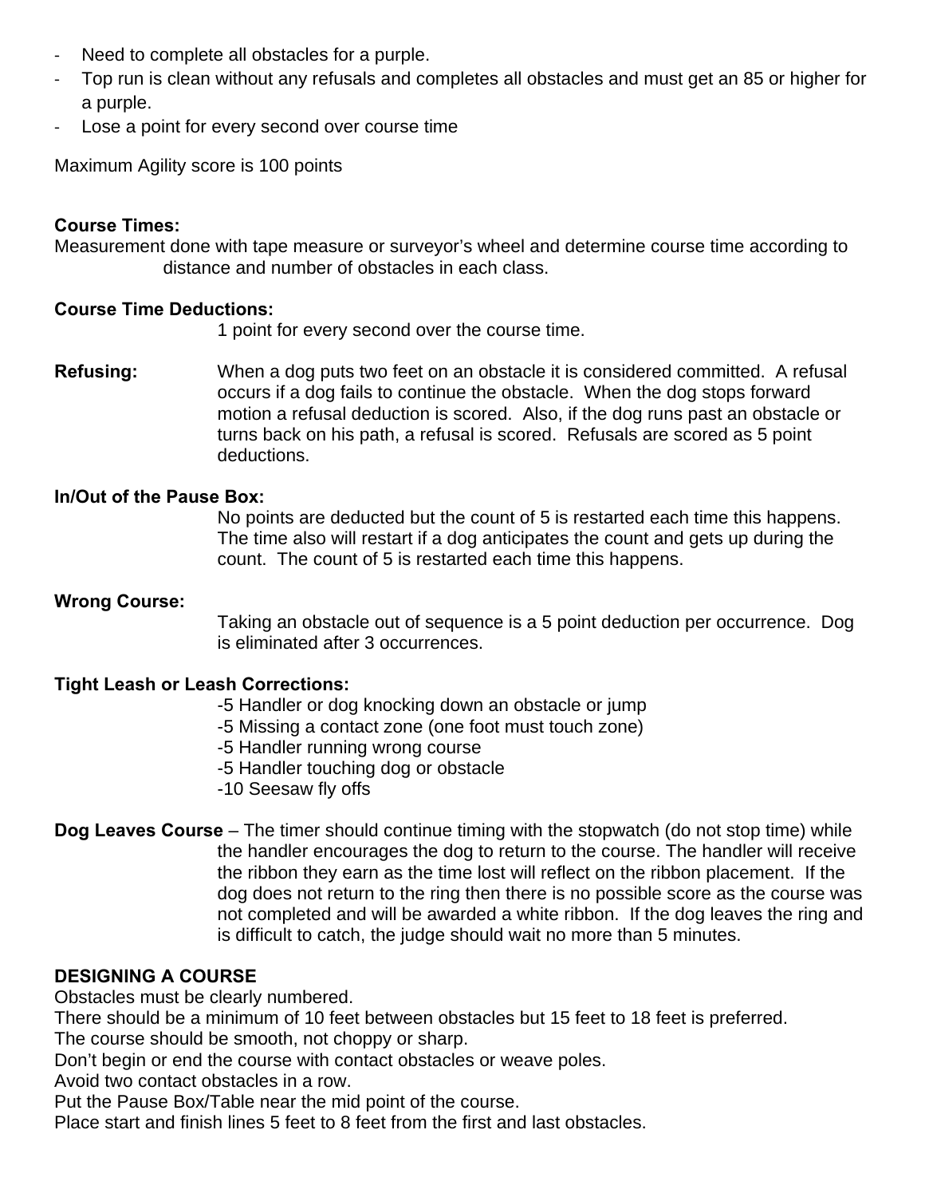- Need to complete all obstacles for a purple.
- Top run is clean without any refusals and completes all obstacles and must get an 85 or higher for a purple.
- Lose a point for every second over course time

Maximum Agility score is 100 points

**Course Times:**
Measurement done with tape measure or surveyor's wheel and determine course time according to distance and number of obstacles in each class.

**Course Time Deductions:**
1 point for every second over the course time.

**Refusing:** When a dog puts two feet on an obstacle it is considered committed. A refusal occurs if a dog fails to continue the obstacle. When the dog stops forward motion a refusal deduction is scored. Also, if the dog runs past an obstacle or turns back on his path, a refusal is scored. Refusals are scored as 5 point deductions.

**In/Out of the Pause Box:**
No points are deducted but the count of 5 is restarted each time this happens. The time also will restart if a dog anticipates the count and gets up during the count. The count of 5 is restarted each time this happens.

**Wrong Course:**
Taking an obstacle out of sequence is a 5 point deduction per occurrence. Dog is eliminated after 3 occurrences.

**Tight Leash or Leash Corrections:**
-5 Handler or dog knocking down an obstacle or jump
-5 Missing a contact zone (one foot must touch zone)
-5 Handler running wrong course
-5 Handler touching dog or obstacle
-10 Seesaw fly offs

**Dog Leaves Course** – The timer should continue timing with the stopwatch (do not stop time) while the handler encourages the dog to return to the course. The handler will receive the ribbon they earn as the time lost will reflect on the ribbon placement. If the dog does not return to the ring then there is no possible score as the course was not completed and will be awarded a white ribbon. If the dog leaves the ring and is difficult to catch, the judge should wait no more than 5 minutes.

**DESIGNING A COURSE**
Obstacles must be clearly numbered.
There should be a minimum of 10 feet between obstacles but 15 feet to 18 feet is preferred.
The course should be smooth, not choppy or sharp.
Don't begin or end the course with contact obstacles or weave poles.
Avoid two contact obstacles in a row.
Put the Pause Box/Table near the mid point of the course.
Place start and finish lines 5 feet to 8 feet from the first and last obstacles.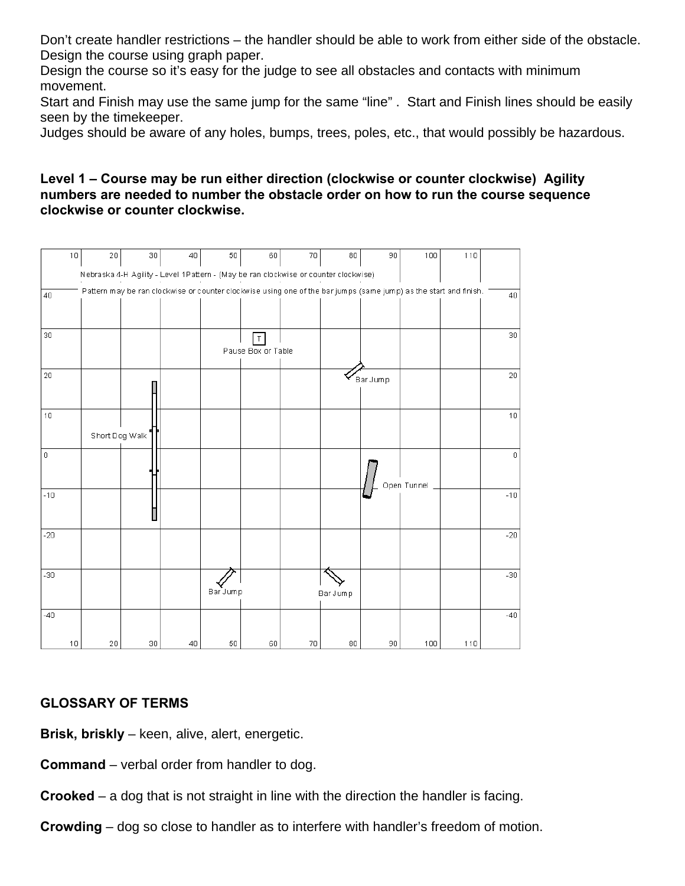Don't create handler restrictions – the handler should be able to work from either side of the obstacle.
Design the course using graph paper.
Design the course so it's easy for the judge to see all obstacles and contacts with minimum movement.
Start and Finish may use the same jump for the same "line" . Start and Finish lines should be easily seen by the timekeeper.
Judges should be aware of any holes, bumps, trees, poles, etc., that would possibly be hazardous.

**Level 1 – Course may be run either direction (clockwise or counter clockwise) Agility numbers are needed to number the obstacle order on how to run the course sequence clockwise or counter clockwise.**

Nebraska 4-H Agility - Level 1Pattern - (May be ran clockwise or counter clockwise)

Pattern may be ran clockwise or counter clockwise using one of the bar jumps (same jump) as the start and finish.

T
Pause Box or Table

Bar Jump

Short Dog Walk

Open Tunnel

Bar Jump

Bar Jump

## GLOSSARY OF TERMS

**Brisk, briskly** – keen, alive, alert, energetic.

**Command** – verbal order from handler to dog.

**Crooked** – a dog that is not straight in line with the direction the handler is facing.

**Crowding** – dog so close to handler as to interfere with handler's freedom of motion.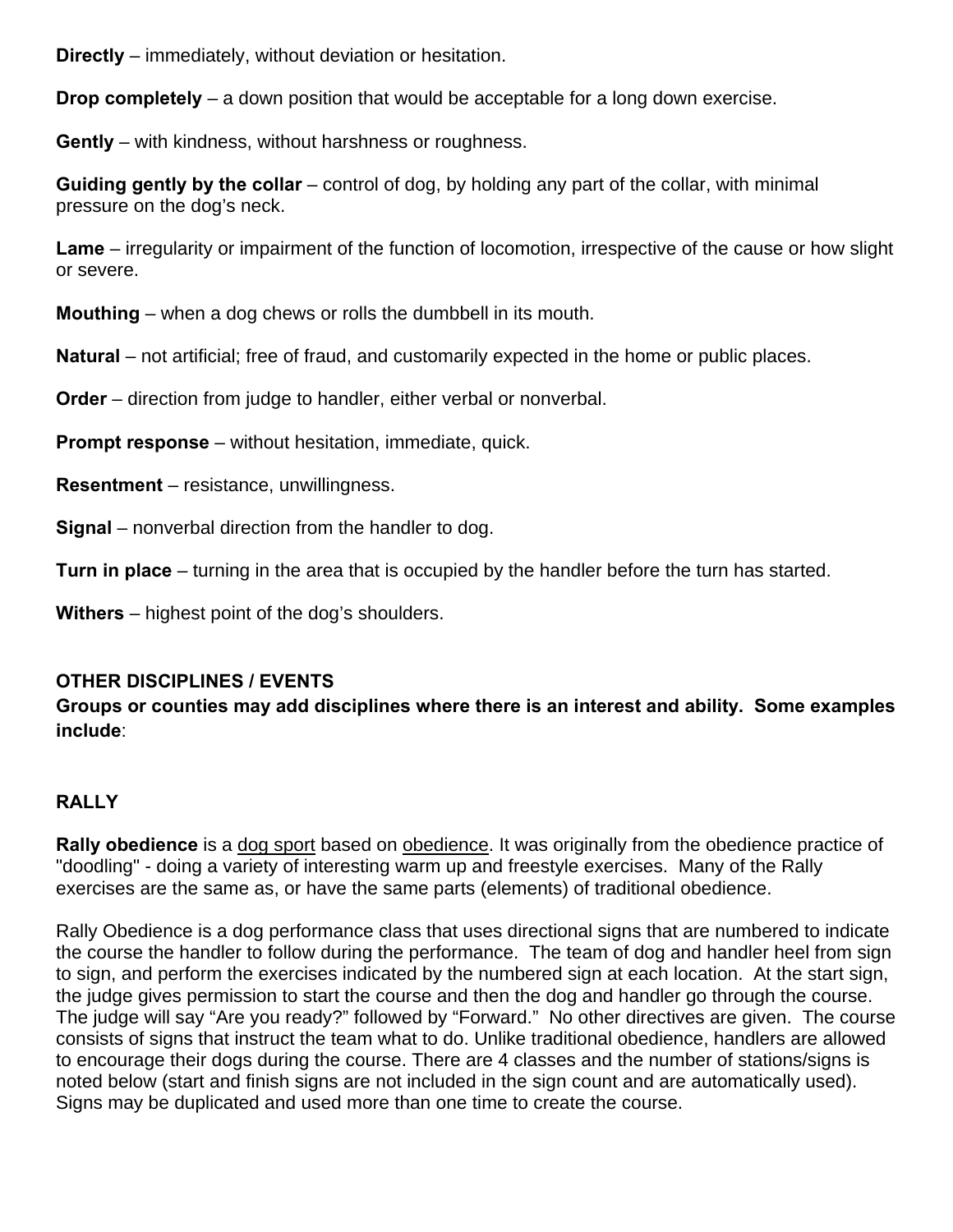**Directly** – immediately, without deviation or hesitation.

**Drop completely** – a down position that would be acceptable for a long down exercise.

**Gently** – with kindness, without harshness or roughness.

**Guiding gently by the collar** – control of dog, by holding any part of the collar, with minimal pressure on the dog's neck.

**Lame** – irregularity or impairment of the function of locomotion, irrespective of the cause or how slight or severe.

**Mouthing** – when a dog chews or rolls the dumbbell in its mouth.

**Natural** – not artificial; free of fraud, and customarily expected in the home or public places.

**Order** – direction from judge to handler, either verbal or nonverbal.

**Prompt response** – without hesitation, immediate, quick.

**Resentment** – resistance, unwillingness.

**Signal** – nonverbal direction from the handler to dog.

**Turn in place** – turning in the area that is occupied by the handler before the turn has started.

**Withers** – highest point of the dog's shoulders.

## OTHER DISCIPLINES / EVENTS

**Groups or counties may add disciplines where there is an interest and ability. Some examples include**:

## RALLY

**Rally obedience** is a <u>dog sport</u> based on <u>obedience</u>. It was originally from the obedience practice of "doodling" - doing a variety of interesting warm up and freestyle exercises. Many of the Rally exercises are the same as, or have the same parts (elements) of traditional obedience.

Rally Obedience is a dog performance class that uses directional signs that are numbered to indicate the course the handler to follow during the performance. The team of dog and handler heel from sign to sign, and perform the exercises indicated by the numbered sign at each location. At the start sign, the judge gives permission to start the course and then the dog and handler go through the course. The judge will say "Are you ready?" followed by "Forward." No other directives are given. The course consists of signs that instruct the team what to do. Unlike traditional obedience, handlers are allowed to encourage their dogs during the course. There are 4 classes and the number of stations/signs is noted below (start and finish signs are not included in the sign count and are automatically used). Signs may be duplicated and used more than one time to create the course.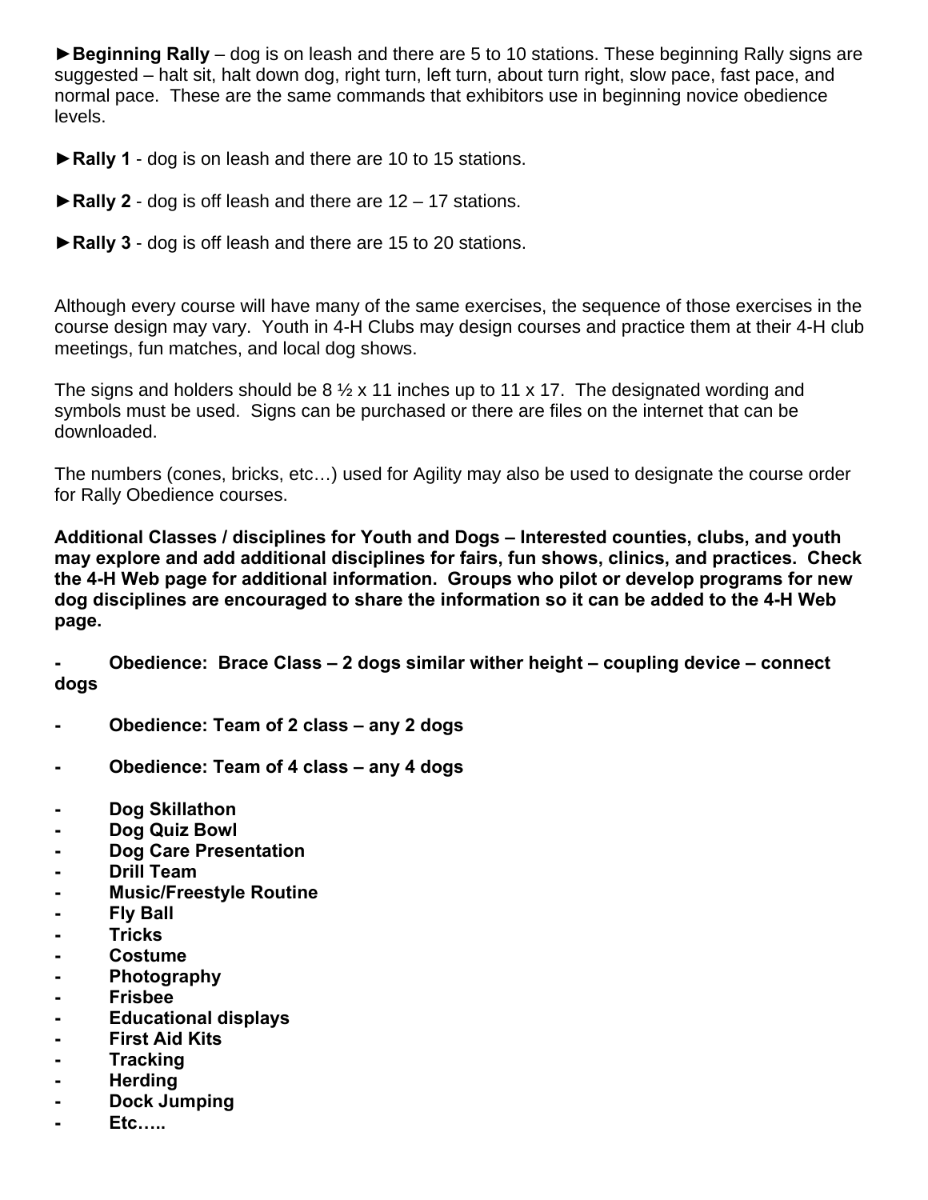►**Beginning Rally** – dog is on leash and there are 5 to 10 stations. These beginning Rally signs are suggested – halt sit, halt down dog, right turn, left turn, about turn right, slow pace, fast pace, and normal pace. These are the same commands that exhibitors use in beginning novice obedience levels.

►**Rally 1** - dog is on leash and there are 10 to 15 stations.

►**Rally 2** - dog is off leash and there are 12 – 17 stations.

►**Rally 3** - dog is off leash and there are 15 to 20 stations.

Although every course will have many of the same exercises, the sequence of those exercises in the course design may vary. Youth in 4-H Clubs may design courses and practice them at their 4-H club meetings, fun matches, and local dog shows.

The signs and holders should be 8 ½ x 11 inches up to 11 x 17. The designated wording and symbols must be used. Signs can be purchased or there are files on the internet that can be downloaded.

The numbers (cones, bricks, etc…) used for Agility may also be used to designate the course order for Rally Obedience courses.

**Additional Classes / disciplines for Youth and Dogs – Interested counties, clubs, and youth may explore and add additional disciplines for fairs, fun shows, clinics, and practices. Check the 4-H Web page for additional information. Groups who pilot or develop programs for new dog disciplines are encouraged to share the information so it can be added to the 4-H Web page.**

- **Obedience: Brace Class – 2 dogs similar wither height – coupling device – connect dogs**
- **Obedience: Team of 2 class – any 2 dogs**
- **Obedience: Team of 4 class – any 4 dogs**
- **Dog Skillathon**
- **Dog Quiz Bowl**
- **Dog Care Presentation**
- **Drill Team**
- **Music/Freestyle Routine**
- **Fly Ball**
- **Tricks**
- **Costume**
- **Photography**
- **Frisbee**
- **Educational displays**
- **First Aid Kits**
- **Tracking**
- **Herding**
- **Dock Jumping**
- **Etc…..**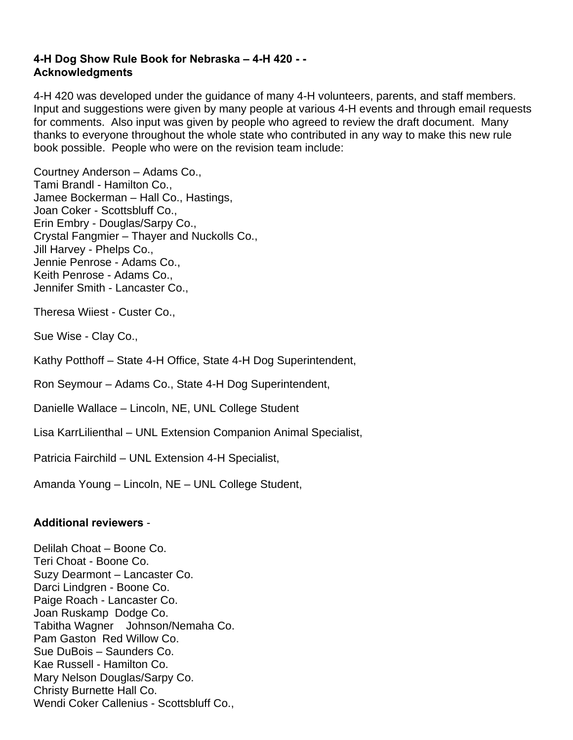**4-H Dog Show Rule Book for Nebraska – 4-H 420 - -**
**Acknowledgments**

4-H 420 was developed under the guidance of many 4-H volunteers, parents, and staff members. Input and suggestions were given by many people at various 4-H events and through email requests for comments. Also input was given by people who agreed to review the draft document. Many thanks to everyone throughout the whole state who contributed in any way to make this new rule book possible. People who were on the revision team include:

Courtney Anderson – Adams Co.,
Tami Brandl - Hamilton Co.,
Jamee Bockerman – Hall Co., Hastings,
Joan Coker - Scottsbluff Co.,
Erin Embry - Douglas/Sarpy Co.,
Crystal Fangmier – Thayer and Nuckolls Co.,
Jill Harvey - Phelps Co.,
Jennie Penrose - Adams Co.,
Keith Penrose - Adams Co.,
Jennifer Smith - Lancaster Co.,

Theresa Wiiest - Custer Co.,

Sue Wise - Clay Co.,

Kathy Potthoff – State 4-H Office, State 4-H Dog Superintendent,

Ron Seymour – Adams Co., State 4-H Dog Superintendent,

Danielle Wallace – Lincoln, NE, UNL College Student

Lisa KarrLilienthal – UNL Extension Companion Animal Specialist,

Patricia Fairchild – UNL Extension 4-H Specialist,

Amanda Young – Lincoln, NE – UNL College Student,

**Additional reviewers** -

Delilah Choat – Boone Co.
Teri Choat - Boone Co.
Suzy Dearmont – Lancaster Co.
Darci Lindgren - Boone Co.
Paige Roach - Lancaster Co.
Joan Ruskamp Dodge Co.
Tabitha Wagner Johnson/Nemaha Co.
Pam Gaston Red Willow Co.
Sue DuBois – Saunders Co.
Kae Russell - Hamilton Co.
Mary Nelson Douglas/Sarpy Co.
Christy Burnette Hall Co.
Wendi Coker Callenius - Scottsbluff Co.,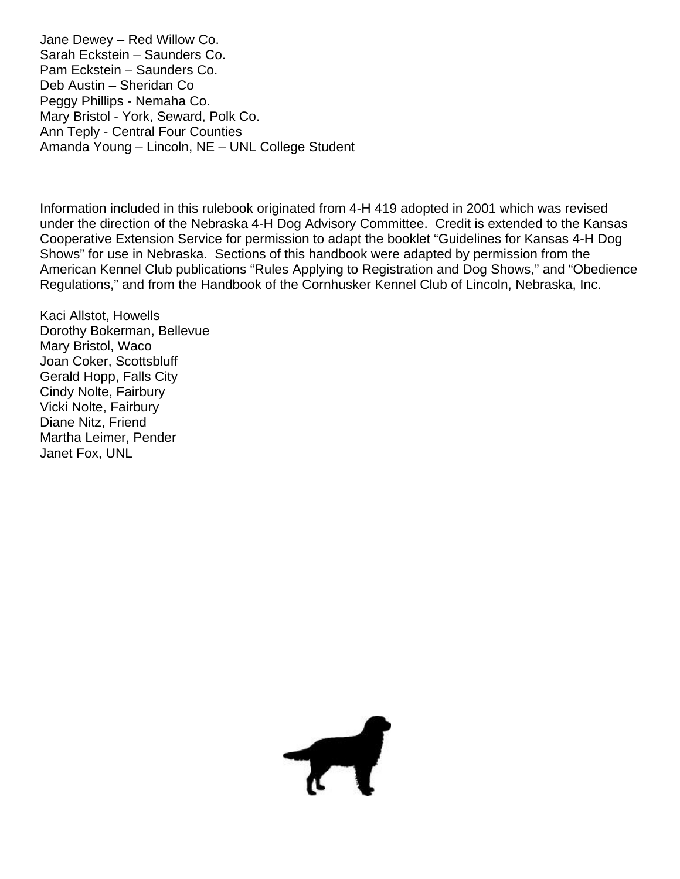Jane Dewey – Red Willow Co.
Sarah Eckstein – Saunders Co.
Pam Eckstein – Saunders Co.
Deb Austin – Sheridan Co
Peggy Phillips - Nemaha Co.
Mary Bristol - York, Seward, Polk Co.
Ann Teply - Central Four Counties
Amanda Young – Lincoln, NE – UNL College Student

Information included in this rulebook originated from 4-H 419 adopted in 2001 which was revised under the direction of the Nebraska 4-H Dog Advisory Committee. Credit is extended to the Kansas Cooperative Extension Service for permission to adapt the booklet "Guidelines for Kansas 4-H Dog Shows" for use in Nebraska. Sections of this handbook were adapted by permission from the American Kennel Club publications "Rules Applying to Registration and Dog Shows," and "Obedience Regulations," and from the Handbook of the Cornhusker Kennel Club of Lincoln, Nebraska, Inc.

Kaci Allstot, Howells
Dorothy Bokerman, Bellevue
Mary Bristol, Waco
Joan Coker, Scottsbluff
Gerald Hopp, Falls City
Cindy Nolte, Fairbury
Vicki Nolte, Fairbury
Diane Nitz, Friend
Martha Leimer, Pender
Janet Fox, UNL